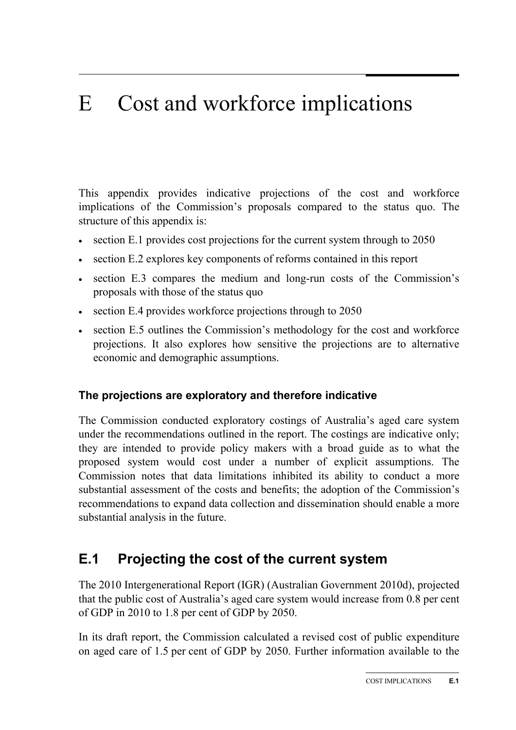# E Cost and workforce implications

This appendix provides indicative projections of the cost and workforce implications of the Commission's proposals compared to the status quo. The structure of this appendix is:

- section E.1 provides cost projections for the current system through to 2050
- section E.2 explores key components of reforms contained in this report
- section E.3 compares the medium and long-run costs of the Commission's proposals with those of the status quo
- section E.4 provides workforce projections through to 2050
- section E.5 outlines the Commission's methodology for the cost and workforce projections. It also explores how sensitive the projections are to alternative economic and demographic assumptions.

### The projections are exploratory and therefore indicative

The Commission conducted exploratory costings of Australia's aged care system under the recommendations outlined in the report. The costings are indicative only; they are intended to provide policy makers with a broad guide as to what the proposed system would cost under a number of explicit assumptions. The Commission notes that data limitations inhibited its ability to conduct a more substantial assessment of the costs and benefits; the adoption of the Commission's recommendations to expand data collection and dissemination should enable a more substantial analysis in the future.

## E.1 Projecting the cost of the current system

The 2010 Intergenerational Report (IGR) (Australian Government 2010d), projected that the public cost of Australia's aged care system would increase from 0.8 per cent of GDP in 2010 to 1.8 per cent of GDP by 2050.

In its draft report, the Commission calculated a revised cost of public expenditure on aged care of 1.5 per cent of GDP by 2050. Further information available to the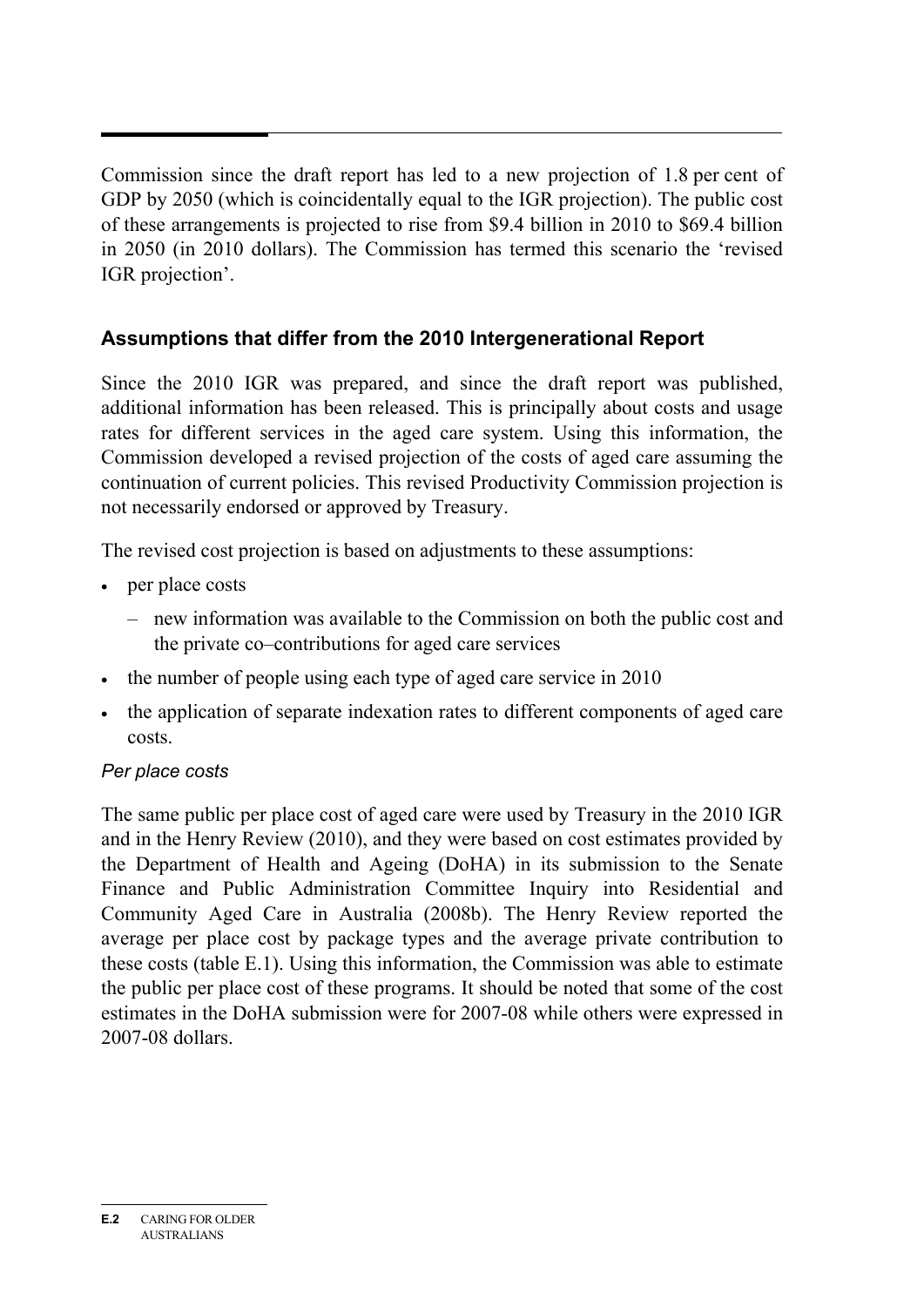Commission since the draft report has led to a new projection of 1.8 per cent of GDP by 2050 (which is coincidentally equal to the IGR projection). The public cost of these arrangements is projected to rise from $9.4 billion in 2010 to $69.4 billion in 2050 (in 2010 dollars). The Commission has termed this scenario the 'revised IGR projection'.

## Assumptions that differ from the 2010 Intergenerational Report

Since the 2010 IGR was prepared, and since the draft report was published, additional information has been released. This is principally about costs and usage rates for different services in the aged care system. Using this information, the Commission developed a revised projection of the costs of aged care assuming the continuation of current policies. This revised Productivity Commission projection is not necessarily endorsed or approved by Treasury.

The revised cost projection is based on adjustments to these assumptions:

- per place costs
  - new information was available to the Commission on both the public cost and the private co–contributions for aged care services
- the number of people using each type of aged care service in 2010
- the application of separate indexation rates to different components of aged care costs.

### *Per place costs*

The same public per place cost of aged care were used by Treasury in the 2010 IGR and in the Henry Review (2010), and they were based on cost estimates provided by the Department of Health and Ageing (DoHA) in its submission to the Senate Finance and Public Administration Committee Inquiry into Residential and Community Aged Care in Australia (2008b). The Henry Review reported the average per place cost by package types and the average private contribution to these costs (table E.1). Using this information, the Commission was able to estimate the public per place cost of these programs. It should be noted that some of the cost estimates in the DoHA submission were for 2007-08 while others were expressed in 2007-08 dollars.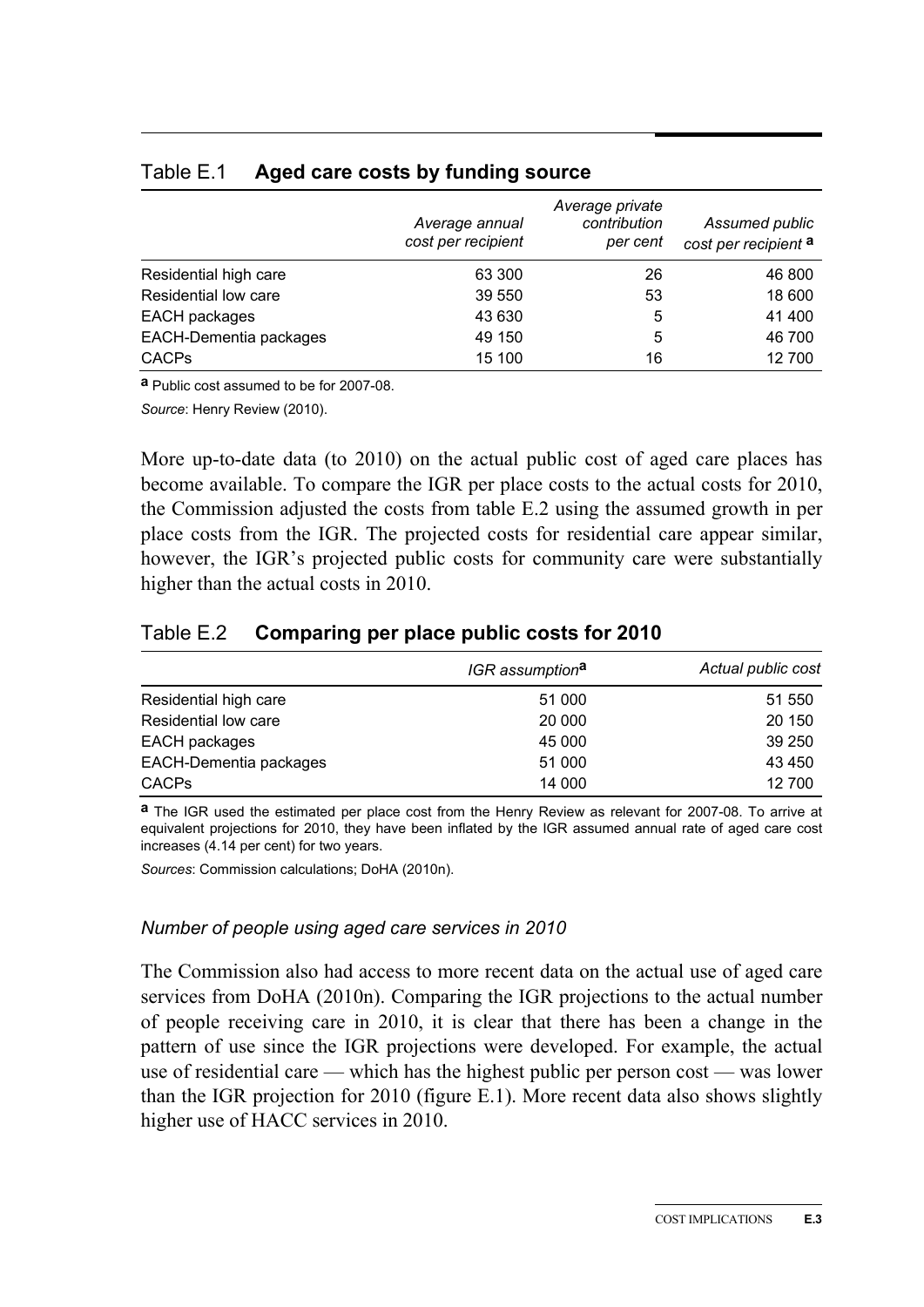### Table E.1 **Aged care costs by funding source**

| | *Average annual cost per recipient* | *Average private contribution per cent* | *Assumed public cost per recipient* [a] |
|---|---|---|---|
| Residential high care | 63 300 | 26 | 46 800 |
| Residential low care | 39 550 | 53 | 18 600 |
| EACH packages | 43 630 | 5 | 41 400 |
| EACH-Dementia packages | 49 150 | 5 | 46 700 |
| CACPs | 15 100 | 16 | 12 700 |

**a** Public cost assumed to be for 2007-08.

*Source*: Henry Review (2010).

More up-to-date data (to 2010) on the actual public cost of aged care places has become available. To compare the IGR per place costs to the actual costs for 2010, the Commission adjusted the costs from table E.2 using the assumed growth in per place costs from the IGR. The projected costs for residential care appear similar, however, the IGR's projected public costs for community care were substantially higher than the actual costs in 2010.

### Table E.2 **Comparing per place public costs for 2010**

| | *IGR assumption*[a] | *Actual public cost* |
|---|---|---|
| Residential high care | 51 000 | 51 550 |
| Residential low care | 20 000 | 20 150 |
| EACH packages | 45 000 | 39 250 |
| EACH-Dementia packages | 51 000 | 43 450 |
| CACPs | 14 000 | 12 700 |

**a** The IGR used the estimated per place cost from the Henry Review as relevant for 2007-08. To arrive at equivalent projections for 2010, they have been inflated by the IGR assumed annual rate of aged care cost increases (4.14 per cent) for two years.

*Sources*: Commission calculations; DoHA (2010n).

*Number of people using aged care services in 2010*

The Commission also had access to more recent data on the actual use of aged care services from DoHA (2010n). Comparing the IGR projections to the actual number of people receiving care in 2010, it is clear that there has been a change in the pattern of use since the IGR projections were developed. For example, the actual use of residential care — which has the highest public per person cost — was lower than the IGR projection for 2010 (figure E.1). More recent data also shows slightly higher use of HACC services in 2010.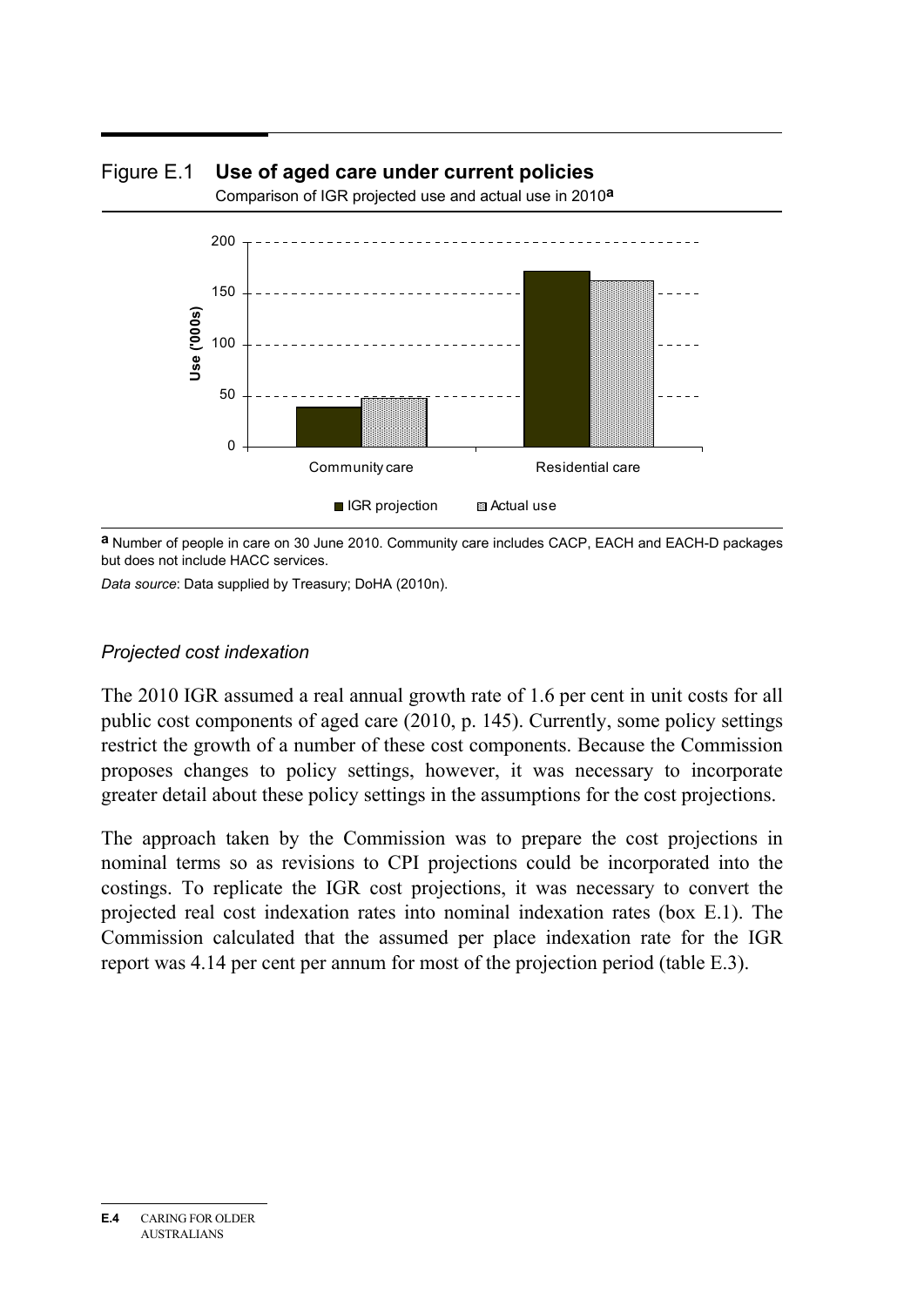Figure E.1 **Use of aged care under current policies**

Comparison of IGR projected use and actual use in 2010[a]

[a] Number of people in care on 30 June 2010. Community care includes CACP, EACH and EACH-D packages but does not include HACC services.

*Data source*: Data supplied by Treasury; DoHA (2010n).

### *Projected cost indexation*

The 2010 IGR assumed a real annual growth rate of 1.6 per cent in unit costs for all public cost components of aged care (2010, p. 145). Currently, some policy settings restrict the growth of a number of these cost components. Because the Commission proposes changes to policy settings, however, it was necessary to incorporate greater detail about these policy settings in the assumptions for the cost projections.

The approach taken by the Commission was to prepare the cost projections in nominal terms so as revisions to CPI projections could be incorporated into the costings. To replicate the IGR cost projections, it was necessary to convert the projected real cost indexation rates into nominal indexation rates (box E.1). The Commission calculated that the assumed per place indexation rate for the IGR report was 4.14 per cent per annum for most of the projection period (table E.3).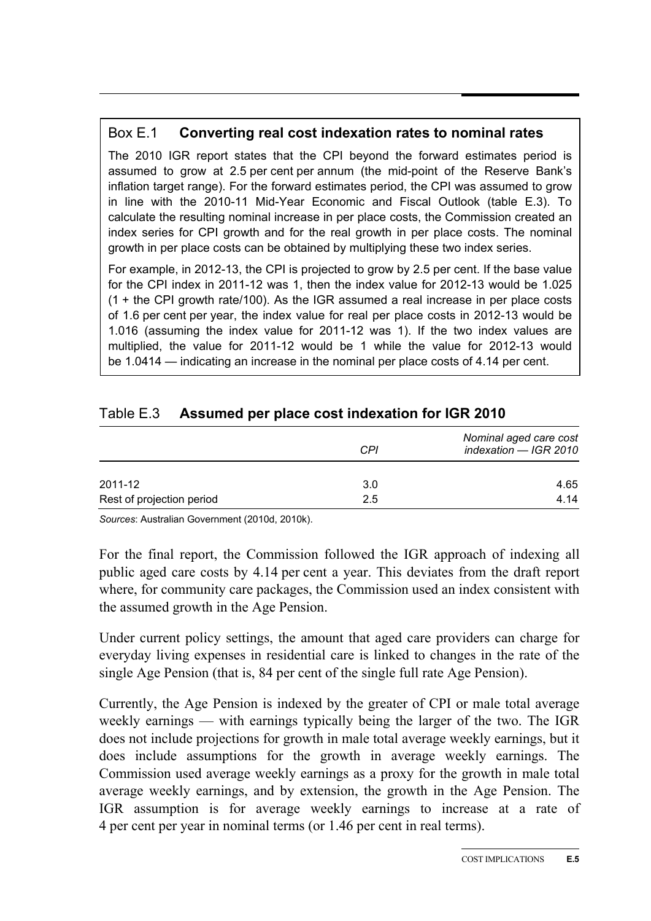### Box E.1 **Converting real cost indexation rates to nominal rates**

The 2010 IGR report states that the CPI beyond the forward estimates period is assumed to grow at 2.5 per cent per annum (the mid-point of the Reserve Bank's inflation target range). For the forward estimates period, the CPI was assumed to grow in line with the 2010-11 Mid-Year Economic and Fiscal Outlook (table E.3). To calculate the resulting nominal increase in per place costs, the Commission created an index series for CPI growth and for the real growth in per place costs. The nominal growth in per place costs can be obtained by multiplying these two index series.

For example, in 2012-13, the CPI is projected to grow by 2.5 per cent. If the base value for the CPI index in 2011-12 was 1, then the index value for 2012-13 would be 1.025 (1 + the CPI growth rate/100). As the IGR assumed a real increase in per place costs of 1.6 per cent per year, the index value for real per place costs in 2012-13 would be 1.016 (assuming the index value for 2011-12 was 1). If the two index values are multiplied, the value for 2011-12 would be 1 while the value for 2012-13 would be 1.0414 — indicating an increase in the nominal per place costs of 4.14 per cent.

### Table E.3 **Assumed per place cost indexation for IGR 2010**

| | *CPI* | *Nominal aged care cost indexation — IGR 2010* |
|---|---|---|
| 2011-12 | 3.0 | 4.65 |
| Rest of projection period | 2.5 | 4.14 |

*Sources*: Australian Government (2010d, 2010k).

For the final report, the Commission followed the IGR approach of indexing all public aged care costs by 4.14 per cent a year. This deviates from the draft report where, for community care packages, the Commission used an index consistent with the assumed growth in the Age Pension.

Under current policy settings, the amount that aged care providers can charge for everyday living expenses in residential care is linked to changes in the rate of the single Age Pension (that is, 84 per cent of the single full rate Age Pension).

Currently, the Age Pension is indexed by the greater of CPI or male total average weekly earnings — with earnings typically being the larger of the two. The IGR does not include projections for growth in male total average weekly earnings, but it does include assumptions for the growth in average weekly earnings. The Commission used average weekly earnings as a proxy for the growth in male total average weekly earnings, and by extension, the growth in the Age Pension. The IGR assumption is for average weekly earnings to increase at a rate of 4 per cent per year in nominal terms (or 1.46 per cent in real terms).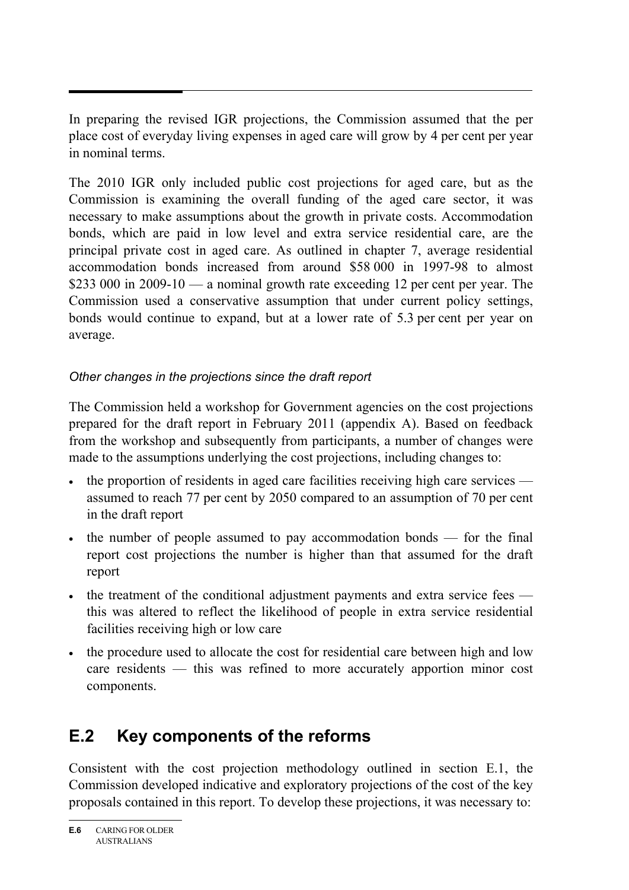In preparing the revised IGR projections, the Commission assumed that the per place cost of everyday living expenses in aged care will grow by 4 per cent per year in nominal terms.

The 2010 IGR only included public cost projections for aged care, but as the Commission is examining the overall funding of the aged care sector, it was necessary to make assumptions about the growth in private costs. Accommodation bonds, which are paid in low level and extra service residential care, are the principal private cost in aged care. As outlined in chapter 7, average residential accommodation bonds increased from around \$58 000 in 1997-98 to almost \$233 000 in 2009-10 — a nominal growth rate exceeding 12 per cent per year. The Commission used a conservative assumption that under current policy settings, bonds would continue to expand, but at a lower rate of 5.3 per cent per year on average.

*Other changes in the projections since the draft report*

The Commission held a workshop for Government agencies on the cost projections prepared for the draft report in February 2011 (appendix A). Based on feedback from the workshop and subsequently from participants, a number of changes were made to the assumptions underlying the cost projections, including changes to:

- the proportion of residents in aged care facilities receiving high care services — assumed to reach 77 per cent by 2050 compared to an assumption of 70 per cent in the draft report
- the number of people assumed to pay accommodation bonds — for the final report cost projections the number is higher than that assumed for the draft report
- the treatment of the conditional adjustment payments and extra service fees — this was altered to reflect the likelihood of people in extra service residential facilities receiving high or low care
- the procedure used to allocate the cost for residential care between high and low care residents — this was refined to more accurately apportion minor cost components.

## E.2 Key components of the reforms

Consistent with the cost projection methodology outlined in section E.1, the Commission developed indicative and exploratory projections of the cost of the key proposals contained in this report. To develop these projections, it was necessary to: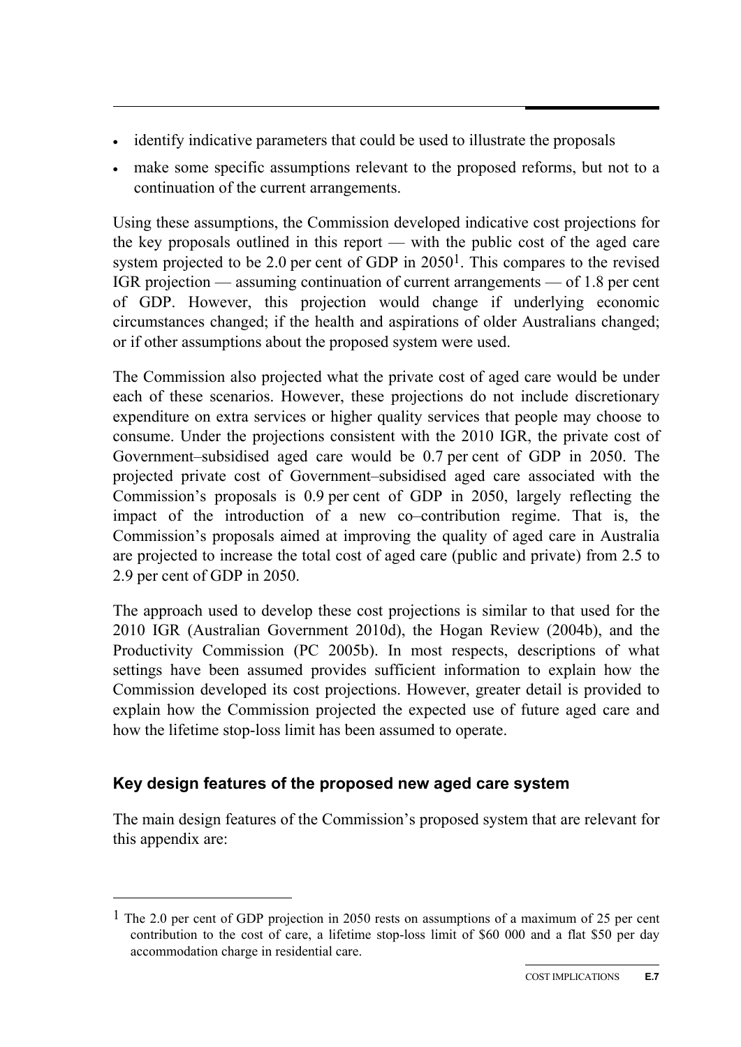- identify indicative parameters that could be used to illustrate the proposals
- make some specific assumptions relevant to the proposed reforms, but not to a continuation of the current arrangements.

Using these assumptions, the Commission developed indicative cost projections for the key proposals outlined in this report — with the public cost of the aged care system projected to be 2.0 per cent of GDP in 2050[1]. This compares to the revised IGR projection — assuming continuation of current arrangements — of 1.8 per cent of GDP. However, this projection would change if underlying economic circumstances changed; if the health and aspirations of older Australians changed; or if other assumptions about the proposed system were used.

The Commission also projected what the private cost of aged care would be under each of these scenarios. However, these projections do not include discretionary expenditure on extra services or higher quality services that people may choose to consume. Under the projections consistent with the 2010 IGR, the private cost of Government–subsidised aged care would be 0.7 per cent of GDP in 2050. The projected private cost of Government–subsidised aged care associated with the Commission's proposals is 0.9 per cent of GDP in 2050, largely reflecting the impact of the introduction of a new co–contribution regime. That is, the Commission's proposals aimed at improving the quality of aged care in Australia are projected to increase the total cost of aged care (public and private) from 2.5 to 2.9 per cent of GDP in 2050.

The approach used to develop these cost projections is similar to that used for the 2010 IGR (Australian Government 2010d), the Hogan Review (2004b), and the Productivity Commission (PC 2005b). In most respects, descriptions of what settings have been assumed provides sufficient information to explain how the Commission developed its cost projections. However, greater detail is provided to explain how the Commission projected the expected use of future aged care and how the lifetime stop-loss limit has been assumed to operate.

### Key design features of the proposed new aged care system

The main design features of the Commission's proposed system that are relevant for this appendix are:

[1] The 2.0 per cent of GDP projection in 2050 rests on assumptions of a maximum of 25 per cent contribution to the cost of care, a lifetime stop-loss limit of $60 000 and a flat $50 per day accommodation charge in residential care.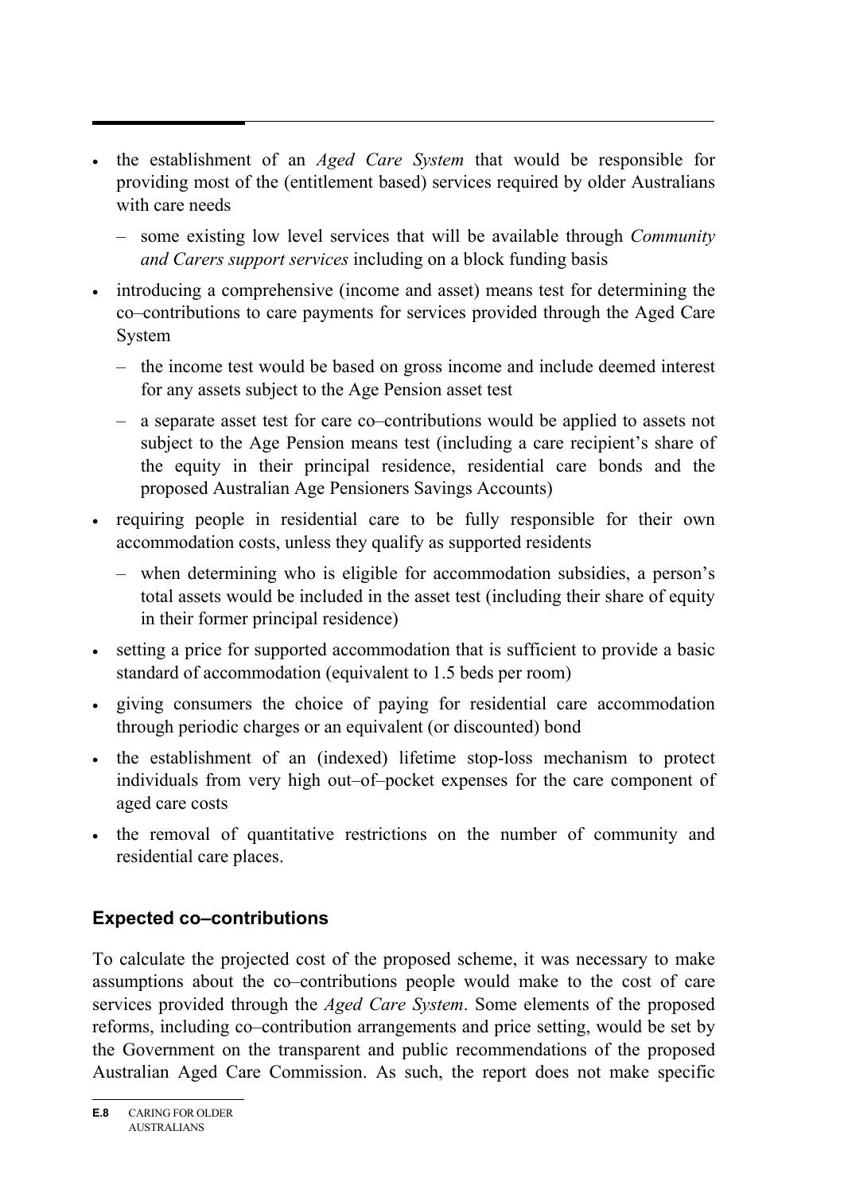- the establishment of an *Aged Care System* that would be responsible for providing most of the (entitlement based) services required by older Australians with care needs
  - some existing low level services that will be available through *Community and Carers support services* including on a block funding basis
- introducing a comprehensive (income and asset) means test for determining the co–contributions to care payments for services provided through the Aged Care System
  - the income test would be based on gross income and include deemed interest for any assets subject to the Age Pension asset test
  - a separate asset test for care co–contributions would be applied to assets not subject to the Age Pension means test (including a care recipient's share of the equity in their principal residence, residential care bonds and the proposed Australian Age Pensioners Savings Accounts)
- requiring people in residential care to be fully responsible for their own accommodation costs, unless they qualify as supported residents
  - when determining who is eligible for accommodation subsidies, a person's total assets would be included in the asset test (including their share of equity in their former principal residence)
- setting a price for supported accommodation that is sufficient to provide a basic standard of accommodation (equivalent to 1.5 beds per room)
- giving consumers the choice of paying for residential care accommodation through periodic charges or an equivalent (or discounted) bond
- the establishment of an (indexed) lifetime stop-loss mechanism to protect individuals from very high out–of–pocket expenses for the care component of aged care costs
- the removal of quantitative restrictions on the number of community and residential care places.

### Expected co–contributions

To calculate the projected cost of the proposed scheme, it was necessary to make assumptions about the co–contributions people would make to the cost of care services provided through the *Aged Care System*. Some elements of the proposed reforms, including co–contribution arrangements and price setting, would be set by the Government on the transparent and public recommendations of the proposed Australian Aged Care Commission. As such, the report does not make specific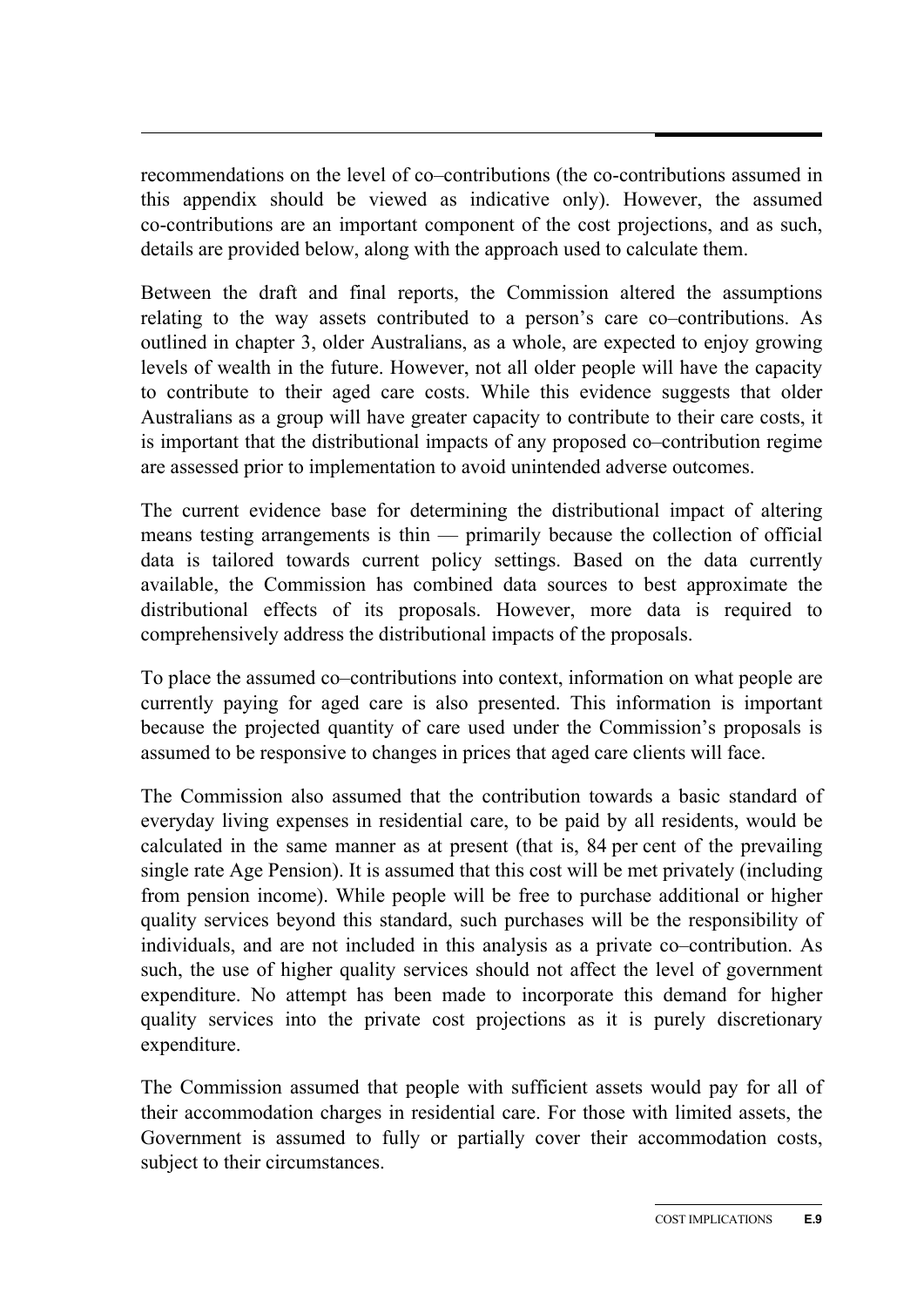recommendations on the level of co–contributions (the co-contributions assumed in this appendix should be viewed as indicative only). However, the assumed co-contributions are an important component of the cost projections, and as such, details are provided below, along with the approach used to calculate them.

Between the draft and final reports, the Commission altered the assumptions relating to the way assets contributed to a person's care co–contributions. As outlined in chapter 3, older Australians, as a whole, are expected to enjoy growing levels of wealth in the future. However, not all older people will have the capacity to contribute to their aged care costs. While this evidence suggests that older Australians as a group will have greater capacity to contribute to their care costs, it is important that the distributional impacts of any proposed co–contribution regime are assessed prior to implementation to avoid unintended adverse outcomes.

The current evidence base for determining the distributional impact of altering means testing arrangements is thin — primarily because the collection of official data is tailored towards current policy settings. Based on the data currently available, the Commission has combined data sources to best approximate the distributional effects of its proposals. However, more data is required to comprehensively address the distributional impacts of the proposals.

To place the assumed co–contributions into context, information on what people are currently paying for aged care is also presented. This information is important because the projected quantity of care used under the Commission's proposals is assumed to be responsive to changes in prices that aged care clients will face.

The Commission also assumed that the contribution towards a basic standard of everyday living expenses in residential care, to be paid by all residents, would be calculated in the same manner as at present (that is, 84 per cent of the prevailing single rate Age Pension). It is assumed that this cost will be met privately (including from pension income). While people will be free to purchase additional or higher quality services beyond this standard, such purchases will be the responsibility of individuals, and are not included in this analysis as a private co–contribution. As such, the use of higher quality services should not affect the level of government expenditure. No attempt has been made to incorporate this demand for higher quality services into the private cost projections as it is purely discretionary expenditure.

The Commission assumed that people with sufficient assets would pay for all of their accommodation charges in residential care. For those with limited assets, the Government is assumed to fully or partially cover their accommodation costs, subject to their circumstances.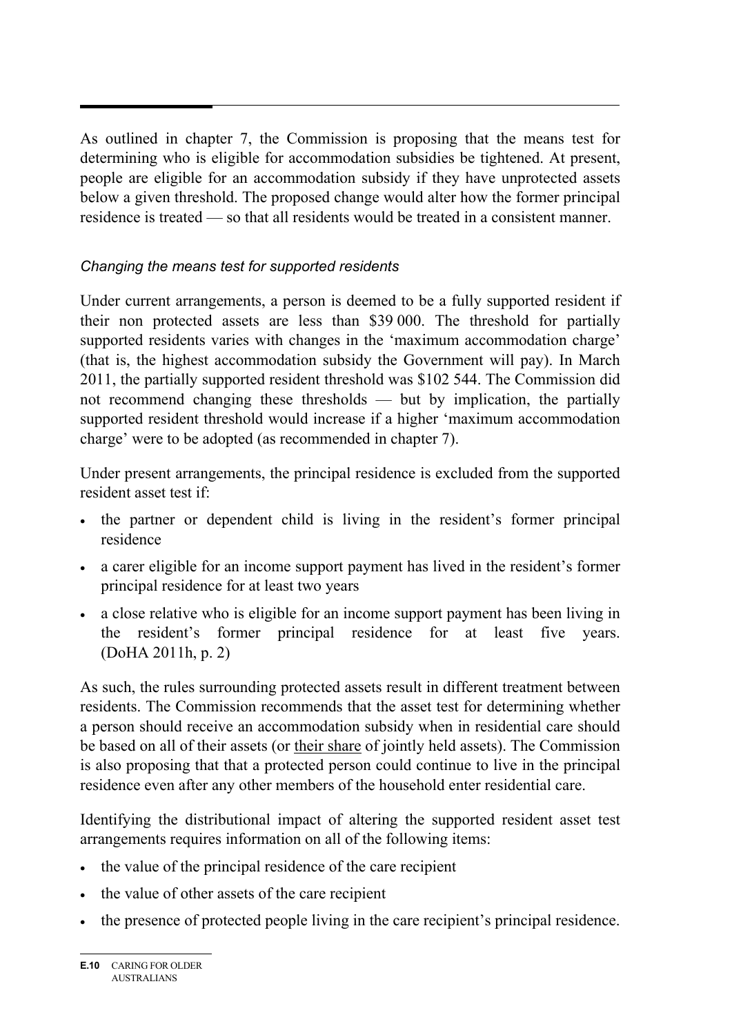As outlined in chapter 7, the Commission is proposing that the means test for determining who is eligible for accommodation subsidies be tightened. At present, people are eligible for an accommodation subsidy if they have unprotected assets below a given threshold. The proposed change would alter how the former principal residence is treated — so that all residents would be treated in a consistent manner.

### *Changing the means test for supported residents*

Under current arrangements, a person is deemed to be a fully supported resident if their non protected assets are less than \$39 000. The threshold for partially supported residents varies with changes in the 'maximum accommodation charge' (that is, the highest accommodation subsidy the Government will pay). In March 2011, the partially supported resident threshold was \$102 544. The Commission did not recommend changing these thresholds — but by implication, the partially supported resident threshold would increase if a higher 'maximum accommodation charge' were to be adopted (as recommended in chapter 7).

Under present arrangements, the principal residence is excluded from the supported resident asset test if:

- the partner or dependent child is living in the resident's former principal residence
- a carer eligible for an income support payment has lived in the resident's former principal residence for at least two years
- a close relative who is eligible for an income support payment has been living in the resident's former principal residence for at least five years. (DoHA 2011h, p. 2)

As such, the rules surrounding protected assets result in different treatment between residents. The Commission recommends that the asset test for determining whether a person should receive an accommodation subsidy when in residential care should be based on all of their assets (or their share of jointly held assets). The Commission is also proposing that that a protected person could continue to live in the principal residence even after any other members of the household enter residential care.

Identifying the distributional impact of altering the supported resident asset test arrangements requires information on all of the following items:

- the value of the principal residence of the care recipient
- the value of other assets of the care recipient
- the presence of protected people living in the care recipient's principal residence.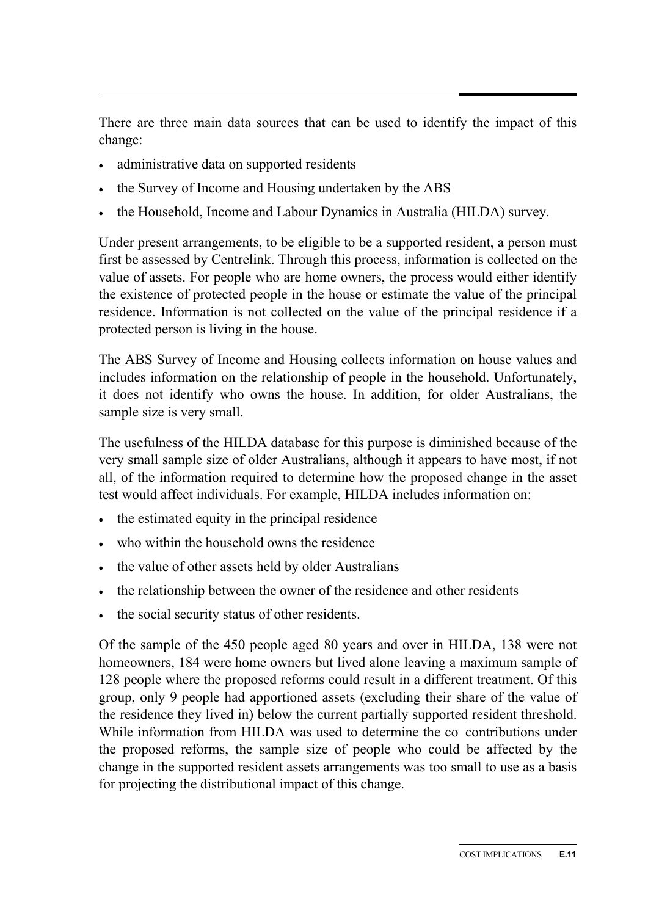There are three main data sources that can be used to identify the impact of this change:

- administrative data on supported residents
- the Survey of Income and Housing undertaken by the ABS
- the Household, Income and Labour Dynamics in Australia (HILDA) survey.

Under present arrangements, to be eligible to be a supported resident, a person must first be assessed by Centrelink. Through this process, information is collected on the value of assets. For people who are home owners, the process would either identify the existence of protected people in the house or estimate the value of the principal residence. Information is not collected on the value of the principal residence if a protected person is living in the house.

The ABS Survey of Income and Housing collects information on house values and includes information on the relationship of people in the household. Unfortunately, it does not identify who owns the house. In addition, for older Australians, the sample size is very small.

The usefulness of the HILDA database for this purpose is diminished because of the very small sample size of older Australians, although it appears to have most, if not all, of the information required to determine how the proposed change in the asset test would affect individuals. For example, HILDA includes information on:

- the estimated equity in the principal residence
- who within the household owns the residence
- the value of other assets held by older Australians
- the relationship between the owner of the residence and other residents
- the social security status of other residents.

Of the sample of the 450 people aged 80 years and over in HILDA, 138 were not homeowners, 184 were home owners but lived alone leaving a maximum sample of 128 people where the proposed reforms could result in a different treatment. Of this group, only 9 people had apportioned assets (excluding their share of the value of the residence they lived in) below the current partially supported resident threshold. While information from HILDA was used to determine the co–contributions under the proposed reforms, the sample size of people who could be affected by the change in the supported resident assets arrangements was too small to use as a basis for projecting the distributional impact of this change.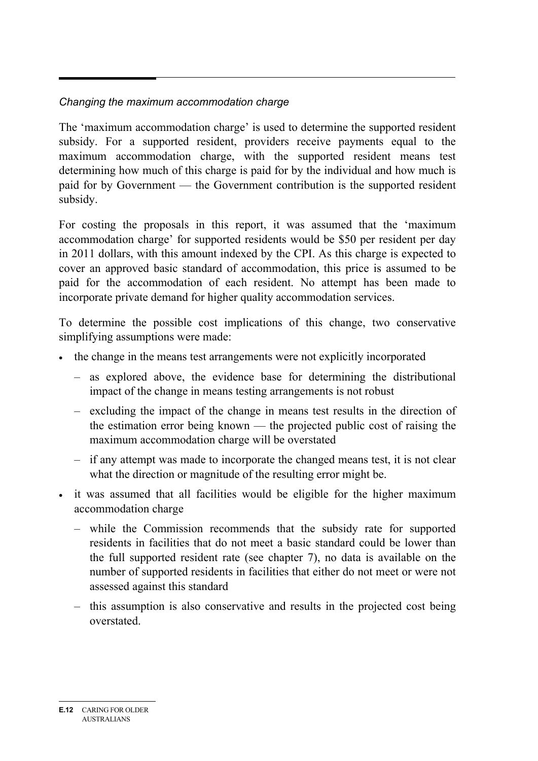*Changing the maximum accommodation charge*

The 'maximum accommodation charge' is used to determine the supported resident subsidy. For a supported resident, providers receive payments equal to the maximum accommodation charge, with the supported resident means test determining how much of this charge is paid for by the individual and how much is paid for by Government — the Government contribution is the supported resident subsidy.

For costing the proposals in this report, it was assumed that the 'maximum accommodation charge' for supported residents would be $50 per resident per day in 2011 dollars, with this amount indexed by the CPI. As this charge is expected to cover an approved basic standard of accommodation, this price is assumed to be paid for the accommodation of each resident. No attempt has been made to incorporate private demand for higher quality accommodation services.

To determine the possible cost implications of this change, two conservative simplifying assumptions were made:

- the change in the means test arrangements were not explicitly incorporated
  - as explored above, the evidence base for determining the distributional impact of the change in means testing arrangements is not robust
  - excluding the impact of the change in means test results in the direction of the estimation error being known — the projected public cost of raising the maximum accommodation charge will be overstated
  - if any attempt was made to incorporate the changed means test, it is not clear what the direction or magnitude of the resulting error might be.
- it was assumed that all facilities would be eligible for the higher maximum accommodation charge
  - while the Commission recommends that the subsidy rate for supported residents in facilities that do not meet a basic standard could be lower than the full supported resident rate (see chapter 7), no data is available on the number of supported residents in facilities that either do not meet or were not assessed against this standard
  - this assumption is also conservative and results in the projected cost being overstated.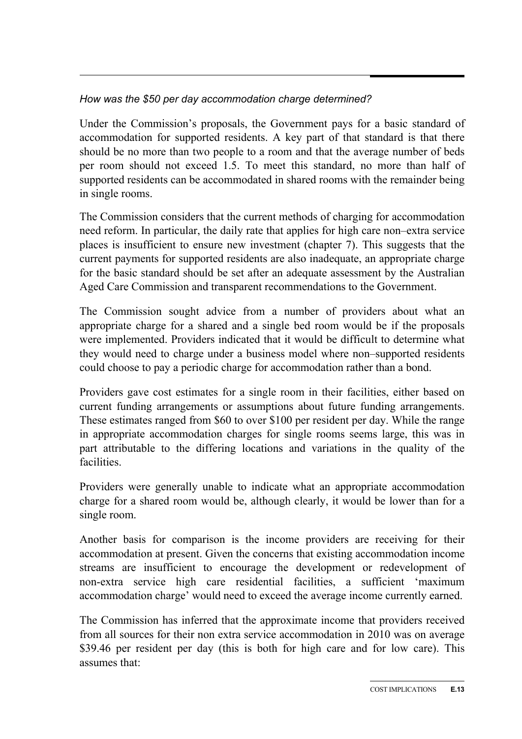*How was the $50 per day accommodation charge determined?*

Under the Commission's proposals, the Government pays for a basic standard of accommodation for supported residents. A key part of that standard is that there should be no more than two people to a room and that the average number of beds per room should not exceed 1.5. To meet this standard, no more than half of supported residents can be accommodated in shared rooms with the remainder being in single rooms.

The Commission considers that the current methods of charging for accommodation need reform. In particular, the daily rate that applies for high care non–extra service places is insufficient to ensure new investment (chapter 7). This suggests that the current payments for supported residents are also inadequate, an appropriate charge for the basic standard should be set after an adequate assessment by the Australian Aged Care Commission and transparent recommendations to the Government.

The Commission sought advice from a number of providers about what an appropriate charge for a shared and a single bed room would be if the proposals were implemented. Providers indicated that it would be difficult to determine what they would need to charge under a business model where non–supported residents could choose to pay a periodic charge for accommodation rather than a bond.

Providers gave cost estimates for a single room in their facilities, either based on current funding arrangements or assumptions about future funding arrangements. These estimates ranged from $60 to over $100 per resident per day. While the range in appropriate accommodation charges for single rooms seems large, this was in part attributable to the differing locations and variations in the quality of the facilities.

Providers were generally unable to indicate what an appropriate accommodation charge for a shared room would be, although clearly, it would be lower than for a single room.

Another basis for comparison is the income providers are receiving for their accommodation at present. Given the concerns that existing accommodation income streams are insufficient to encourage the development or redevelopment of non-extra service high care residential facilities, a sufficient 'maximum accommodation charge' would need to exceed the average income currently earned.

The Commission has inferred that the approximate income that providers received from all sources for their non extra service accommodation in 2010 was on average $39.46 per resident per day (this is both for high care and for low care). This assumes that: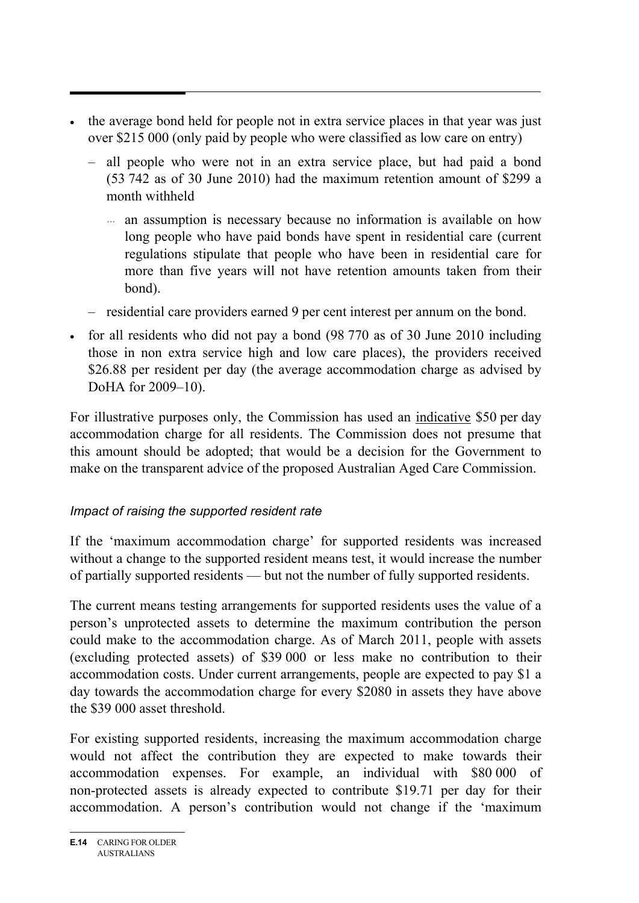- the average bond held for people not in extra service places in that year was just over \$215 000 (only paid by people who were classified as low care on entry)
  - all people who were not in an extra service place, but had paid a bond (53 742 as of 30 June 2010) had the maximum retention amount of \$299 a month withheld
    - an assumption is necessary because no information is available on how long people who have paid bonds have spent in residential care (current regulations stipulate that people who have been in residential care for more than five years will not have retention amounts taken from their bond).
  - residential care providers earned 9 per cent interest per annum on the bond.
- for all residents who did not pay a bond (98 770 as of 30 June 2010 including those in non extra service high and low care places), the providers received \$26.88 per resident per day (the average accommodation charge as advised by DoHA for 2009–10).

For illustrative purposes only, the Commission has used an <u>indicative</u> \$50 per day accommodation charge for all residents. The Commission does not presume that this amount should be adopted; that would be a decision for the Government to make on the transparent advice of the proposed Australian Aged Care Commission.

### *Impact of raising the supported resident rate*

If the 'maximum accommodation charge' for supported residents was increased without a change to the supported resident means test, it would increase the number of partially supported residents — but not the number of fully supported residents.

The current means testing arrangements for supported residents uses the value of a person's unprotected assets to determine the maximum contribution the person could make to the accommodation charge. As of March 2011, people with assets (excluding protected assets) of \$39 000 or less make no contribution to their accommodation costs. Under current arrangements, people are expected to pay \$1 a day towards the accommodation charge for every \$2080 in assets they have above the \$39 000 asset threshold.

For existing supported residents, increasing the maximum accommodation charge would not affect the contribution they are expected to make towards their accommodation expenses. For example, an individual with \$80 000 of non-protected assets is already expected to contribute \$19.71 per day for their accommodation. A person's contribution would not change if the 'maximum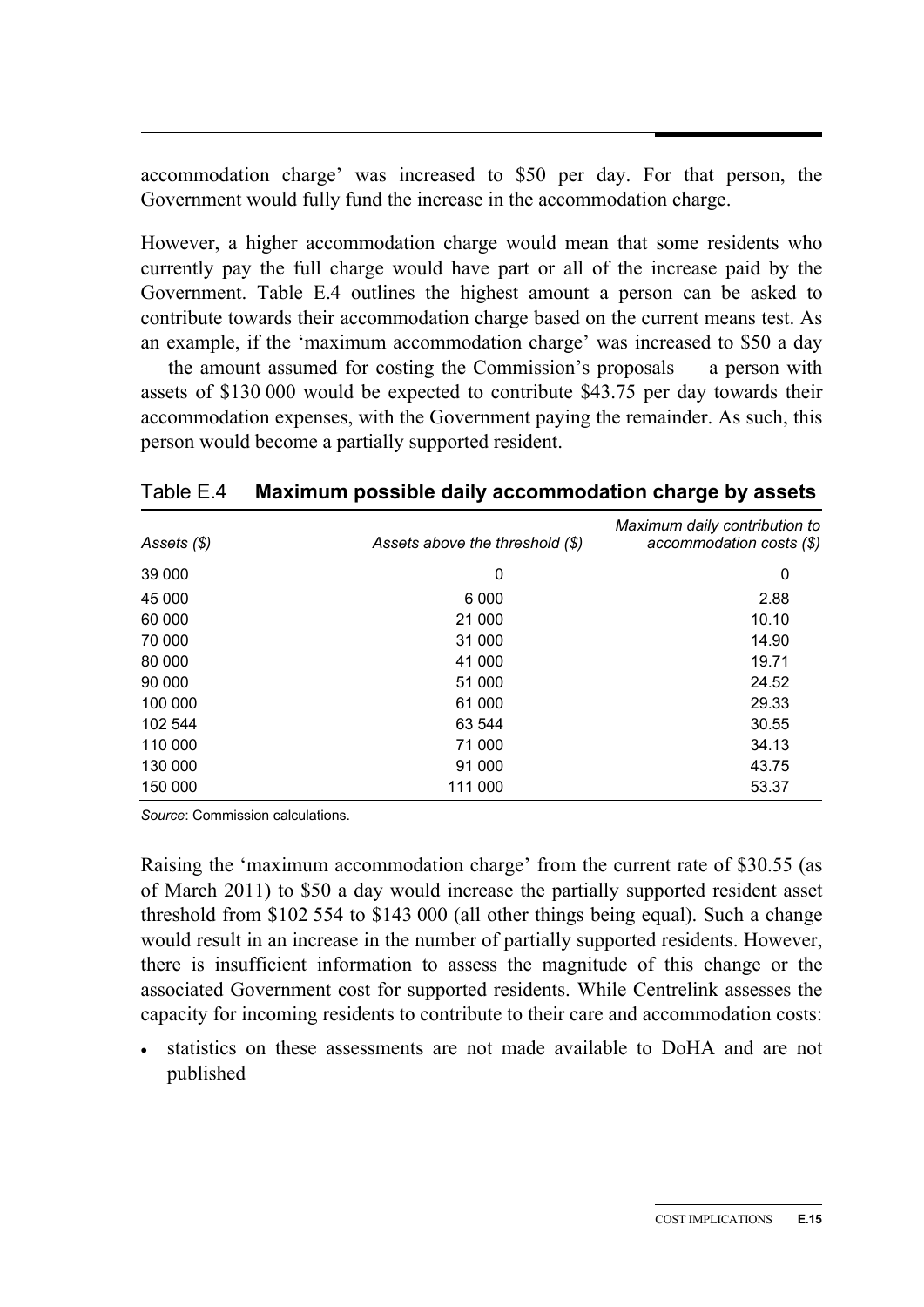accommodation charge' was increased to \$50 per day. For that person, the Government would fully fund the increase in the accommodation charge.

However, a higher accommodation charge would mean that some residents who currently pay the full charge would have part or all of the increase paid by the Government. Table E.4 outlines the highest amount a person can be asked to contribute towards their accommodation charge based on the current means test. As an example, if the 'maximum accommodation charge' was increased to \$50 a day — the amount assumed for costing the Commission's proposals — a person with assets of \$130 000 would be expected to contribute \$43.75 per day towards their accommodation expenses, with the Government paying the remainder. As such, this person would become a partially supported resident.

Table E.4 **Maximum possible daily accommodation charge by assets**

| *Assets ($)* | *Assets above the threshold ($)* | *Maximum daily contribution to accommodation costs ($)* |
|---|---|---|
| 39 000 | 0 | 0 |
| 45 000 | 6 000 | 2.88 |
| 60 000 | 21 000 | 10.10 |
| 70 000 | 31 000 | 14.90 |
| 80 000 | 41 000 | 19.71 |
| 90 000 | 51 000 | 24.52 |
| 100 000 | 61 000 | 29.33 |
| 102 544 | 63 544 | 30.55 |
| 110 000 | 71 000 | 34.13 |
| 130 000 | 91 000 | 43.75 |
| 150 000 | 111 000 | 53.37 |

*Source*: Commission calculations.

Raising the 'maximum accommodation charge' from the current rate of \$30.55 (as of March 2011) to \$50 a day would increase the partially supported resident asset threshold from \$102 554 to \$143 000 (all other things being equal). Such a change would result in an increase in the number of partially supported residents. However, there is insufficient information to assess the magnitude of this change or the associated Government cost for supported residents. While Centrelink assesses the capacity for incoming residents to contribute to their care and accommodation costs:

- statistics on these assessments are not made available to DoHA and are not published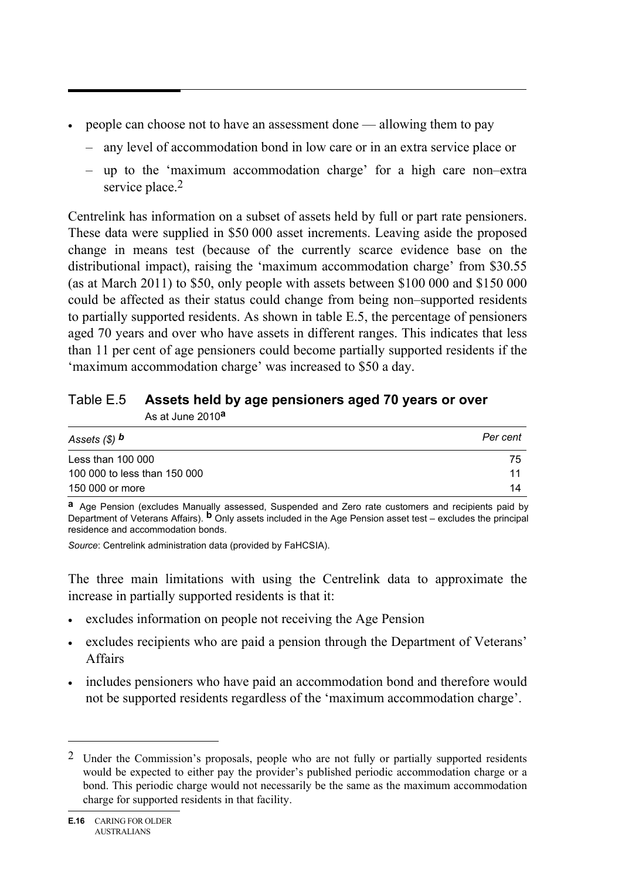- people can choose not to have an assessment done — allowing them to pay
  - any level of accommodation bond in low care or in an extra service place or
  - up to the 'maximum accommodation charge' for a high care non–extra service place.[2]

Centrelink has information on a subset of assets held by full or part rate pensioners. These data were supplied in $50 000 asset increments. Leaving aside the proposed change in means test (because of the currently scarce evidence base on the distributional impact), raising the 'maximum accommodation charge' from $30.55 (as at March 2011) to $50, only people with assets between $100 000 and $150 000 could be affected as their status could change from being non–supported residents to partially supported residents. As shown in table E.5, the percentage of pensioners aged 70 years and over who have assets in different ranges. This indicates that less than 11 per cent of age pensioners could become partially supported residents if the 'maximum accommodation charge' was increased to $50 a day.

**Table E.5 Assets held by age pensioners aged 70 years or over**
As at June 2010[a]

| *Assets ($)* [b] | *Per cent* |
|---|---|
| Less than 100 000 | 75 |
| 100 000 to less than 150 000 | 11 |
| 150 000 or more | 14 |

[a] Age Pension (excludes Manually assessed, Suspended and Zero rate customers and recipients paid by Department of Veterans Affairs). [b] Only assets included in the Age Pension asset test – excludes the principal residence and accommodation bonds.

*Source*: Centrelink administration data (provided by FaHCSIA).

The three main limitations with using the Centrelink data to approximate the increase in partially supported residents is that it:

- excludes information on people not receiving the Age Pension
- excludes recipients who are paid a pension through the Department of Veterans' Affairs
- includes pensioners who have paid an accommodation bond and therefore would not be supported residents regardless of the 'maximum accommodation charge'.

[2] Under the Commission's proposals, people who are not fully or partially supported residents would be expected to either pay the provider's published periodic accommodation charge or a bond. This periodic charge would not necessarily be the same as the maximum accommodation charge for supported residents in that facility.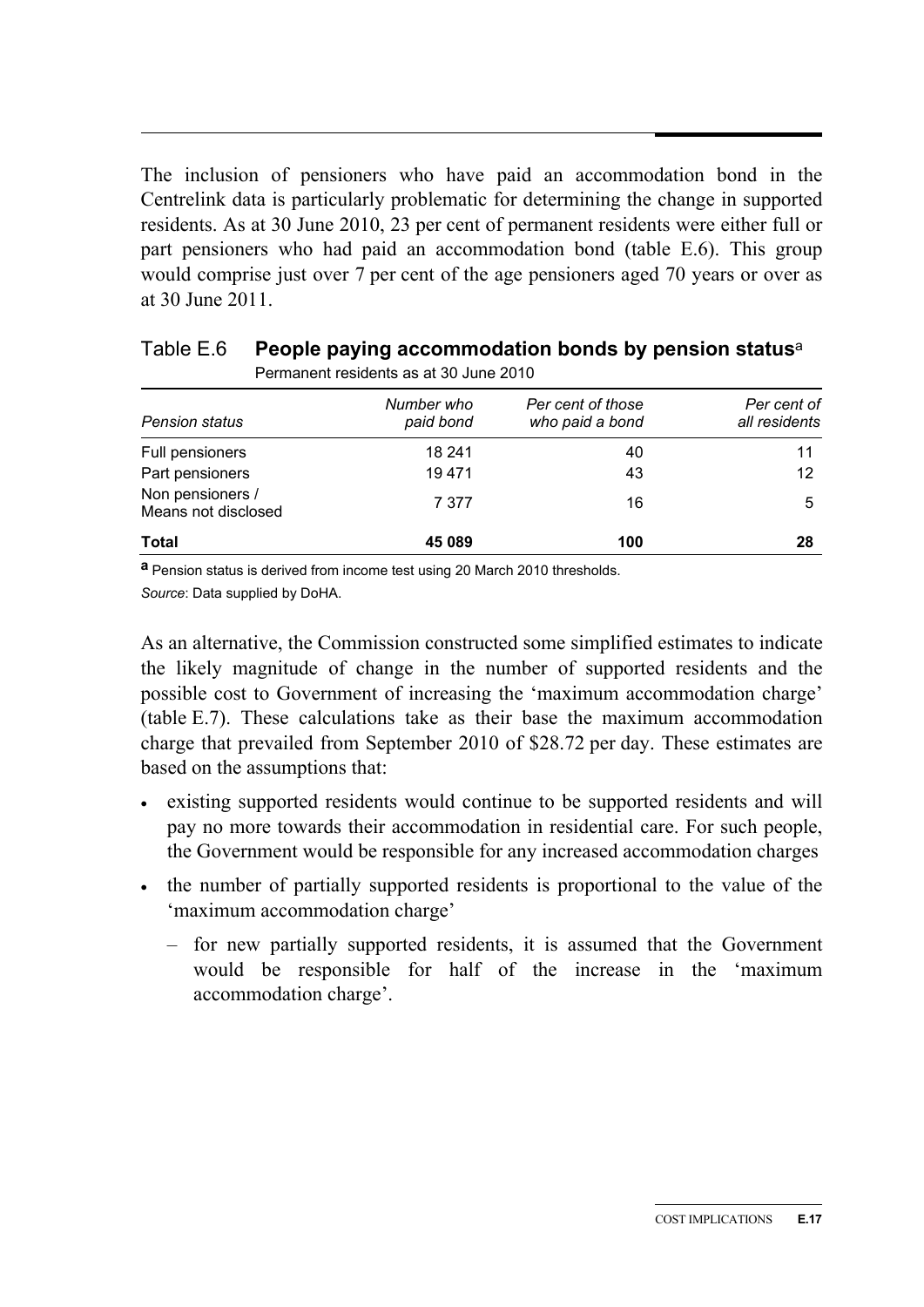The inclusion of pensioners who have paid an accommodation bond in the Centrelink data is particularly problematic for determining the change in supported residents. As at 30 June 2010, 23 per cent of permanent residents were either full or part pensioners who had paid an accommodation bond (table E.6). This group would comprise just over 7 per cent of the age pensioners aged 70 years or over as at 30 June 2011.

Table E.6 **People paying accommodation bonds by pension status**[a]

Permanent residents as at 30 June 2010

| *Pension status* | *Number who paid bond* | *Per cent of those who paid a bond* | *Per cent of all residents* |
|---|---|---|---|
| Full pensioners | 18 241 | 40 | 11 |
| Part pensioners | 19 471 | 43 | 12 |
| Non pensioners / Means not disclosed | 7 377 | 16 | 5 |
| **Total** | **45 089** | **100** | **28** |

**a** Pension status is derived from income test using 20 March 2010 thresholds.

*Source*: Data supplied by DoHA.

As an alternative, the Commission constructed some simplified estimates to indicate the likely magnitude of change in the number of supported residents and the possible cost to Government of increasing the 'maximum accommodation charge' (table E.7). These calculations take as their base the maximum accommodation charge that prevailed from September 2010 of $28.72 per day. These estimates are based on the assumptions that:

- existing supported residents would continue to be supported residents and will pay no more towards their accommodation in residential care. For such people, the Government would be responsible for any increased accommodation charges
- the number of partially supported residents is proportional to the value of the 'maximum accommodation charge'
  - for new partially supported residents, it is assumed that the Government would be responsible for half of the increase in the 'maximum accommodation charge'.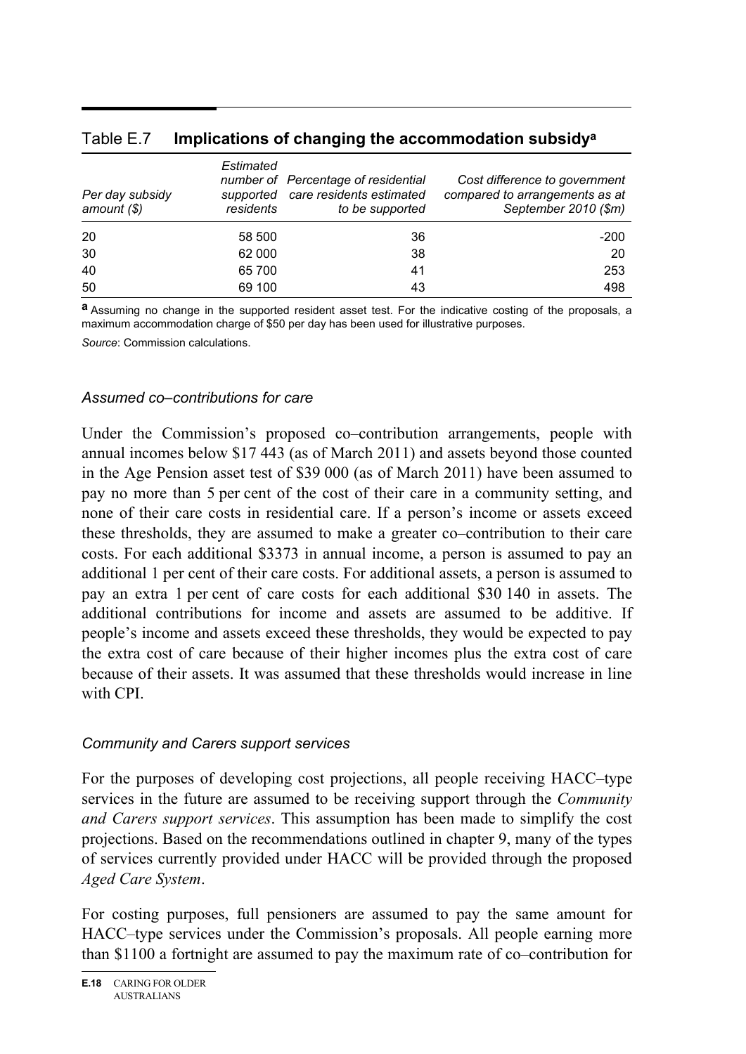Table E.7 **Implications of changing the accommodation subsidy[a]**

| *Per day subsidy amount ($)* | *Estimated number of supported residents* | *Percentage of residential care residents estimated to be supported* | *Cost difference to government compared to arrangements as at September 2010 ($m)* |
|---|---|---|---|
| 20 | 58 500 | 36 | -200 |
| 30 | 62 000 | 38 | 20 |
| 40 | 65 700 | 41 | 253 |
| 50 | 69 100 | 43 | 498 |

**a** Assuming no change in the supported resident asset test. For the indicative costing of the proposals, a maximum accommodation charge of $50 per day has been used for illustrative purposes.

*Source*: Commission calculations.

### *Assumed co–contributions for care*

Under the Commission's proposed co–contribution arrangements, people with annual incomes below $17 443 (as of March 2011) and assets beyond those counted in the Age Pension asset test of $39 000 (as of March 2011) have been assumed to pay no more than 5 per cent of the cost of their care in a community setting, and none of their care costs in residential care. If a person's income or assets exceed these thresholds, they are assumed to make a greater co–contribution to their care costs. For each additional $3373 in annual income, a person is assumed to pay an additional 1 per cent of their care costs. For additional assets, a person is assumed to pay an extra 1 per cent of care costs for each additional $30 140 in assets. The additional contributions for income and assets are assumed to be additive. If people's income and assets exceed these thresholds, they would be expected to pay the extra cost of care because of their higher incomes plus the extra cost of care because of their assets. It was assumed that these thresholds would increase in line with CPI.

### *Community and Carers support services*

For the purposes of developing cost projections, all people receiving HACC–type services in the future are assumed to be receiving support through the *Community and Carers support services*. This assumption has been made to simplify the cost projections. Based on the recommendations outlined in chapter 9, many of the types of services currently provided under HACC will be provided through the proposed *Aged Care System*.

For costing purposes, full pensioners are assumed to pay the same amount for HACC–type services under the Commission's proposals. All people earning more than $1100 a fortnight are assumed to pay the maximum rate of co–contribution for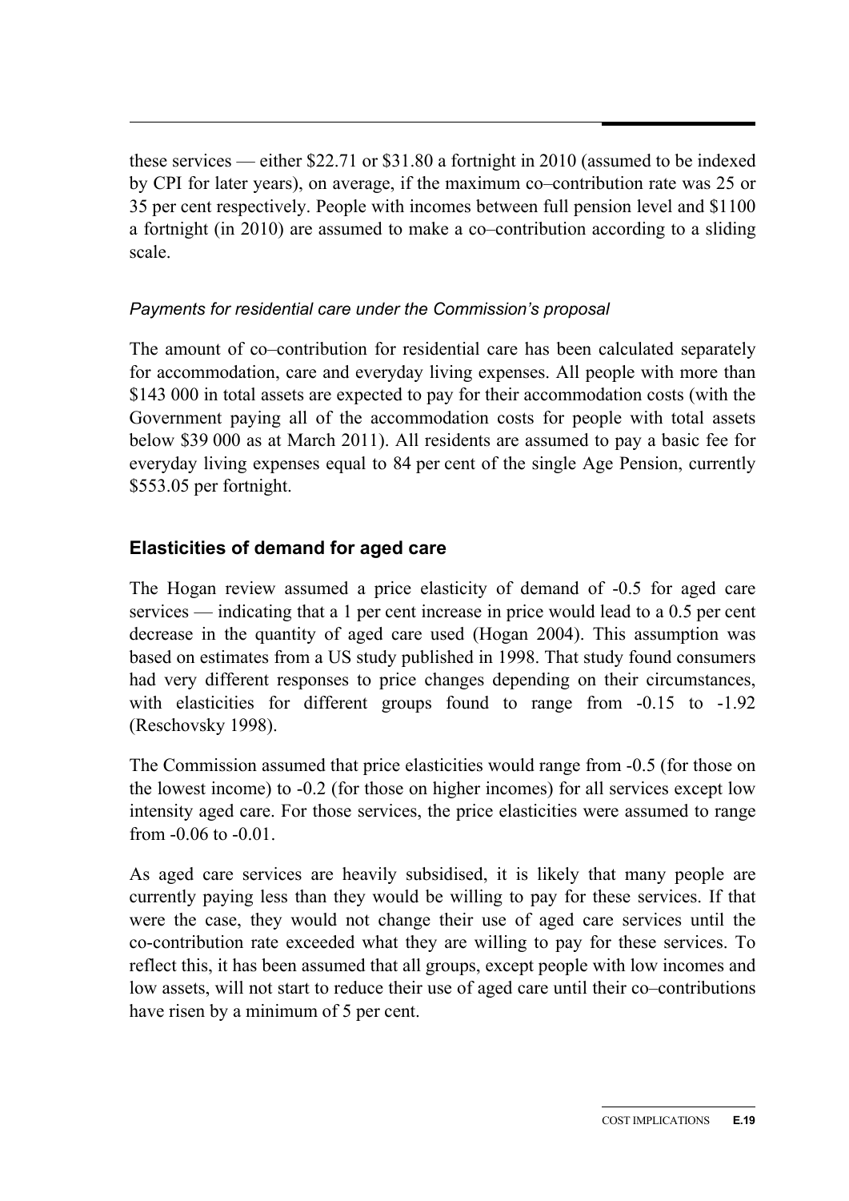these services — either \$22.71 or \$31.80 a fortnight in 2010 (assumed to be indexed by CPI for later years), on average, if the maximum co–contribution rate was 25 or 35 per cent respectively. People with incomes between full pension level and \$1100 a fortnight (in 2010) are assumed to make a co–contribution according to a sliding scale.

*Payments for residential care under the Commission's proposal*

The amount of co–contribution for residential care has been calculated separately for accommodation, care and everyday living expenses. All people with more than \$143 000 in total assets are expected to pay for their accommodation costs (with the Government paying all of the accommodation costs for people with total assets below \$39 000 as at March 2011). All residents are assumed to pay a basic fee for everyday living expenses equal to 84 per cent of the single Age Pension, currently \$553.05 per fortnight.

### Elasticities of demand for aged care

The Hogan review assumed a price elasticity of demand of -0.5 for aged care services — indicating that a 1 per cent increase in price would lead to a 0.5 per cent decrease in the quantity of aged care used (Hogan 2004). This assumption was based on estimates from a US study published in 1998. That study found consumers had very different responses to price changes depending on their circumstances, with elasticities for different groups found to range from -0.15 to -1.92 (Reschovsky 1998).

The Commission assumed that price elasticities would range from -0.5 (for those on the lowest income) to -0.2 (for those on higher incomes) for all services except low intensity aged care. For those services, the price elasticities were assumed to range from -0.06 to -0.01.

As aged care services are heavily subsidised, it is likely that many people are currently paying less than they would be willing to pay for these services. If that were the case, they would not change their use of aged care services until the co-contribution rate exceeded what they are willing to pay for these services. To reflect this, it has been assumed that all groups, except people with low incomes and low assets, will not start to reduce their use of aged care until their co–contributions have risen by a minimum of 5 per cent.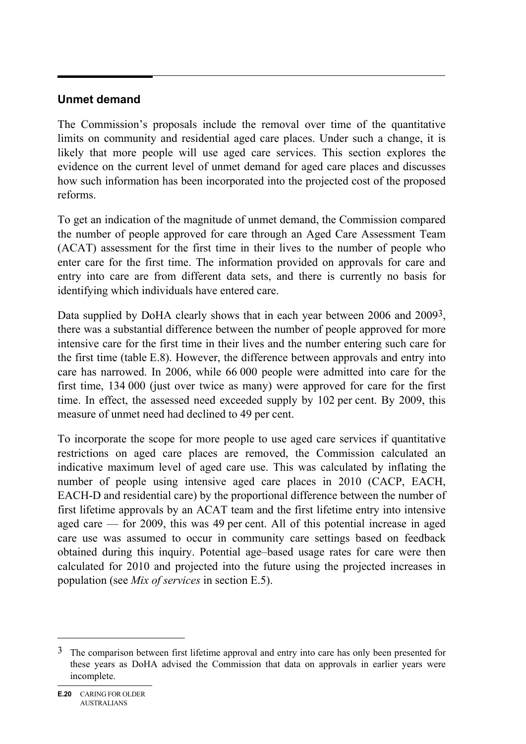## Unmet demand

The Commission's proposals include the removal over time of the quantitative limits on community and residential aged care places. Under such a change, it is likely that more people will use aged care services. This section explores the evidence on the current level of unmet demand for aged care places and discusses how such information has been incorporated into the projected cost of the proposed reforms.

To get an indication of the magnitude of unmet demand, the Commission compared the number of people approved for care through an Aged Care Assessment Team (ACAT) assessment for the first time in their lives to the number of people who enter care for the first time. The information provided on approvals for care and entry into care are from different data sets, and there is currently no basis for identifying which individuals have entered care.

Data supplied by DoHA clearly shows that in each year between 2006 and 2009[3], there was a substantial difference between the number of people approved for more intensive care for the first time in their lives and the number entering such care for the first time (table E.8). However, the difference between approvals and entry into care has narrowed. In 2006, while 66 000 people were admitted into care for the first time, 134 000 (just over twice as many) were approved for care for the first time. In effect, the assessed need exceeded supply by 102 per cent. By 2009, this measure of unmet need had declined to 49 per cent.

To incorporate the scope for more people to use aged care services if quantitative restrictions on aged care places are removed, the Commission calculated an indicative maximum level of aged care use. This was calculated by inflating the number of people using intensive aged care places in 2010 (CACP, EACH, EACH-D and residential care) by the proportional difference between the number of first lifetime approvals by an ACAT team and the first lifetime entry into intensive aged care — for 2009, this was 49 per cent. All of this potential increase in aged care use was assumed to occur in community care settings based on feedback obtained during this inquiry. Potential age–based usage rates for care were then calculated for 2010 and projected into the future using the projected increases in population (see *Mix of services* in section E.5).

[3] The comparison between first lifetime approval and entry into care has only been presented for these years as DoHA advised the Commission that data on approvals in earlier years were incomplete.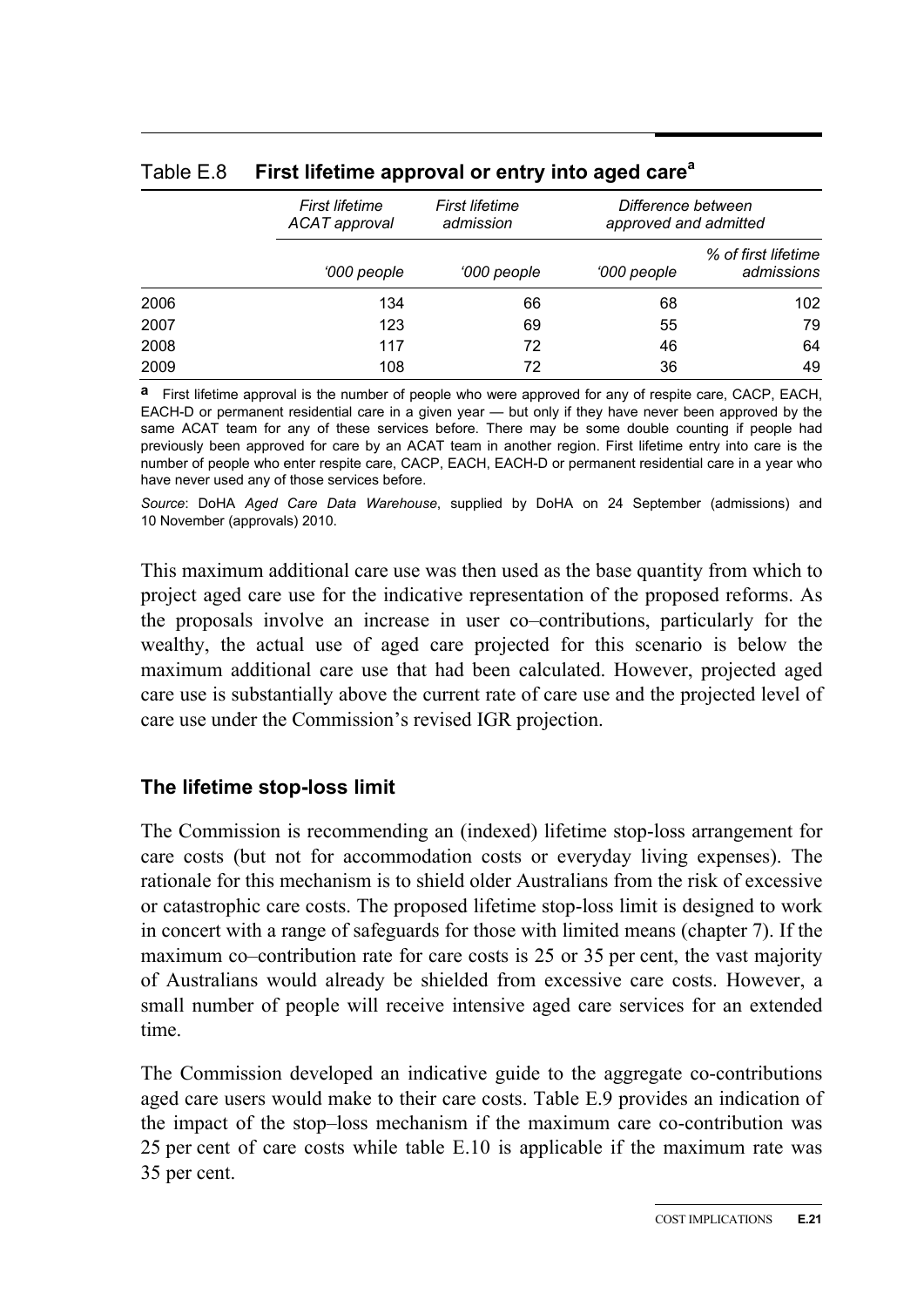Table E.8 **First lifetime approval or entry into aged care**[a]

| | *First lifetime ACAT approval* | *First lifetime admission* | *Difference between approved and admitted* | |
|---|---|---|---|---|
| | *'000 people* | *'000 people* | *'000 people* | *% of first lifetime admissions* |
| 2006 | 134 | 66 | 68 | 102 |
| 2007 | 123 | 69 | 55 | 79 |
| 2008 | 117 | 72 | 46 | 64 |
| 2009 | 108 | 72 | 36 | 49 |

**a** First lifetime approval is the number of people who were approved for any of respite care, CACP, EACH, EACH-D or permanent residential care in a given year — but only if they have never been approved by the same ACAT team for any of these services before. There may be some double counting if people had previously been approved for care by an ACAT team in another region. First lifetime entry into care is the number of people who enter respite care, CACP, EACH, EACH-D or permanent residential care in a year who have never used any of those services before.

*Source*: DoHA *Aged Care Data Warehouse*, supplied by DoHA on 24 September (admissions) and 10 November (approvals) 2010.

This maximum additional care use was then used as the base quantity from which to project aged care use for the indicative representation of the proposed reforms. As the proposals involve an increase in user co–contributions, particularly for the wealthy, the actual use of aged care projected for this scenario is below the maximum additional care use that had been calculated. However, projected aged care use is substantially above the current rate of care use and the projected level of care use under the Commission's revised IGR projection.

### The lifetime stop-loss limit

The Commission is recommending an (indexed) lifetime stop-loss arrangement for care costs (but not for accommodation costs or everyday living expenses). The rationale for this mechanism is to shield older Australians from the risk of excessive or catastrophic care costs. The proposed lifetime stop-loss limit is designed to work in concert with a range of safeguards for those with limited means (chapter 7). If the maximum co–contribution rate for care costs is 25 or 35 per cent, the vast majority of Australians would already be shielded from excessive care costs. However, a small number of people will receive intensive aged care services for an extended time.

The Commission developed an indicative guide to the aggregate co-contributions aged care users would make to their care costs. Table E.9 provides an indication of the impact of the stop–loss mechanism if the maximum care co-contribution was 25 per cent of care costs while table E.10 is applicable if the maximum rate was 35 per cent.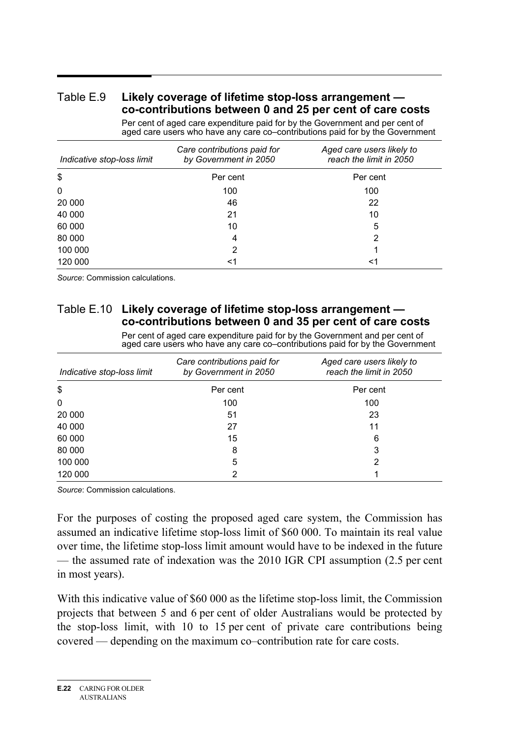Table E.9 **Likely coverage of lifetime stop-loss arrangement — co-contributions between 0 and 25 per cent of care costs**

Per cent of aged care expenditure paid for by the Government and per cent of aged care users who have any care co–contributions paid for by the Government

| *Indicative stop-loss limit* | *Care contributions paid for by Government in 2050* | *Aged care users likely to reach the limit in 2050* |
|---|---|---|
| $ | Per cent | Per cent |
| 0 | 100 | 100 |
| 20 000 | 46 | 22 |
| 40 000 | 21 | 10 |
| 60 000 | 10 | 5 |
| 80 000 | 4 | 2 |
| 100 000 | 2 | 1 |
| 120 000 | <1 | <1 |

*Source*: Commission calculations.

Table E.10 **Likely coverage of lifetime stop-loss arrangement — co-contributions between 0 and 35 per cent of care costs**

Per cent of aged care expenditure paid for by the Government and per cent of aged care users who have any care co–contributions paid for by the Government

| *Indicative stop-loss limit* | *Care contributions paid for by Government in 2050* | *Aged care users likely to reach the limit in 2050* |
|---|---|---|
| $ | Per cent | Per cent |
| 0 | 100 | 100 |
| 20 000 | 51 | 23 |
| 40 000 | 27 | 11 |
| 60 000 | 15 | 6 |
| 80 000 | 8 | 3 |
| 100 000 | 5 | 2 |
| 120 000 | 2 | 1 |

*Source*: Commission calculations.

For the purposes of costing the proposed aged care system, the Commission has assumed an indicative lifetime stop-loss limit of $60 000. To maintain its real value over time, the lifetime stop-loss limit amount would have to be indexed in the future — the assumed rate of indexation was the 2010 IGR CPI assumption (2.5 per cent in most years).

With this indicative value of $60 000 as the lifetime stop-loss limit, the Commission projects that between 5 and 6 per cent of older Australians would be protected by the stop-loss limit, with 10 to 15 per cent of private care contributions being covered — depending on the maximum co–contribution rate for care costs.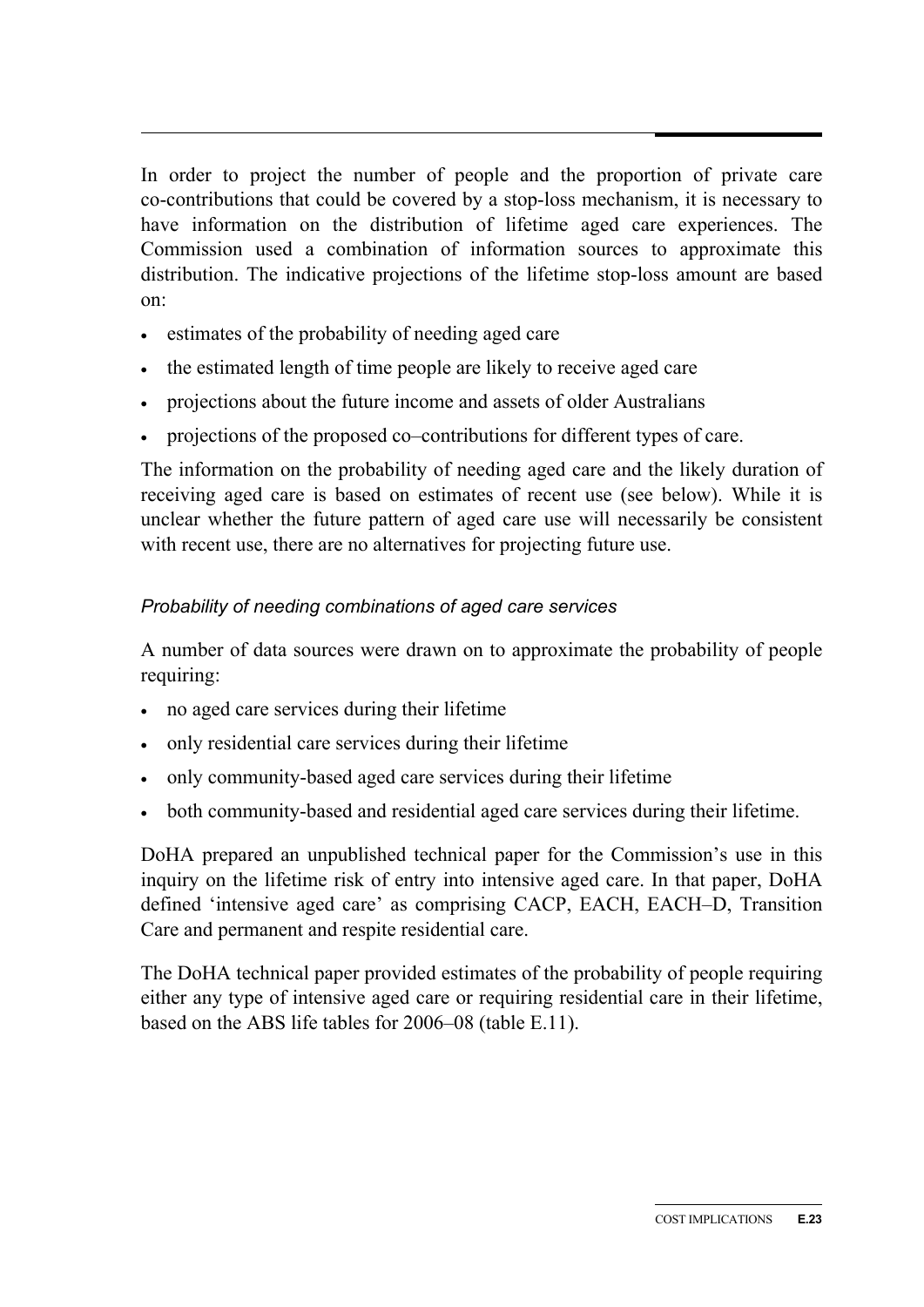In order to project the number of people and the proportion of private care co-contributions that could be covered by a stop-loss mechanism, it is necessary to have information on the distribution of lifetime aged care experiences. The Commission used a combination of information sources to approximate this distribution. The indicative projections of the lifetime stop-loss amount are based on:

- estimates of the probability of needing aged care
- the estimated length of time people are likely to receive aged care
- projections about the future income and assets of older Australians
- projections of the proposed co–contributions for different types of care.

The information on the probability of needing aged care and the likely duration of receiving aged care is based on estimates of recent use (see below). While it is unclear whether the future pattern of aged care use will necessarily be consistent with recent use, there are no alternatives for projecting future use.

*Probability of needing combinations of aged care services*

A number of data sources were drawn on to approximate the probability of people requiring:

- no aged care services during their lifetime
- only residential care services during their lifetime
- only community-based aged care services during their lifetime
- both community-based and residential aged care services during their lifetime.

DoHA prepared an unpublished technical paper for the Commission's use in this inquiry on the lifetime risk of entry into intensive aged care. In that paper, DoHA defined 'intensive aged care' as comprising CACP, EACH, EACH–D, Transition Care and permanent and respite residential care.

The DoHA technical paper provided estimates of the probability of people requiring either any type of intensive aged care or requiring residential care in their lifetime, based on the ABS life tables for 2006–08 (table E.11).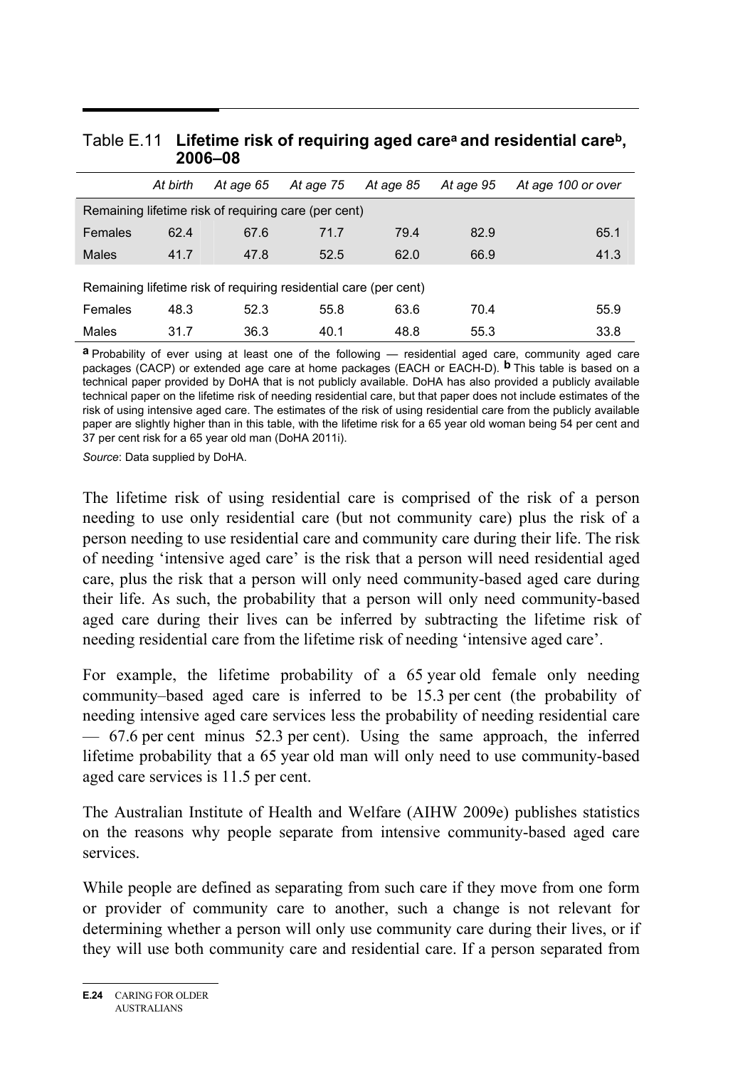Table E.11 **Lifetime risk of requiring aged care[a] and residential care[b], 2006–08**

| | *At birth* | *At age 65* | *At age 75* | *At age 85* | *At age 95* | *At age 100 or over* |
|---|---|---|---|---|---|---|
| Remaining lifetime risk of requiring care (per cent) | | | | | | |
| Females | 62.4 | 67.6 | 71.7 | 79.4 | 82.9 | 65.1 |
| Males | 41.7 | 47.8 | 52.5 | 62.0 | 66.9 | 41.3 |
| Remaining lifetime risk of requiring residential care (per cent) | | | | | | |
| Females | 48.3 | 52.3 | 55.8 | 63.6 | 70.4 | 55.9 |
| Males | 31.7 | 36.3 | 40.1 | 48.8 | 55.3 | 33.8 |

**a** Probability of ever using at least one of the following — residential aged care, community aged care packages (CACP) or extended age care at home packages (EACH or EACH-D). **b** This table is based on a technical paper provided by DoHA that is not publicly available. DoHA has also provided a publicly available technical paper on the lifetime risk of needing residential care, but that paper does not include estimates of the risk of using intensive aged care. The estimates of the risk of using residential care from the publicly available paper are slightly higher than in this table, with the lifetime risk for a 65 year old woman being 54 per cent and 37 per cent risk for a 65 year old man (DoHA 2011i).

*Source*: Data supplied by DoHA.

The lifetime risk of using residential care is comprised of the risk of a person needing to use only residential care (but not community care) plus the risk of a person needing to use residential care and community care during their life. The risk of needing 'intensive aged care' is the risk that a person will need residential aged care, plus the risk that a person will only need community-based aged care during their life. As such, the probability that a person will only need community-based aged care during their lives can be inferred by subtracting the lifetime risk of needing residential care from the lifetime risk of needing 'intensive aged care'.

For example, the lifetime probability of a 65 year old female only needing community–based aged care is inferred to be 15.3 per cent (the probability of needing intensive aged care services less the probability of needing residential care — 67.6 per cent minus 52.3 per cent). Using the same approach, the inferred lifetime probability that a 65 year old man will only need to use community-based aged care services is 11.5 per cent.

The Australian Institute of Health and Welfare (AIHW 2009e) publishes statistics on the reasons why people separate from intensive community-based aged care services.

While people are defined as separating from such care if they move from one form or provider of community care to another, such a change is not relevant for determining whether a person will only use community care during their lives, or if they will use both community care and residential care. If a person separated from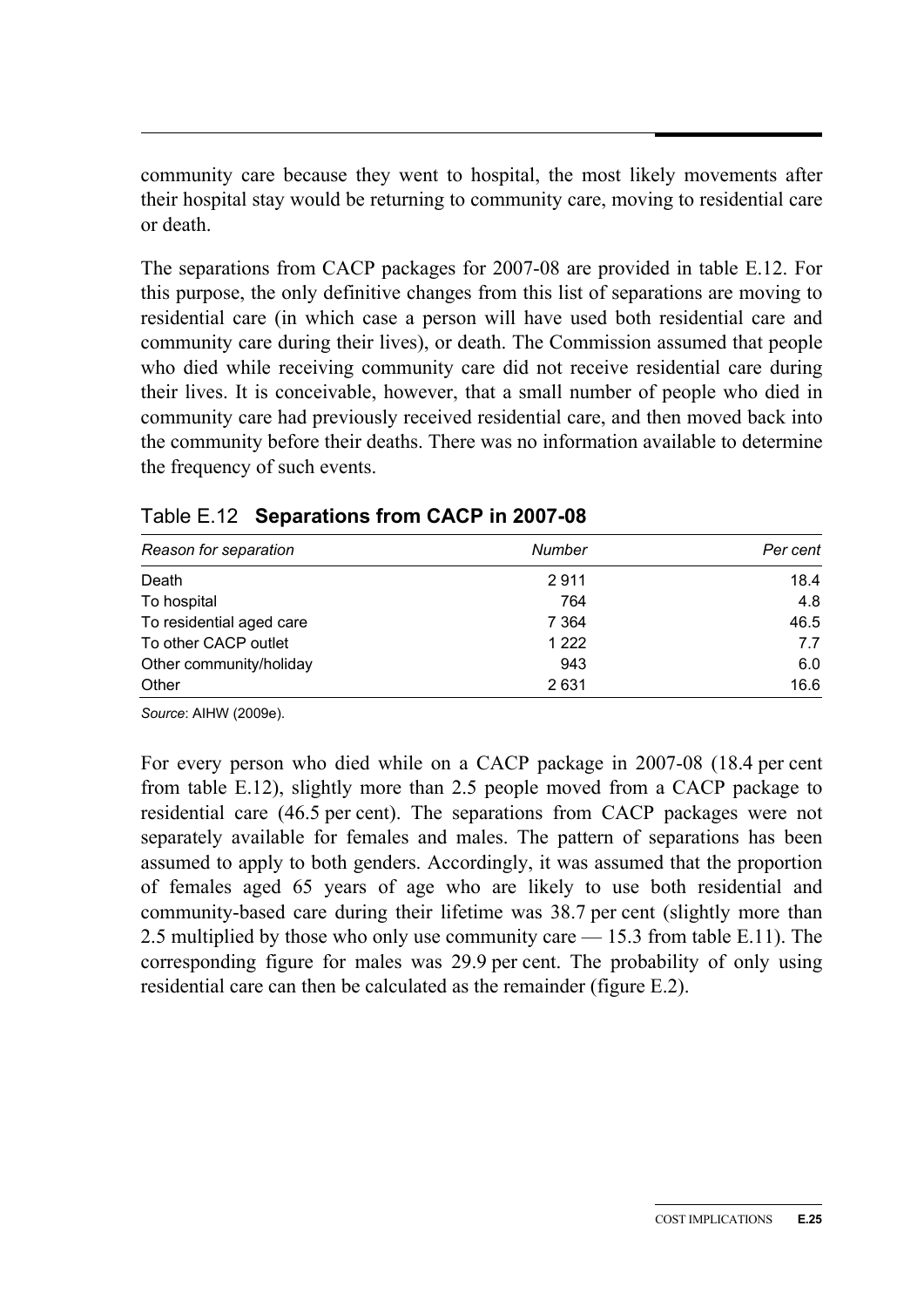community care because they went to hospital, the most likely movements after their hospital stay would be returning to community care, moving to residential care or death.

The separations from CACP packages for 2007-08 are provided in table E.12. For this purpose, the only definitive changes from this list of separations are moving to residential care (in which case a person will have used both residential care and community care during their lives), or death. The Commission assumed that people who died while receiving community care did not receive residential care during their lives. It is conceivable, however, that a small number of people who died in community care had previously received residential care, and then moved back into the community before their deaths. There was no information available to determine the frequency of such events.

Table E.12 **Separations from CACP in 2007-08**

| *Reason for separation* | *Number* | *Per cent* |
|---|---|---|
| Death | 2 911 | 18.4 |
| To hospital | 764 | 4.8 |
| To residential aged care | 7 364 | 46.5 |
| To other CACP outlet | 1 222 | 7.7 |
| Other community/holiday | 943 | 6.0 |
| Other | 2 631 | 16.6 |

*Source*: AIHW (2009e).

For every person who died while on a CACP package in 2007-08 (18.4 per cent from table E.12), slightly more than 2.5 people moved from a CACP package to residential care (46.5 per cent). The separations from CACP packages were not separately available for females and males. The pattern of separations has been assumed to apply to both genders. Accordingly, it was assumed that the proportion of females aged 65 years of age who are likely to use both residential and community-based care during their lifetime was 38.7 per cent (slightly more than 2.5 multiplied by those who only use community care — 15.3 from table E.11). The corresponding figure for males was 29.9 per cent. The probability of only using residential care can then be calculated as the remainder (figure E.2).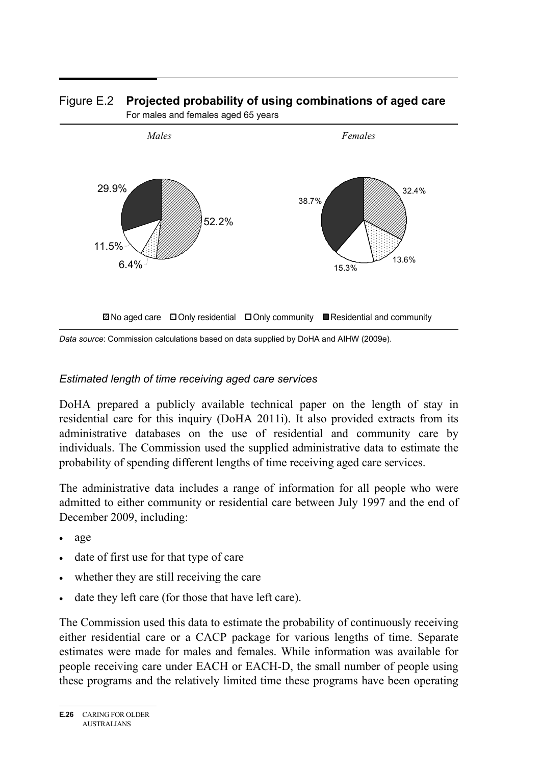Figure E.2 **Projected probability of using combinations of aged care**

For males and females aged 65 years

*Males*

29.9%

52.2%

11.5%

6.4%

*Females*

38.7%

32.4%

13.6%

15.3%

No aged care | Only residential | Only community | Residential and community

*Data source*: Commission calculations based on data supplied by DoHA and AIHW (2009e).

### *Estimated length of time receiving aged care services*

DoHA prepared a publicly available technical paper on the length of stay in residential care for this inquiry (DoHA 2011i). It also provided extracts from its administrative databases on the use of residential and community care by individuals. The Commission used the supplied administrative data to estimate the probability of spending different lengths of time receiving aged care services.

The administrative data includes a range of information for all people who were admitted to either community or residential care between July 1997 and the end of December 2009, including:

- age
- date of first use for that type of care
- whether they are still receiving the care
- date they left care (for those that have left care).

The Commission used this data to estimate the probability of continuously receiving either residential care or a CACP package for various lengths of time. Separate estimates were made for males and females. While information was available for people receiving care under EACH or EACH-D, the small number of people using these programs and the relatively limited time these programs have been operating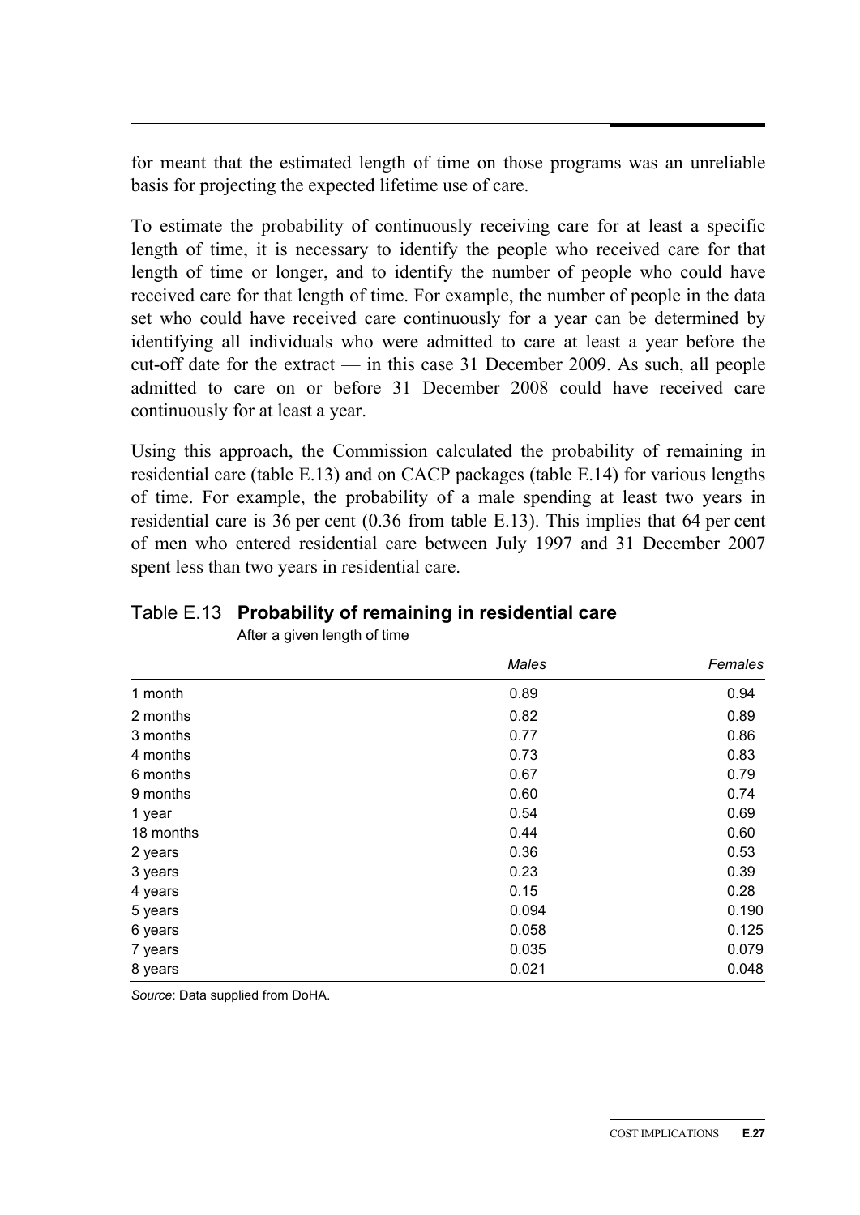for meant that the estimated length of time on those programs was an unreliable basis for projecting the expected lifetime use of care.

To estimate the probability of continuously receiving care for at least a specific length of time, it is necessary to identify the people who received care for that length of time or longer, and to identify the number of people who could have received care for that length of time. For example, the number of people in the data set who could have received care continuously for a year can be determined by identifying all individuals who were admitted to care at least a year before the cut-off date for the extract — in this case 31 December 2009. As such, all people admitted to care on or before 31 December 2008 could have received care continuously for at least a year.

Using this approach, the Commission calculated the probability of remaining in residential care (table E.13) and on CACP packages (table E.14) for various lengths of time. For example, the probability of a male spending at least two years in residential care is 36 per cent (0.36 from table E.13). This implies that 64 per cent of men who entered residential care between July 1997 and 31 December 2007 spent less than two years in residential care.

Table E.13 **Probability of remaining in residential care**

After a given length of time

| | *Males* | *Females* |
|---|---|---|
| 1 month | 0.89 | 0.94 |
| 2 months | 0.82 | 0.89 |
| 3 months | 0.77 | 0.86 |
| 4 months | 0.73 | 0.83 |
| 6 months | 0.67 | 0.79 |
| 9 months | 0.60 | 0.74 |
| 1 year | 0.54 | 0.69 |
| 18 months | 0.44 | 0.60 |
| 2 years | 0.36 | 0.53 |
| 3 years | 0.23 | 0.39 |
| 4 years | 0.15 | 0.28 |
| 5 years | 0.094 | 0.190 |
| 6 years | 0.058 | 0.125 |
| 7 years | 0.035 | 0.079 |
| 8 years | 0.021 | 0.048 |

*Source*: Data supplied from DoHA.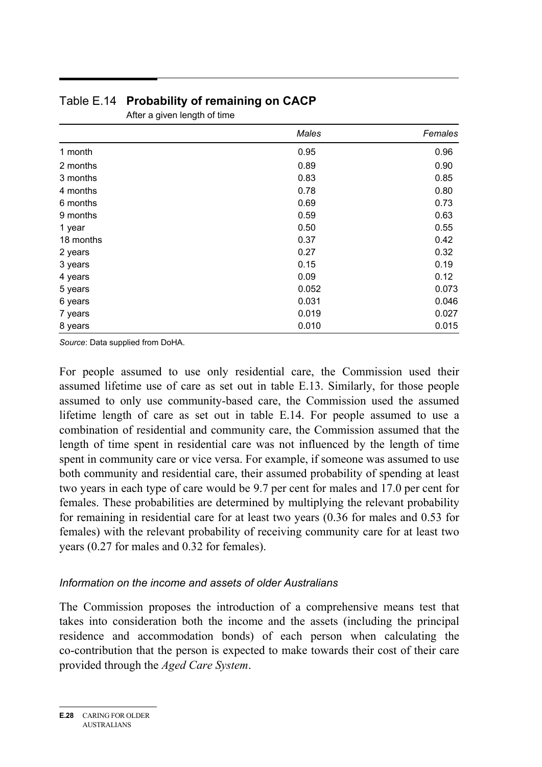Table E.14 **Probability of remaining on CACP**

After a given length of time

| | *Males* | *Females* |
|---|---|---|
| 1 month | 0.95 | 0.96 |
| 2 months | 0.89 | 0.90 |
| 3 months | 0.83 | 0.85 |
| 4 months | 0.78 | 0.80 |
| 6 months | 0.69 | 0.73 |
| 9 months | 0.59 | 0.63 |
| 1 year | 0.50 | 0.55 |
| 18 months | 0.37 | 0.42 |
| 2 years | 0.27 | 0.32 |
| 3 years | 0.15 | 0.19 |
| 4 years | 0.09 | 0.12 |
| 5 years | 0.052 | 0.073 |
| 6 years | 0.031 | 0.046 |
| 7 years | 0.019 | 0.027 |
| 8 years | 0.010 | 0.015 |

*Source*: Data supplied from DoHA.

For people assumed to use only residential care, the Commission used their assumed lifetime use of care as set out in table E.13. Similarly, for those people assumed to only use community-based care, the Commission used the assumed lifetime length of care as set out in table E.14. For people assumed to use a combination of residential and community care, the Commission assumed that the length of time spent in residential care was not influenced by the length of time spent in community care or vice versa. For example, if someone was assumed to use both community and residential care, their assumed probability of spending at least two years in each type of care would be 9.7 per cent for males and 17.0 per cent for females. These probabilities are determined by multiplying the relevant probability for remaining in residential care for at least two years (0.36 for males and 0.53 for females) with the relevant probability of receiving community care for at least two years (0.27 for males and 0.32 for females).

### *Information on the income and assets of older Australians*

The Commission proposes the introduction of a comprehensive means test that takes into consideration both the income and the assets (including the principal residence and accommodation bonds) of each person when calculating the co-contribution that the person is expected to make towards their cost of their care provided through the *Aged Care System*.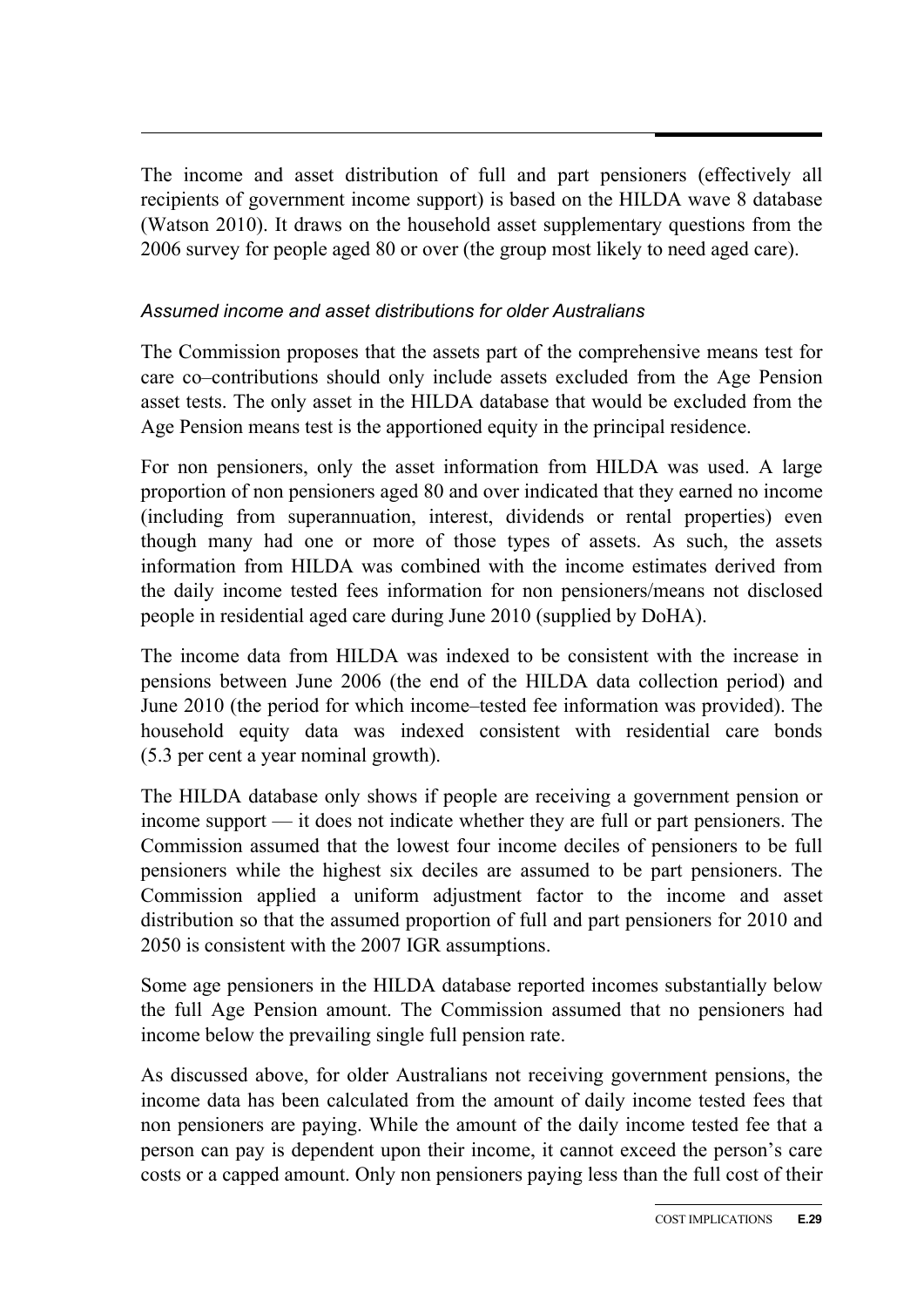The income and asset distribution of full and part pensioners (effectively all recipients of government income support) is based on the HILDA wave 8 database (Watson 2010). It draws on the household asset supplementary questions from the 2006 survey for people aged 80 or over (the group most likely to need aged care).

### *Assumed income and asset distributions for older Australians*

The Commission proposes that the assets part of the comprehensive means test for care co–contributions should only include assets excluded from the Age Pension asset tests. The only asset in the HILDA database that would be excluded from the Age Pension means test is the apportioned equity in the principal residence.

For non pensioners, only the asset information from HILDA was used. A large proportion of non pensioners aged 80 and over indicated that they earned no income (including from superannuation, interest, dividends or rental properties) even though many had one or more of those types of assets. As such, the assets information from HILDA was combined with the income estimates derived from the daily income tested fees information for non pensioners/means not disclosed people in residential aged care during June 2010 (supplied by DoHA).

The income data from HILDA was indexed to be consistent with the increase in pensions between June 2006 (the end of the HILDA data collection period) and June 2010 (the period for which income–tested fee information was provided). The household equity data was indexed consistent with residential care bonds (5.3 per cent a year nominal growth).

The HILDA database only shows if people are receiving a government pension or income support — it does not indicate whether they are full or part pensioners. The Commission assumed that the lowest four income deciles of pensioners to be full pensioners while the highest six deciles are assumed to be part pensioners. The Commission applied a uniform adjustment factor to the income and asset distribution so that the assumed proportion of full and part pensioners for 2010 and 2050 is consistent with the 2007 IGR assumptions.

Some age pensioners in the HILDA database reported incomes substantially below the full Age Pension amount. The Commission assumed that no pensioners had income below the prevailing single full pension rate.

As discussed above, for older Australians not receiving government pensions, the income data has been calculated from the amount of daily income tested fees that non pensioners are paying. While the amount of the daily income tested fee that a person can pay is dependent upon their income, it cannot exceed the person's care costs or a capped amount. Only non pensioners paying less than the full cost of their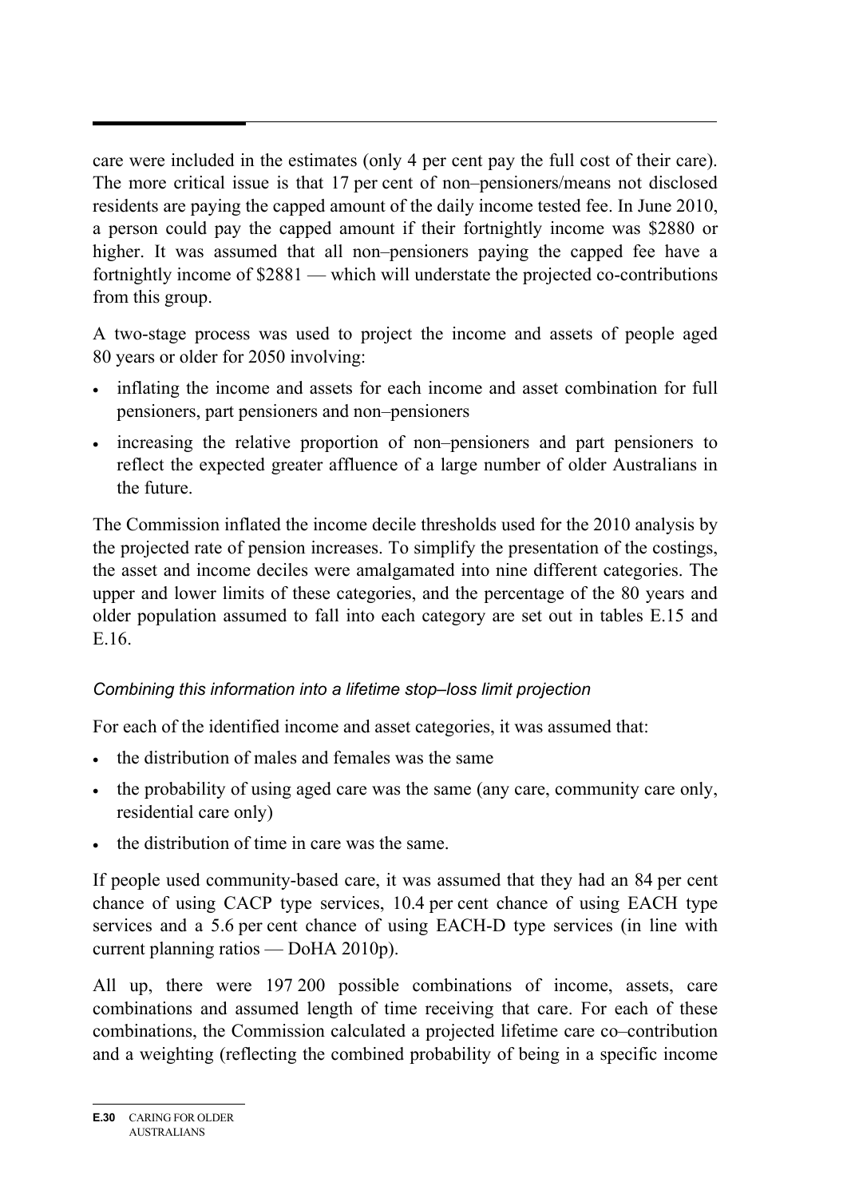care were included in the estimates (only 4 per cent pay the full cost of their care). The more critical issue is that 17 per cent of non–pensioners/means not disclosed residents are paying the capped amount of the daily income tested fee. In June 2010, a person could pay the capped amount if their fortnightly income was $2880 or higher. It was assumed that all non–pensioners paying the capped fee have a fortnightly income of $2881 — which will understate the projected co-contributions from this group.

A two-stage process was used to project the income and assets of people aged 80 years or older for 2050 involving:

- inflating the income and assets for each income and asset combination for full pensioners, part pensioners and non–pensioners
- increasing the relative proportion of non–pensioners and part pensioners to reflect the expected greater affluence of a large number of older Australians in the future.

The Commission inflated the income decile thresholds used for the 2010 analysis by the projected rate of pension increases. To simplify the presentation of the costings, the asset and income deciles were amalgamated into nine different categories. The upper and lower limits of these categories, and the percentage of the 80 years and older population assumed to fall into each category are set out in tables E.15 and E.16.

*Combining this information into a lifetime stop–loss limit projection*

For each of the identified income and asset categories, it was assumed that:

- the distribution of males and females was the same
- the probability of using aged care was the same (any care, community care only, residential care only)
- the distribution of time in care was the same.

If people used community-based care, it was assumed that they had an 84 per cent chance of using CACP type services, 10.4 per cent chance of using EACH type services and a 5.6 per cent chance of using EACH-D type services (in line with current planning ratios — DoHA 2010p).

All up, there were 197 200 possible combinations of income, assets, care combinations and assumed length of time receiving that care. For each of these combinations, the Commission calculated a projected lifetime care co–contribution and a weighting (reflecting the combined probability of being in a specific income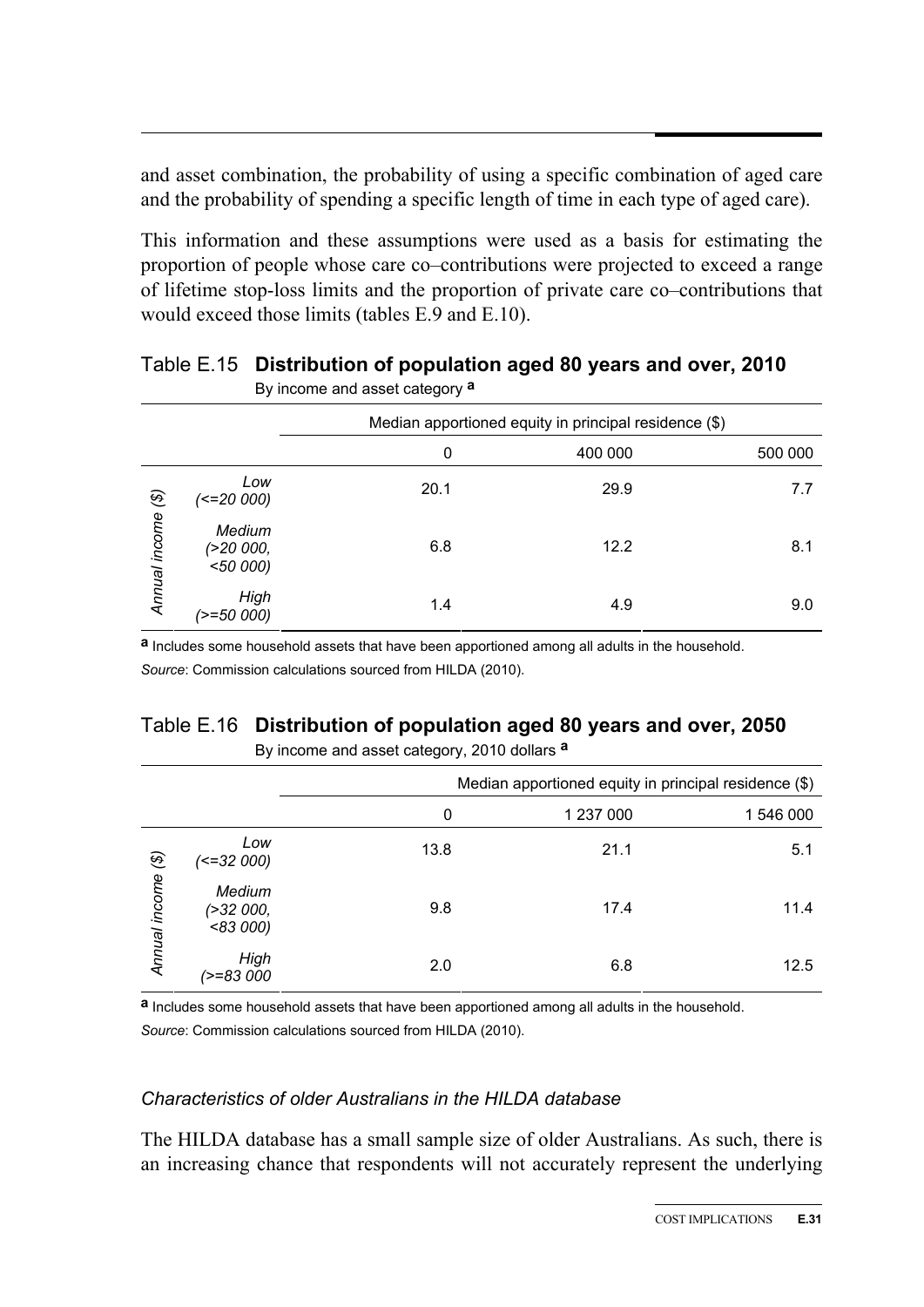and asset combination, the probability of using a specific combination of aged care and the probability of spending a specific length of time in each type of aged care).

This information and these assumptions were used as a basis for estimating the proportion of people whose care co–contributions were projected to exceed a range of lifetime stop-loss limits and the proportion of private care co–contributions that would exceed those limits (tables E.9 and E.10).

### Table E.15 **Distribution of population aged 80 years and over, 2010**

By income and asset category [a]

| | | Median apportioned equity in principal residence ($) | | |
|---|---|---|---|---|
| | | 0 | 400 000 | 500 000 |
| *Annual income ($)* | *Low (<=20 000)* | 20.1 | 29.9 | 7.7 |
| | *Medium (>20 000, <50 000)* | 6.8 | 12.2 | 8.1 |
| | *High (>=50 000)* | 1.4 | 4.9 | 9.0 |

**a** Includes some household assets that have been apportioned among all adults in the household.

*Source*: Commission calculations sourced from HILDA (2010).

### Table E.16 **Distribution of population aged 80 years and over, 2050**

By income and asset category, 2010 dollars [a]

| | | Median apportioned equity in principal residence ($) | | |
|---|---|---|---|---|
| | | 0 | 1 237 000 | 1 546 000 |
| *Annual income ($)* | *Low (<=32 000)* | 13.8 | 21.1 | 5.1 |
| | *Medium (>32 000, <83 000)* | 9.8 | 17.4 | 11.4 |
| | *High (>=83 000* | 2.0 | 6.8 | 12.5 |

**a** Includes some household assets that have been apportioned among all adults in the household.

*Source*: Commission calculations sourced from HILDA (2010).

#### *Characteristics of older Australians in the HILDA database*

The HILDA database has a small sample size of older Australians. As such, there is an increasing chance that respondents will not accurately represent the underlying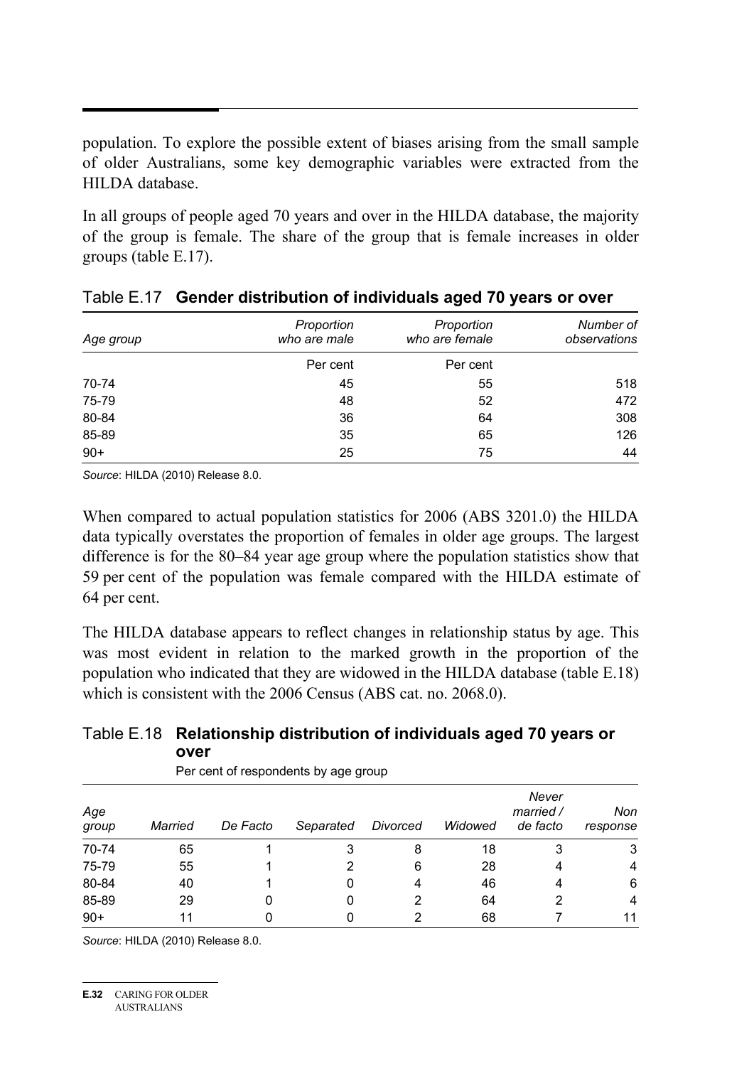population. To explore the possible extent of biases arising from the small sample of older Australians, some key demographic variables were extracted from the HILDA database.

In all groups of people aged 70 years and over in the HILDA database, the majority of the group is female. The share of the group that is female increases in older groups (table E.17).

Table E.17 **Gender distribution of individuals aged 70 years or over**

| *Age group* | *Proportion who are male* | *Proportion who are female* | *Number of observations* |
|---|---|---|---|
| | Per cent | Per cent | |
| 70-74 | 45 | 55 | 518 |
| 75-79 | 48 | 52 | 472 |
| 80-84 | 36 | 64 | 308 |
| 85-89 | 35 | 65 | 126 |
| 90+ | 25 | 75 | 44 |

*Source*: HILDA (2010) Release 8.0.

When compared to actual population statistics for 2006 (ABS 3201.0) the HILDA data typically overstates the proportion of females in older age groups. The largest difference is for the 80–84 year age group where the population statistics show that 59 per cent of the population was female compared with the HILDA estimate of 64 per cent.

The HILDA database appears to reflect changes in relationship status by age. This was most evident in relation to the marked growth in the proportion of the population who indicated that they are widowed in the HILDA database (table E.18) which is consistent with the 2006 Census (ABS cat. no. 2068.0).

Table E.18 **Relationship distribution of individuals aged 70 years or over**

Per cent of respondents by age group

| *Age group* | *Married* | *De Facto* | *Separated* | *Divorced* | *Widowed* | *Never married / de facto* | *Non response* |
|---|---|---|---|---|---|---|---|
| 70-74 | 65 | 1 | 3 | 8 | 18 | 3 | 3 |
| 75-79 | 55 | 1 | 2 | 6 | 28 | 4 | 4 |
| 80-84 | 40 | 1 | 0 | 4 | 46 | 4 | 6 |
| 85-89 | 29 | 0 | 0 | 2 | 64 | 2 | 4 |
| 90+ | 11 | 0 | 0 | 2 | 68 | 7 | 11 |

*Source*: HILDA (2010) Release 8.0.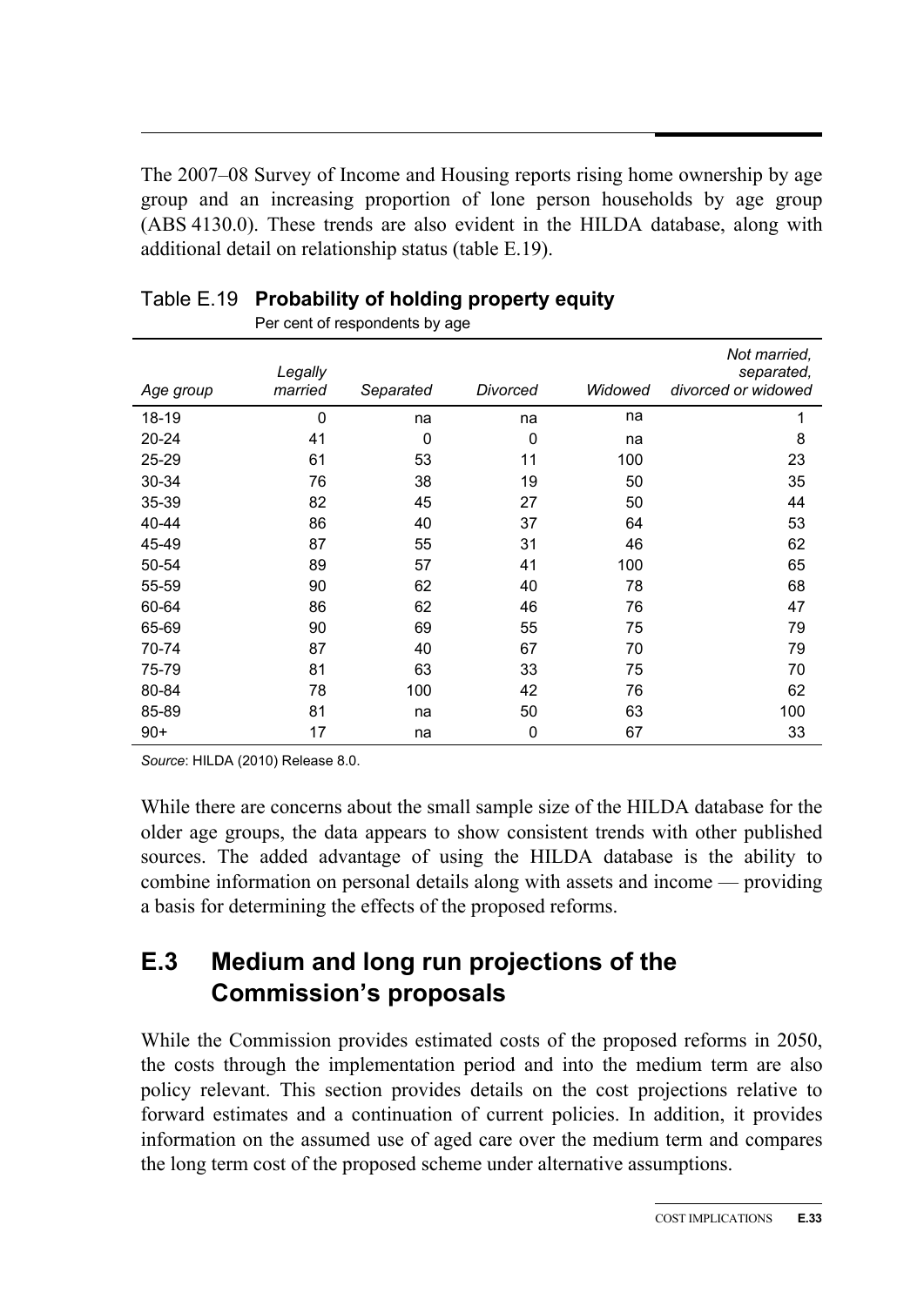The 2007–08 Survey of Income and Housing reports rising home ownership by age group and an increasing proportion of lone person households by age group (ABS 4130.0). These trends are also evident in the HILDA database, along with additional detail on relationship status (table E.19).

Table E.19 **Probability of holding property equity**

Per cent of respondents by age

| *Age group* | *Legally married* | *Separated* | *Divorced* | *Widowed* | *Not married, separated, divorced or widowed* |
|---|---|---|---|---|---|
| 18-19 | 0 | na | na | na | 1 |
| 20-24 | 41 | 0 | 0 | na | 8 |
| 25-29 | 61 | 53 | 11 | 100 | 23 |
| 30-34 | 76 | 38 | 19 | 50 | 35 |
| 35-39 | 82 | 45 | 27 | 50 | 44 |
| 40-44 | 86 | 40 | 37 | 64 | 53 |
| 45-49 | 87 | 55 | 31 | 46 | 62 |
| 50-54 | 89 | 57 | 41 | 100 | 65 |
| 55-59 | 90 | 62 | 40 | 78 | 68 |
| 60-64 | 86 | 62 | 46 | 76 | 47 |
| 65-69 | 90 | 69 | 55 | 75 | 79 |
| 70-74 | 87 | 40 | 67 | 70 | 79 |
| 75-79 | 81 | 63 | 33 | 75 | 70 |
| 80-84 | 78 | 100 | 42 | 76 | 62 |
| 85-89 | 81 | na | 50 | 63 | 100 |
| 90+ | 17 | na | 0 | 67 | 33 |

*Source*: HILDA (2010) Release 8.0.

While there are concerns about the small sample size of the HILDA database for the older age groups, the data appears to show consistent trends with other published sources. The added advantage of using the HILDA database is the ability to combine information on personal details along with assets and income — providing a basis for determining the effects of the proposed reforms.

## E.3 Medium and long run projections of the Commission's proposals

While the Commission provides estimated costs of the proposed reforms in 2050, the costs through the implementation period and into the medium term are also policy relevant. This section provides details on the cost projections relative to forward estimates and a continuation of current policies. In addition, it provides information on the assumed use of aged care over the medium term and compares the long term cost of the proposed scheme under alternative assumptions.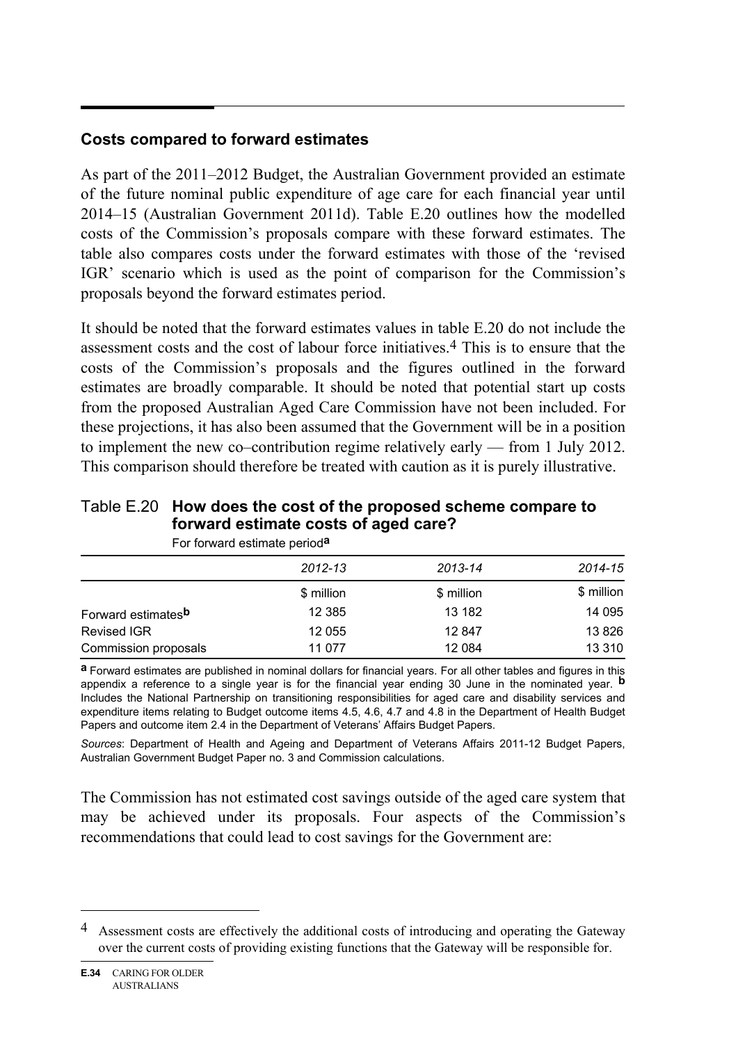## Costs compared to forward estimates

As part of the 2011–2012 Budget, the Australian Government provided an estimate of the future nominal public expenditure of age care for each financial year until 2014–15 (Australian Government 2011d). Table E.20 outlines how the modelled costs of the Commission's proposals compare with these forward estimates. The table also compares costs under the forward estimates with those of the 'revised IGR' scenario which is used as the point of comparison for the Commission's proposals beyond the forward estimates period.

It should be noted that the forward estimates values in table E.20 do not include the assessment costs and the cost of labour force initiatives.[4] This is to ensure that the costs of the Commission's proposals and the figures outlined in the forward estimates are broadly comparable. It should be noted that potential start up costs from the proposed Australian Aged Care Commission have not been included. For these projections, it has also been assumed that the Government will be in a position to implement the new co–contribution regime relatively early — from 1 July 2012. This comparison should therefore be treated with caution as it is purely illustrative.

Table E.20 **How does the cost of the proposed scheme compare to forward estimate costs of aged care?**

For forward estimate period[a]

| | *2012-13* | *2013-14* | *2014-15* |
|---|---|---|---|
| | $ million | $ million | $ million |
| Forward estimates[b] | 12 385 | 13 182 | 14 095 |
| Revised IGR | 12 055 | 12 847 | 13 826 |
| Commission proposals | 11 077 | 12 084 | 13 310 |

[a] Forward estimates are published in nominal dollars for financial years. For all other tables and figures in this appendix a reference to a single year is for the financial year ending 30 June in the nominated year. [b] Includes the National Partnership on transitioning responsibilities for aged care and disability services and expenditure items relating to Budget outcome items 4.5, 4.6, 4.7 and 4.8 in the Department of Health Budget Papers and outcome item 2.4 in the Department of Veterans' Affairs Budget Papers.

*Sources*: Department of Health and Ageing and Department of Veterans Affairs 2011-12 Budget Papers, Australian Government Budget Paper no. 3 and Commission calculations.

The Commission has not estimated cost savings outside of the aged care system that may be achieved under its proposals. Four aspects of the Commission's recommendations that could lead to cost savings for the Government are:

[4] Assessment costs are effectively the additional costs of introducing and operating the Gateway over the current costs of providing existing functions that the Gateway will be responsible for.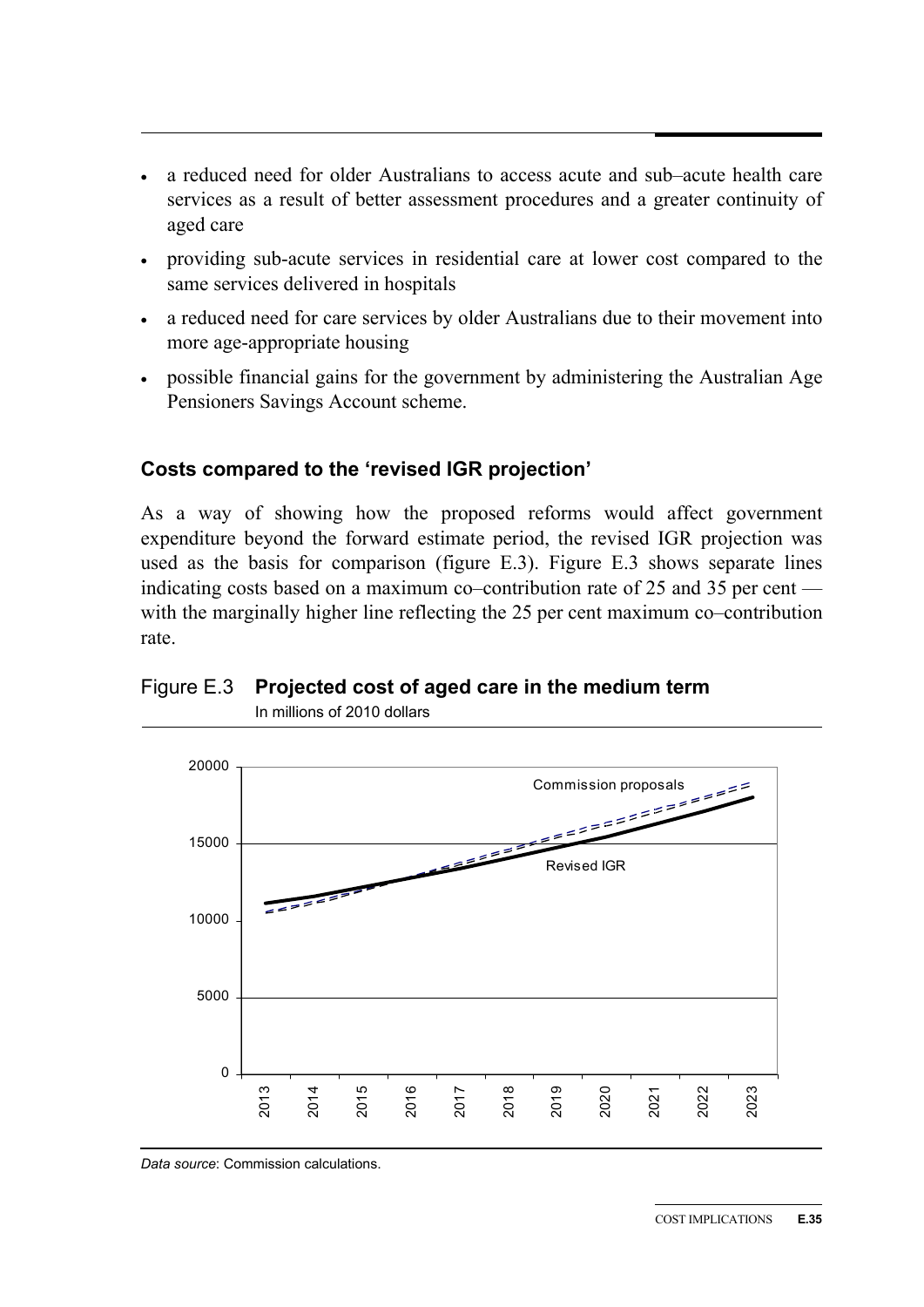- a reduced need for older Australians to access acute and sub–acute health care services as a result of better assessment procedures and a greater continuity of aged care
- providing sub-acute services in residential care at lower cost compared to the same services delivered in hospitals
- a reduced need for care services by older Australians due to their movement into more age-appropriate housing
- possible financial gains for the government by administering the Australian Age Pensioners Savings Account scheme.

### Costs compared to the 'revised IGR projection'

As a way of showing how the proposed reforms would affect government expenditure beyond the forward estimate period, the revised IGR projection was used as the basis for comparison (figure E.3). Figure E.3 shows separate lines indicating costs based on a maximum co–contribution rate of 25 and 35 per cent — with the marginally higher line reflecting the 25 per cent maximum co–contribution rate.

Figure E.3 **Projected cost of aged care in the medium term**
In millions of 2010 dollars

*Data source*: Commission calculations.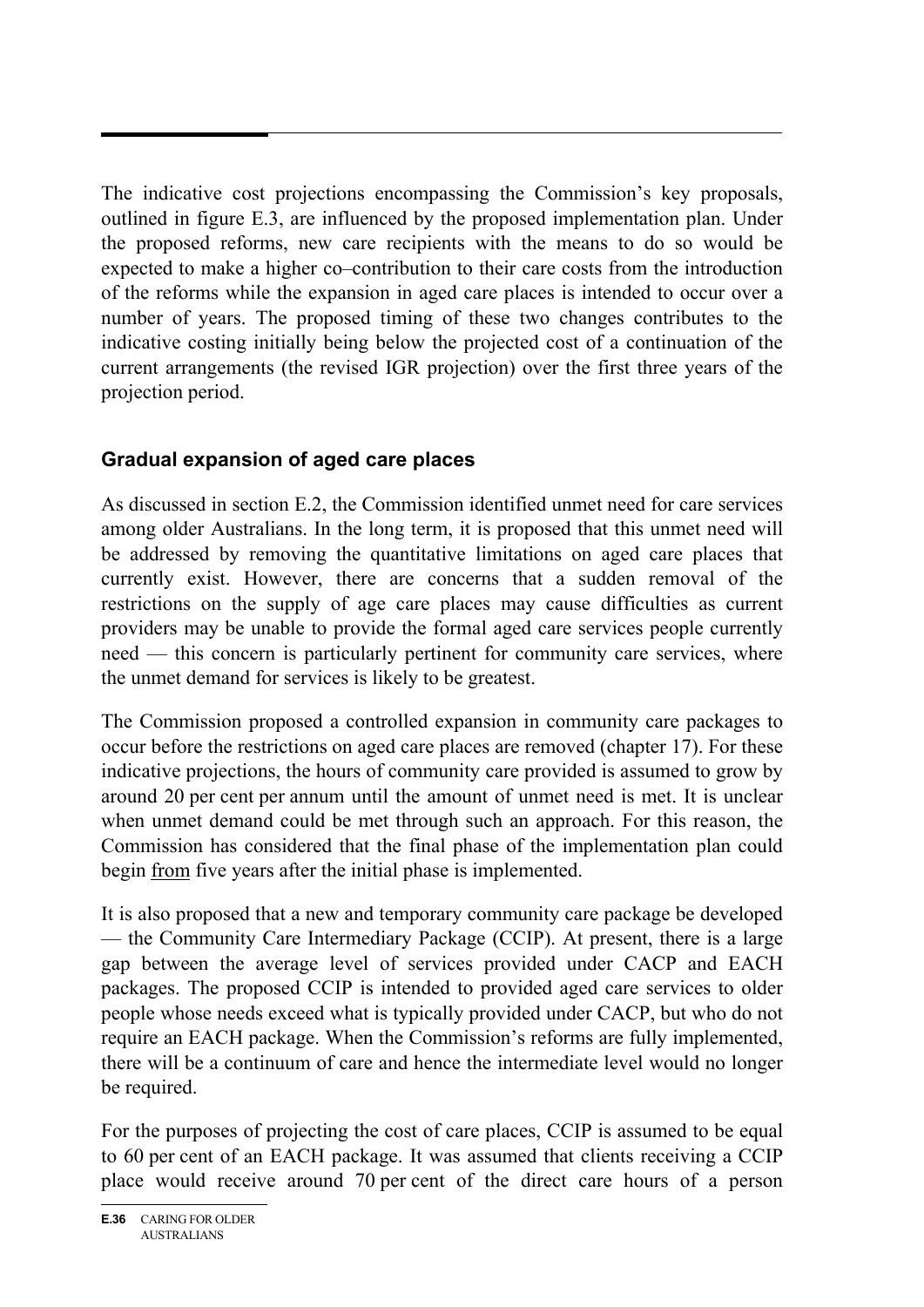The indicative cost projections encompassing the Commission's key proposals, outlined in figure E.3, are influenced by the proposed implementation plan. Under the proposed reforms, new care recipients with the means to do so would be expected to make a higher co–contribution to their care costs from the introduction of the reforms while the expansion in aged care places is intended to occur over a number of years. The proposed timing of these two changes contributes to the indicative costing initially being below the projected cost of a continuation of the current arrangements (the revised IGR projection) over the first three years of the projection period.

### Gradual expansion of aged care places

As discussed in section E.2, the Commission identified unmet need for care services among older Australians. In the long term, it is proposed that this unmet need will be addressed by removing the quantitative limitations on aged care places that currently exist. However, there are concerns that a sudden removal of the restrictions on the supply of age care places may cause difficulties as current providers may be unable to provide the formal aged care services people currently need — this concern is particularly pertinent for community care services, where the unmet demand for services is likely to be greatest.

The Commission proposed a controlled expansion in community care packages to occur before the restrictions on aged care places are removed (chapter 17). For these indicative projections, the hours of community care provided is assumed to grow by around 20 per cent per annum until the amount of unmet need is met. It is unclear when unmet demand could be met through such an approach. For this reason, the Commission has considered that the final phase of the implementation plan could begin from five years after the initial phase is implemented.

It is also proposed that a new and temporary community care package be developed — the Community Care Intermediary Package (CCIP). At present, there is a large gap between the average level of services provided under CACP and EACH packages. The proposed CCIP is intended to provided aged care services to older people whose needs exceed what is typically provided under CACP, but who do not require an EACH package. When the Commission's reforms are fully implemented, there will be a continuum of care and hence the intermediate level would no longer be required.

For the purposes of projecting the cost of care places, CCIP is assumed to be equal to 60 per cent of an EACH package. It was assumed that clients receiving a CCIP place would receive around 70 per cent of the direct care hours of a person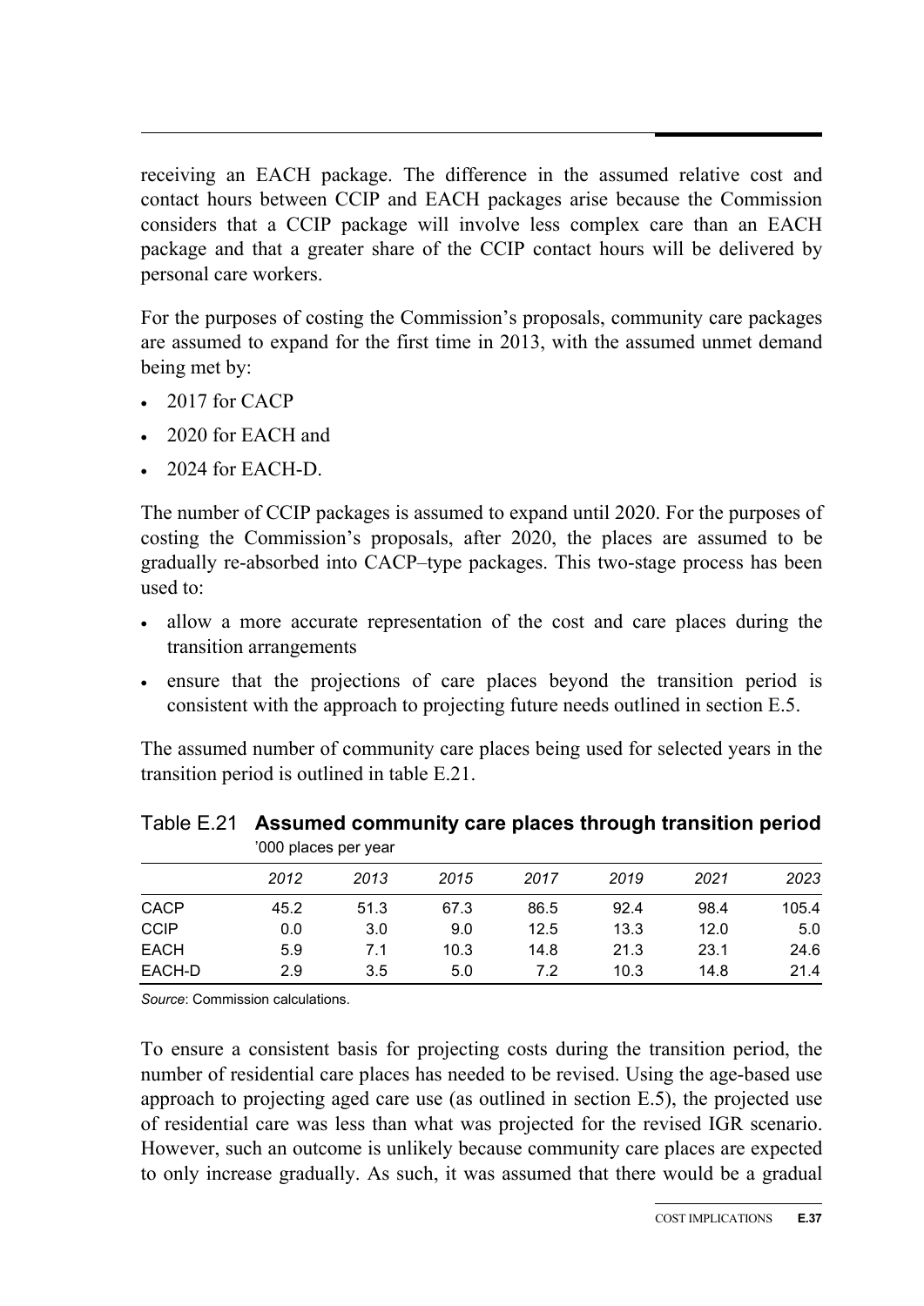receiving an EACH package. The difference in the assumed relative cost and contact hours between CCIP and EACH packages arise because the Commission considers that a CCIP package will involve less complex care than an EACH package and that a greater share of the CCIP contact hours will be delivered by personal care workers.

For the purposes of costing the Commission's proposals, community care packages are assumed to expand for the first time in 2013, with the assumed unmet demand being met by:

- 2017 for CACP
- 2020 for EACH and
- 2024 for EACH-D.

The number of CCIP packages is assumed to expand until 2020. For the purposes of costing the Commission's proposals, after 2020, the places are assumed to be gradually re-absorbed into CACP–type packages. This two-stage process has been used to:

- allow a more accurate representation of the cost and care places during the transition arrangements
- ensure that the projections of care places beyond the transition period is consistent with the approach to projecting future needs outlined in section E.5.

The assumed number of community care places being used for selected years in the transition period is outlined in table E.21.

Table E.21 **Assumed community care places through transition period**
'000 places per year

| | *2012* | *2013* | *2015* | *2017* | *2019* | *2021* | *2023* |
|---|---|---|---|---|---|---|---|
| CACP | 45.2 | 51.3 | 67.3 | 86.5 | 92.4 | 98.4 | 105.4 |
| CCIP | 0.0 | 3.0 | 9.0 | 12.5 | 13.3 | 12.0 | 5.0 |
| EACH | 5.9 | 7.1 | 10.3 | 14.8 | 21.3 | 23.1 | 24.6 |
| EACH-D | 2.9 | 3.5 | 5.0 | 7.2 | 10.3 | 14.8 | 21.4 |

*Source*: Commission calculations.

To ensure a consistent basis for projecting costs during the transition period, the number of residential care places has needed to be revised. Using the age-based use approach to projecting aged care use (as outlined in section E.5), the projected use of residential care was less than what was projected for the revised IGR scenario. However, such an outcome is unlikely because community care places are expected to only increase gradually. As such, it was assumed that there would be a gradual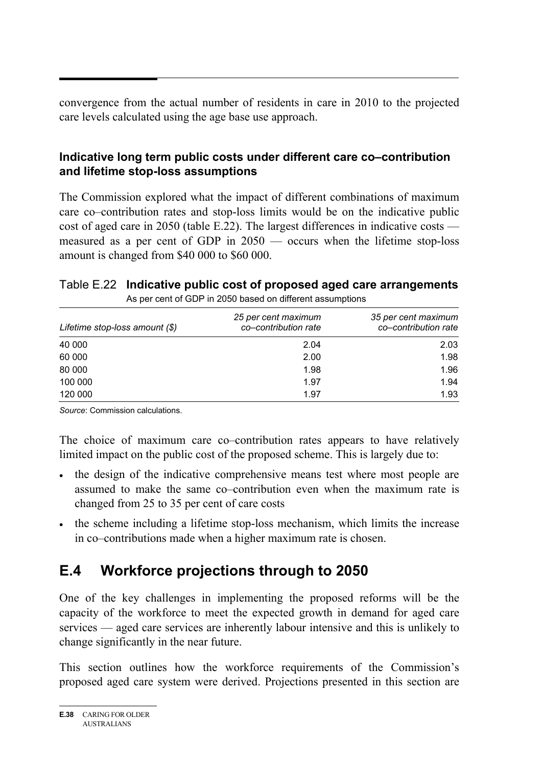convergence from the actual number of residents in care in 2010 to the projected care levels calculated using the age base use approach.

### Indicative long term public costs under different care co–contribution and lifetime stop-loss assumptions

The Commission explored what the impact of different combinations of maximum care co–contribution rates and stop-loss limits would be on the indicative public cost of aged care in 2050 (table E.22). The largest differences in indicative costs — measured as a per cent of GDP in 2050 — occurs when the lifetime stop-loss amount is changed from $40 000 to $60 000.

Table E.22 **Indicative public cost of proposed aged care arrangements**
As per cent of GDP in 2050 based on different assumptions

| *Lifetime stop-loss amount ($)* | *25 per cent maximum co–contribution rate* | *35 per cent maximum co–contribution rate* |
|---|---|---|
| 40 000 | 2.04 | 2.03 |
| 60 000 | 2.00 | 1.98 |
| 80 000 | 1.98 | 1.96 |
| 100 000 | 1.97 | 1.94 |
| 120 000 | 1.97 | 1.93 |

*Source*: Commission calculations.

The choice of maximum care co–contribution rates appears to have relatively limited impact on the public cost of the proposed scheme. This is largely due to:

- the design of the indicative comprehensive means test where most people are assumed to make the same co–contribution even when the maximum rate is changed from 25 to 35 per cent of care costs
- the scheme including a lifetime stop-loss mechanism, which limits the increase in co–contributions made when a higher maximum rate is chosen.

## E.4 Workforce projections through to 2050

One of the key challenges in implementing the proposed reforms will be the capacity of the workforce to meet the expected growth in demand for aged care services — aged care services are inherently labour intensive and this is unlikely to change significantly in the near future.

This section outlines how the workforce requirements of the Commission's proposed aged care system were derived. Projections presented in this section are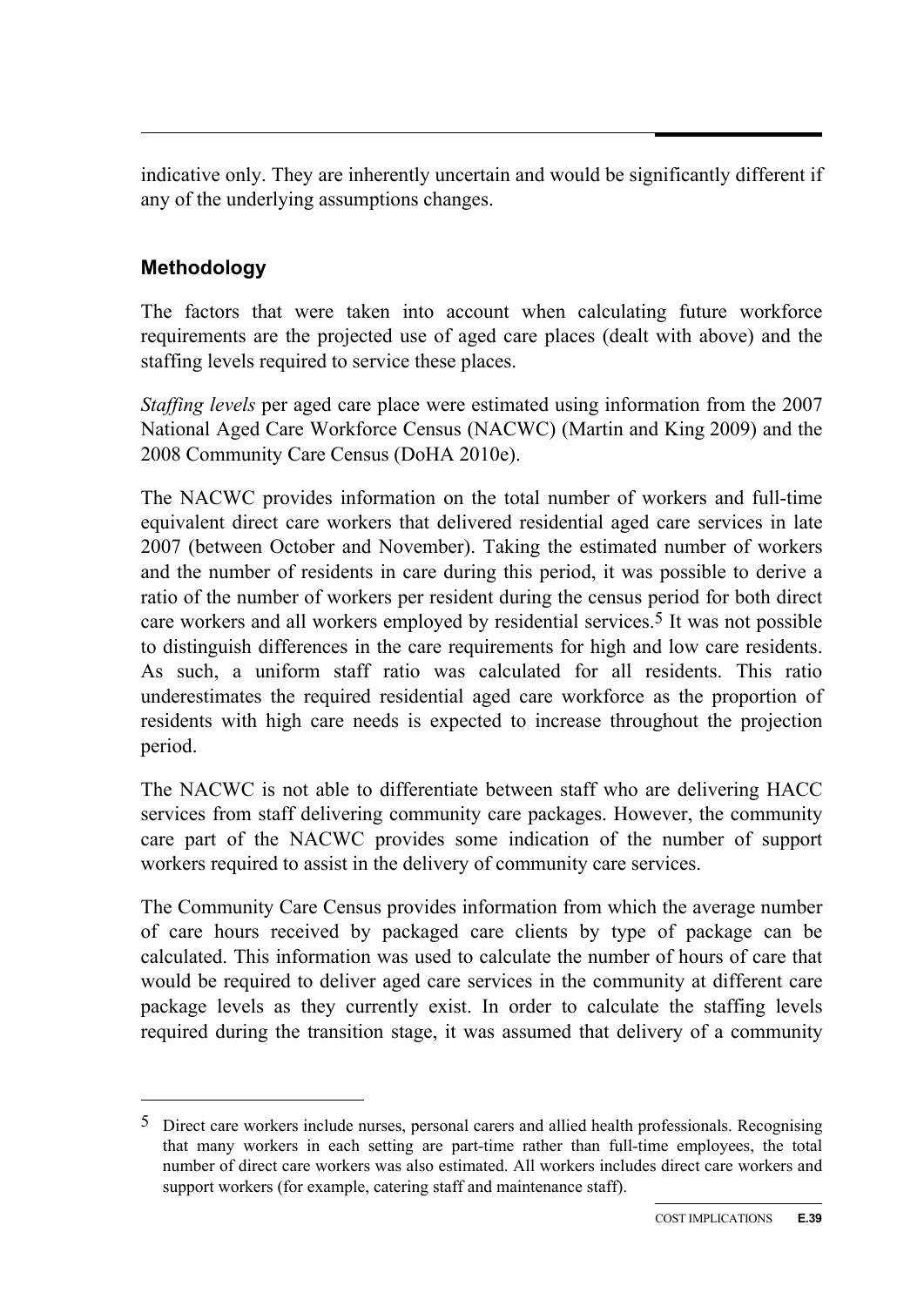indicative only. They are inherently uncertain and would be significantly different if any of the underlying assumptions changes.

### Methodology

The factors that were taken into account when calculating future workforce requirements are the projected use of aged care places (dealt with above) and the staffing levels required to service these places.

*Staffing levels* per aged care place were estimated using information from the 2007 National Aged Care Workforce Census (NACWC) (Martin and King 2009) and the 2008 Community Care Census (DoHA 2010e).

The NACWC provides information on the total number of workers and full-time equivalent direct care workers that delivered residential aged care services in late 2007 (between October and November). Taking the estimated number of workers and the number of residents in care during this period, it was possible to derive a ratio of the number of workers per resident during the census period for both direct care workers and all workers employed by residential services.[5] It was not possible to distinguish differences in the care requirements for high and low care residents. As such, a uniform staff ratio was calculated for all residents. This ratio underestimates the required residential aged care workforce as the proportion of residents with high care needs is expected to increase throughout the projection period.

The NACWC is not able to differentiate between staff who are delivering HACC services from staff delivering community care packages. However, the community care part of the NACWC provides some indication of the number of support workers required to assist in the delivery of community care services.

The Community Care Census provides information from which the average number of care hours received by packaged care clients by type of package can be calculated. This information was used to calculate the number of hours of care that would be required to deliver aged care services in the community at different care package levels as they currently exist. In order to calculate the staffing levels required during the transition stage, it was assumed that delivery of a community

---

[5] Direct care workers include nurses, personal carers and allied health professionals. Recognising that many workers in each setting are part-time rather than full-time employees, the total number of direct care workers was also estimated. All workers includes direct care workers and support workers (for example, catering staff and maintenance staff).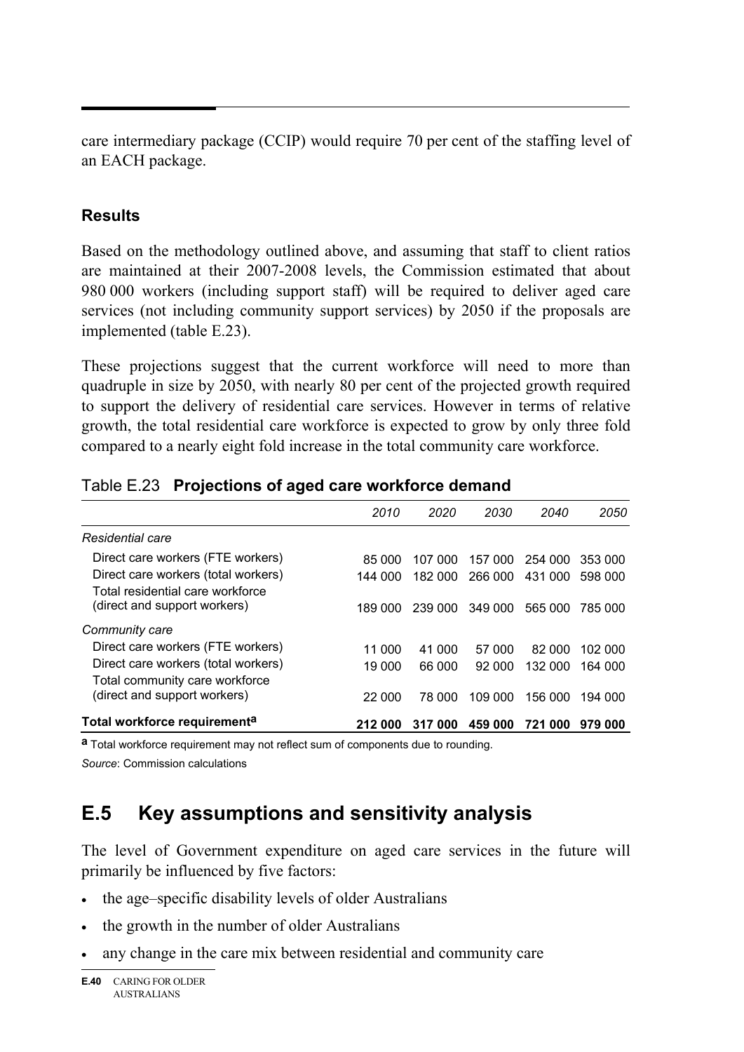care intermediary package (CCIP) would require 70 per cent of the staffing level of an EACH package.

### Results

Based on the methodology outlined above, and assuming that staff to client ratios are maintained at their 2007-2008 levels, the Commission estimated that about 980 000 workers (including support staff) will be required to deliver aged care services (not including community support services) by 2050 if the proposals are implemented (table E.23).

These projections suggest that the current workforce will need to more than quadruple in size by 2050, with nearly 80 per cent of the projected growth required to support the delivery of residential care services. However in terms of relative growth, the total residential care workforce is expected to grow by only three fold compared to a nearly eight fold increase in the total community care workforce.

Table E.23 **Projections of aged care workforce demand**

| | *2010* | *2020* | *2030* | *2040* | *2050* |
|---|---|---|---|---|---|
| *Residential care* | | | | | |
| Direct care workers (FTE workers) | 85 000 | 107 000 | 157 000 | 254 000 | 353 000 |
| Direct care workers (total workers) | 144 000 | 182 000 | 266 000 | 431 000 | 598 000 |
| Total residential care workforce (direct and support workers) | 189 000 | 239 000 | 349 000 | 565 000 | 785 000 |
| *Community care* | | | | | |
| Direct care workers (FTE workers) | 11 000 | 41 000 | 57 000 | 82 000 | 102 000 |
| Direct care workers (total workers) | 19 000 | 66 000 | 92 000 | 132 000 | 164 000 |
| Total community care workforce (direct and support workers) | 22 000 | 78 000 | 109 000 | 156 000 | 194 000 |
| **Total workforce requirement[a]** | **212 000** | **317 000** | **459 000** | **721 000** | **979 000** |

**a** Total workforce requirement may not reflect sum of components due to rounding.

*Source*: Commission calculations

## E.5 Key assumptions and sensitivity analysis

The level of Government expenditure on aged care services in the future will primarily be influenced by five factors:

- the age–specific disability levels of older Australians
- the growth in the number of older Australians
- any change in the care mix between residential and community care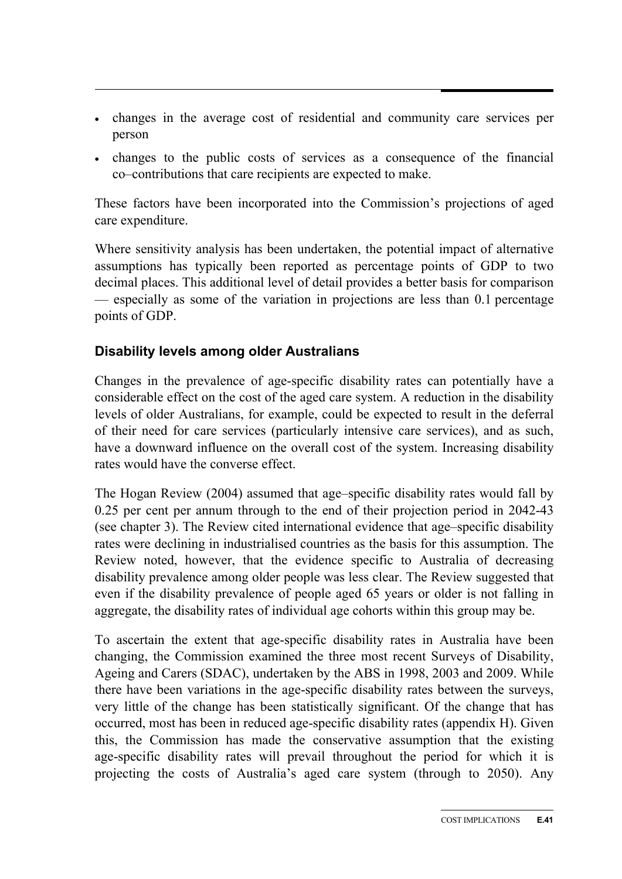- changes in the average cost of residential and community care services per person
- changes to the public costs of services as a consequence of the financial co–contributions that care recipients are expected to make.

These factors have been incorporated into the Commission's projections of aged care expenditure.

Where sensitivity analysis has been undertaken, the potential impact of alternative assumptions has typically been reported as percentage points of GDP to two decimal places. This additional level of detail provides a better basis for comparison — especially as some of the variation in projections are less than 0.1 percentage points of GDP.

### Disability levels among older Australians

Changes in the prevalence of age-specific disability rates can potentially have a considerable effect on the cost of the aged care system. A reduction in the disability levels of older Australians, for example, could be expected to result in the deferral of their need for care services (particularly intensive care services), and as such, have a downward influence on the overall cost of the system. Increasing disability rates would have the converse effect.

The Hogan Review (2004) assumed that age–specific disability rates would fall by 0.25 per cent per annum through to the end of their projection period in 2042-43 (see chapter 3). The Review cited international evidence that age–specific disability rates were declining in industrialised countries as the basis for this assumption. The Review noted, however, that the evidence specific to Australia of decreasing disability prevalence among older people was less clear. The Review suggested that even if the disability prevalence of people aged 65 years or older is not falling in aggregate, the disability rates of individual age cohorts within this group may be.

To ascertain the extent that age-specific disability rates in Australia have been changing, the Commission examined the three most recent Surveys of Disability, Ageing and Carers (SDAC), undertaken by the ABS in 1998, 2003 and 2009. While there have been variations in the age-specific disability rates between the surveys, very little of the change has been statistically significant. Of the change that has occurred, most has been in reduced age-specific disability rates (appendix H). Given this, the Commission has made the conservative assumption that the existing age-specific disability rates will prevail throughout the period for which it is projecting the costs of Australia's aged care system (through to 2050). Any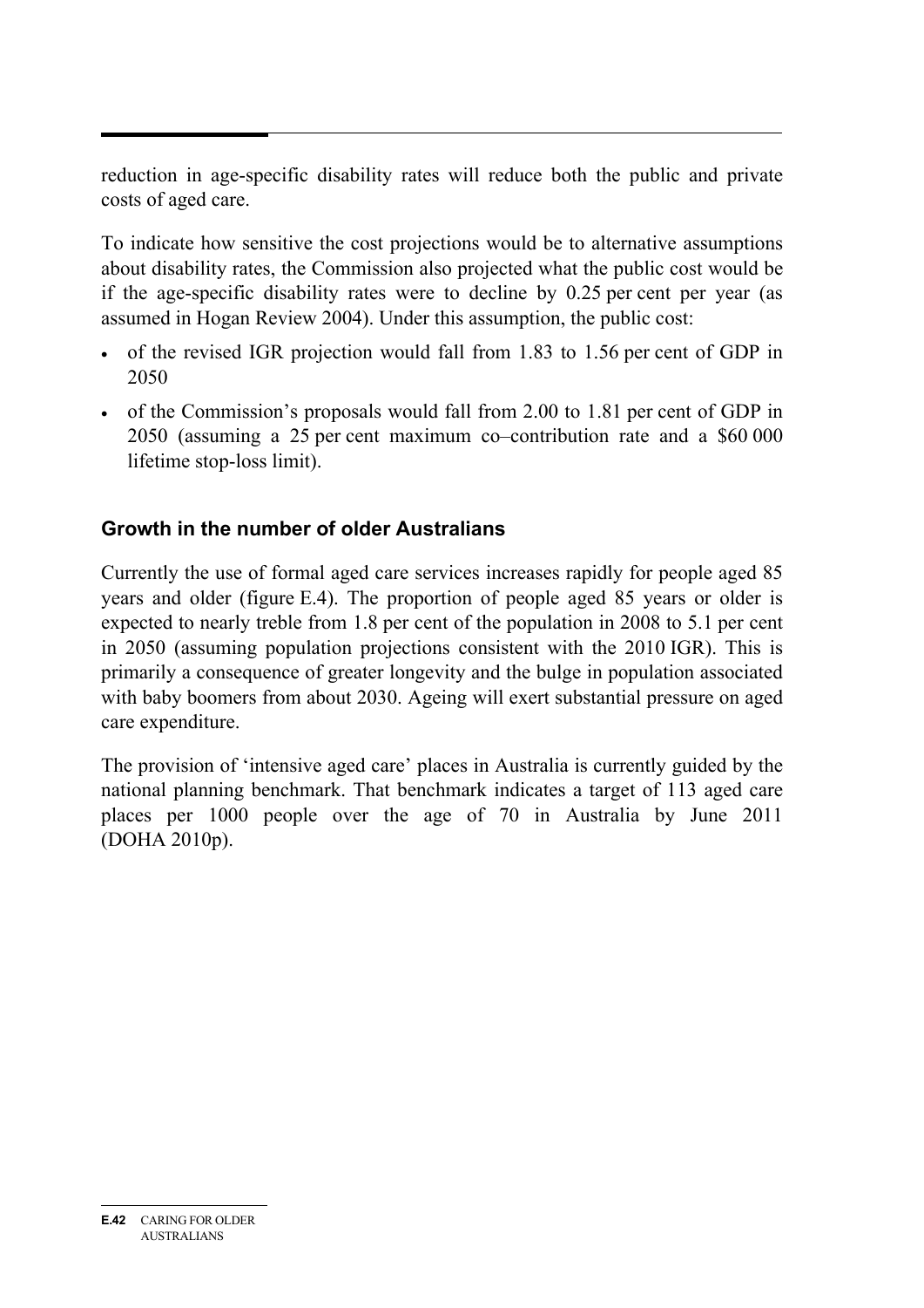reduction in age-specific disability rates will reduce both the public and private costs of aged care.

To indicate how sensitive the cost projections would be to alternative assumptions about disability rates, the Commission also projected what the public cost would be if the age-specific disability rates were to decline by 0.25 per cent per year (as assumed in Hogan Review 2004). Under this assumption, the public cost:

- of the revised IGR projection would fall from 1.83 to 1.56 per cent of GDP in 2050
- of the Commission's proposals would fall from 2.00 to 1.81 per cent of GDP in 2050 (assuming a 25 per cent maximum co–contribution rate and a \$60 000 lifetime stop-loss limit).

### Growth in the number of older Australians

Currently the use of formal aged care services increases rapidly for people aged 85 years and older (figure E.4). The proportion of people aged 85 years or older is expected to nearly treble from 1.8 per cent of the population in 2008 to 5.1 per cent in 2050 (assuming population projections consistent with the 2010 IGR). This is primarily a consequence of greater longevity and the bulge in population associated with baby boomers from about 2030. Ageing will exert substantial pressure on aged care expenditure.

The provision of 'intensive aged care' places in Australia is currently guided by the national planning benchmark. That benchmark indicates a target of 113 aged care places per 1000 people over the age of 70 in Australia by June 2011 (DOHA 2010p).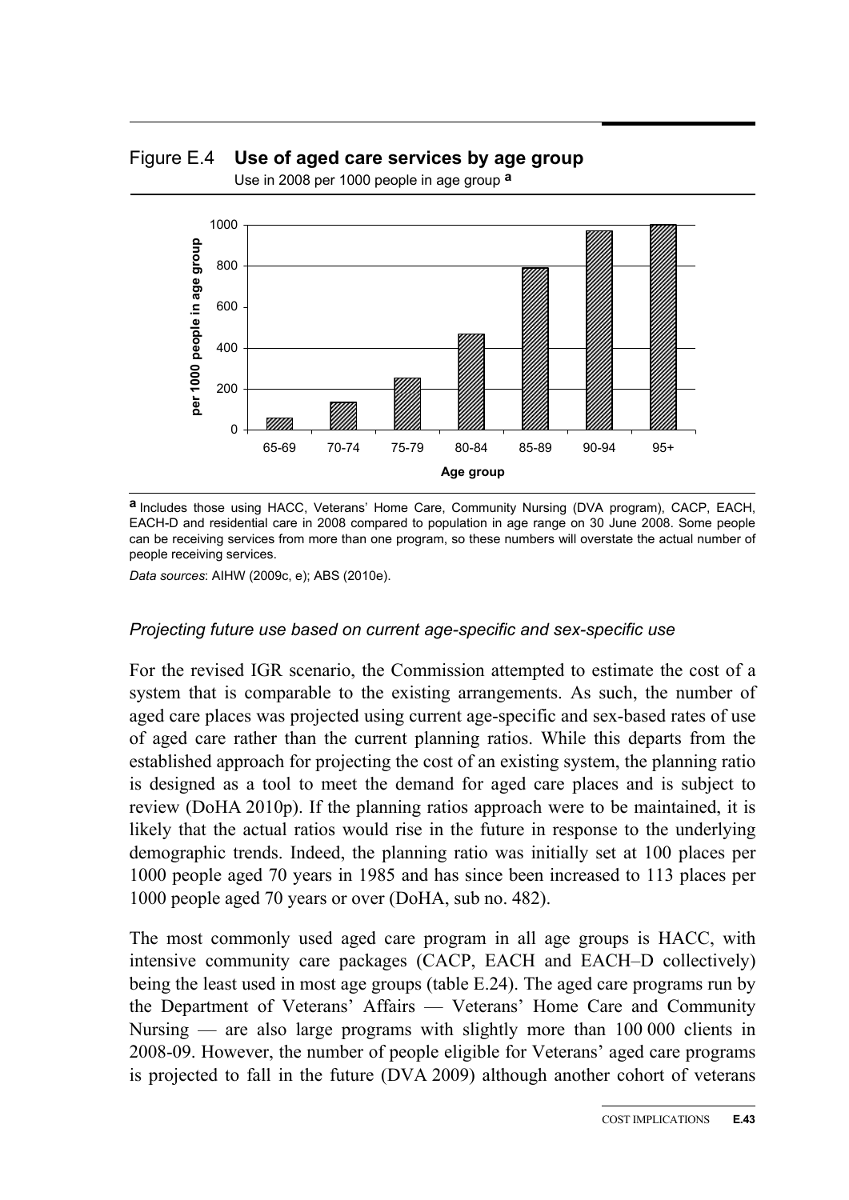Figure E.4 **Use of aged care services by age group**

Use in 2008 per 1000 people in age group [a]

[a] Includes those using HACC, Veterans' Home Care, Community Nursing (DVA program), CACP, EACH, EACH-D and residential care in 2008 compared to population in age range on 30 June 2008. Some people can be receiving services from more than one program, so these numbers will overstate the actual number of people receiving services.

*Data sources*: AIHW (2009c, e); ABS (2010e).

### *Projecting future use based on current age-specific and sex-specific use*

For the revised IGR scenario, the Commission attempted to estimate the cost of a system that is comparable to the existing arrangements. As such, the number of aged care places was projected using current age-specific and sex-based rates of use of aged care rather than the current planning ratios. While this departs from the established approach for projecting the cost of an existing system, the planning ratio is designed as a tool to meet the demand for aged care places and is subject to review (DoHA 2010p). If the planning ratios approach were to be maintained, it is likely that the actual ratios would rise in the future in response to the underlying demographic trends. Indeed, the planning ratio was initially set at 100 places per 1000 people aged 70 years in 1985 and has since been increased to 113 places per 1000 people aged 70 years or over (DoHA, sub no. 482).

The most commonly used aged care program in all age groups is HACC, with intensive community care packages (CACP, EACH and EACH–D collectively) being the least used in most age groups (table E.24). The aged care programs run by the Department of Veterans' Affairs — Veterans' Home Care and Community Nursing — are also large programs with slightly more than 100 000 clients in 2008-09. However, the number of people eligible for Veterans' aged care programs is projected to fall in the future (DVA 2009) although another cohort of veterans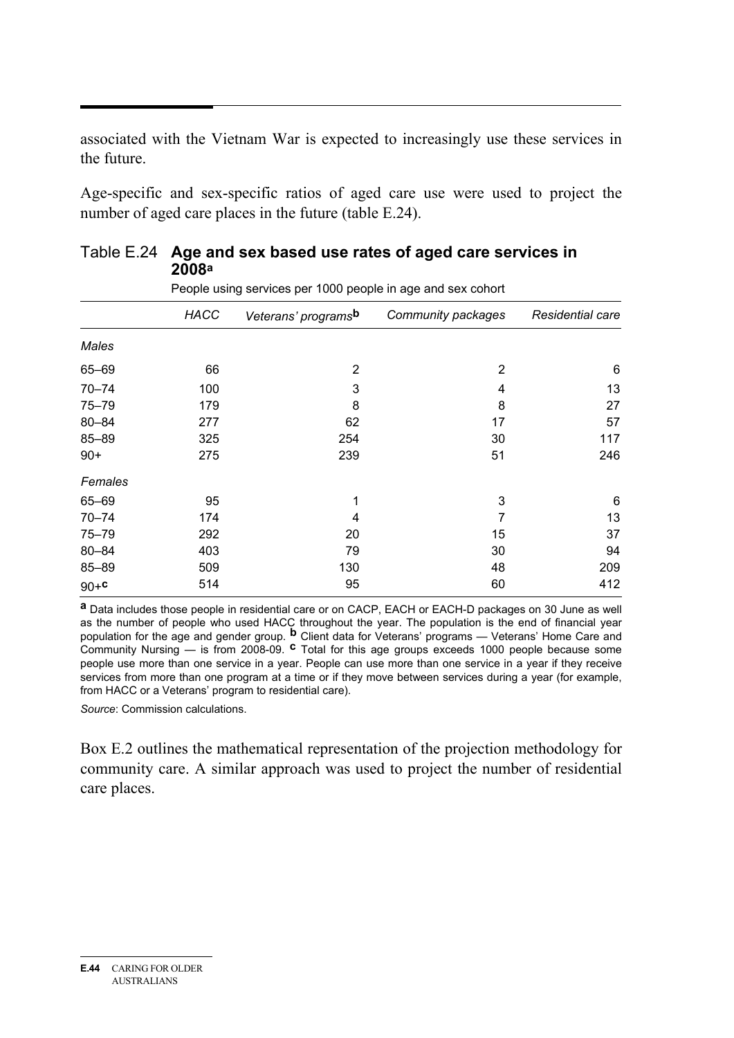associated with the Vietnam War is expected to increasingly use these services in the future.

Age-specific and sex-specific ratios of aged care use were used to project the number of aged care places in the future (table E.24).

### Table E.24 Age and sex based use rates of aged care services in 2008[a]

People using services per 1000 people in age and sex cohort

| | *HACC* | *Veterans' programs*[b] | *Community packages* | *Residential care* |
|---|---|---|---|---|
| *Males* | | | | |
| 65–69 | 66 | 2 | 2 | 6 |
| 70–74 | 100 | 3 | 4 | 13 |
| 75–79 | 179 | 8 | 8 | 27 |
| 80–84 | 277 | 62 | 17 | 57 |
| 85–89 | 325 | 254 | 30 | 117 |
| 90+ | 275 | 239 | 51 | 246 |
| *Females* | | | | |
| 65–69 | 95 | 1 | 3 | 6 |
| 70–74 | 174 | 4 | 7 | 13 |
| 75–79 | 292 | 20 | 15 | 37 |
| 80–84 | 403 | 79 | 30 | 94 |
| 85–89 | 509 | 130 | 48 | 209 |
| 90+[c] | 514 | 95 | 60 | 412 |

[a] Data includes those people in residential care or on CACP, EACH or EACH-D packages on 30 June as well as the number of people who used HACC throughout the year. The population is the end of financial year population for the age and gender group. [b] Client data for Veterans' programs — Veterans' Home Care and Community Nursing — is from 2008-09. [c] Total for this age groups exceeds 1000 people because some people use more than one service in a year. People can use more than one service in a year if they receive services from more than one program at a time or if they move between services during a year (for example, from HACC or a Veterans' program to residential care).

*Source*: Commission calculations.

Box E.2 outlines the mathematical representation of the projection methodology for community care. A similar approach was used to project the number of residential care places.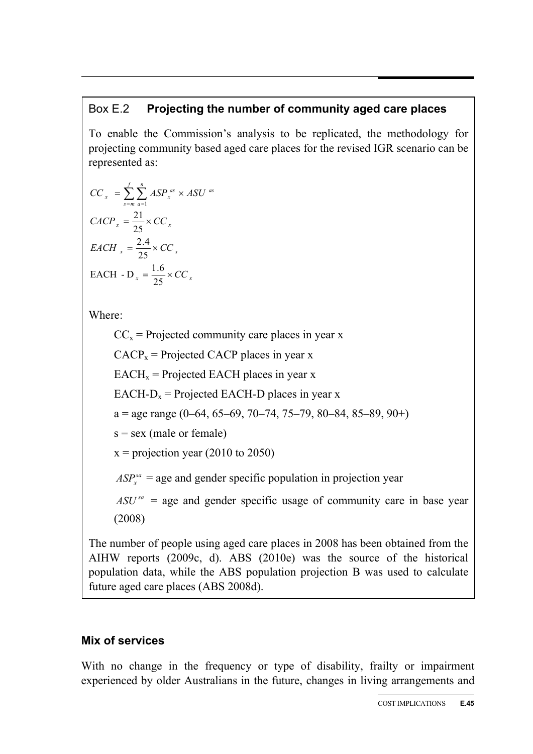## Box E.2 **Projecting the number of community aged care places**

To enable the Commission's analysis to be replicated, the methodology for projecting community based aged care places for the revised IGR scenario can be represented as:

$$CC_x = \sum_{s=m}^{f} \sum_{a=1}^{n} ASP_x^{as} \times ASU^{as}$$

$$CACP_x = \frac{21}{25} \times CC_x$$

$$EACH_x = \frac{2.4}{25} \times CC_x$$

$$\text{EACH - D}_x = \frac{1.6}{25} \times CC_x$$

Where:

$CC_x$ = Projected community care places in year x

$CACP_x$ = Projected CACP places in year x

$EACH_x$ = Projected EACH places in year x

$EACH\text{-}D_x$ = Projected EACH-D places in year x

a = age range (0–64, 65–69, 70–74, 75–79, 80–84, 85–89, 90+)

s = sex (male or female)

x = projection year (2010 to 2050)

$ASP_x^{sa}$ = age and gender specific population in projection year

$ASU^{sa}$ = age and gender specific usage of community care in base year (2008)

The number of people using aged care places in 2008 has been obtained from the AIHW reports (2009c, d). ABS (2010e) was the source of the historical population data, while the ABS population projection B was used to calculate future aged care places (ABS 2008d).

### Mix of services

With no change in the frequency or type of disability, frailty or impairment experienced by older Australians in the future, changes in living arrangements and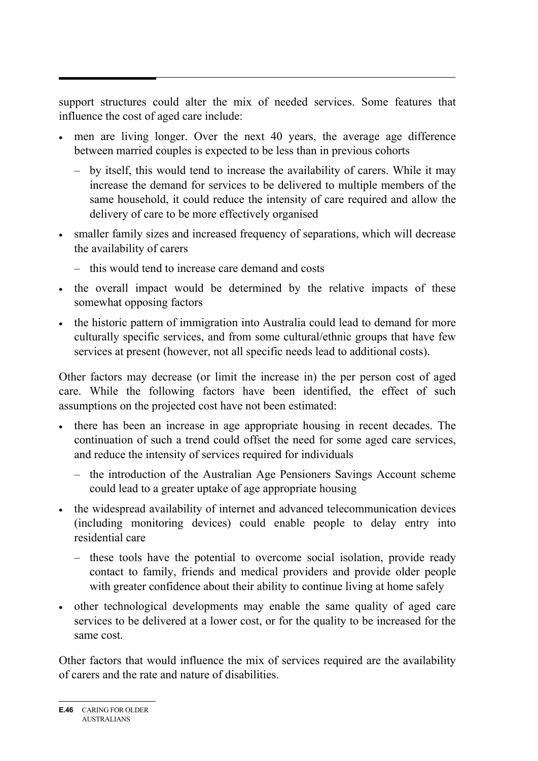support structures could alter the mix of needed services. Some features that influence the cost of aged care include:

- men are living longer. Over the next 40 years, the average age difference between married couples is expected to be less than in previous cohorts
  - by itself, this would tend to increase the availability of carers. While it may increase the demand for services to be delivered to multiple members of the same household, it could reduce the intensity of care required and allow the delivery of care to be more effectively organised
- smaller family sizes and increased frequency of separations, which will decrease the availability of carers
  - this would tend to increase care demand and costs
- the overall impact would be determined by the relative impacts of these somewhat opposing factors
- the historic pattern of immigration into Australia could lead to demand for more culturally specific services, and from some cultural/ethnic groups that have few services at present (however, not all specific needs lead to additional costs).

Other factors may decrease (or limit the increase in) the per person cost of aged care. While the following factors have been identified, the effect of such assumptions on the projected cost have not been estimated:

- there has been an increase in age appropriate housing in recent decades. The continuation of such a trend could offset the need for some aged care services, and reduce the intensity of services required for individuals
  - the introduction of the Australian Age Pensioners Savings Account scheme could lead to a greater uptake of age appropriate housing
- the widespread availability of internet and advanced telecommunication devices (including monitoring devices) could enable people to delay entry into residential care
  - these tools have the potential to overcome social isolation, provide ready contact to family, friends and medical providers and provide older people with greater confidence about their ability to continue living at home safely
- other technological developments may enable the same quality of aged care services to be delivered at a lower cost, or for the quality to be increased for the same cost.

Other factors that would influence the mix of services required are the availability of carers and the rate and nature of disabilities.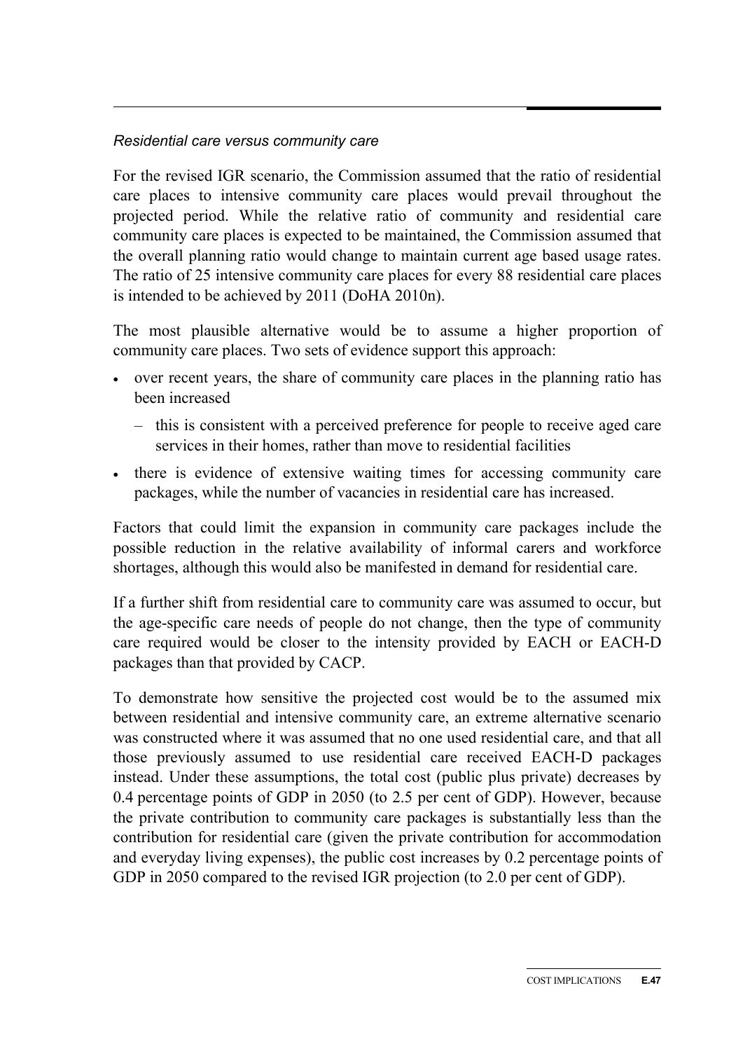*Residential care versus community care*

For the revised IGR scenario, the Commission assumed that the ratio of residential care places to intensive community care places would prevail throughout the projected period. While the relative ratio of community and residential care community care places is expected to be maintained, the Commission assumed that the overall planning ratio would change to maintain current age based usage rates. The ratio of 25 intensive community care places for every 88 residential care places is intended to be achieved by 2011 (DoHA 2010n).

The most plausible alternative would be to assume a higher proportion of community care places. Two sets of evidence support this approach:

- over recent years, the share of community care places in the planning ratio has been increased
  - this is consistent with a perceived preference for people to receive aged care services in their homes, rather than move to residential facilities
- there is evidence of extensive waiting times for accessing community care packages, while the number of vacancies in residential care has increased.

Factors that could limit the expansion in community care packages include the possible reduction in the relative availability of informal carers and workforce shortages, although this would also be manifested in demand for residential care.

If a further shift from residential care to community care was assumed to occur, but the age-specific care needs of people do not change, then the type of community care required would be closer to the intensity provided by EACH or EACH-D packages than that provided by CACP.

To demonstrate how sensitive the projected cost would be to the assumed mix between residential and intensive community care, an extreme alternative scenario was constructed where it was assumed that no one used residential care, and that all those previously assumed to use residential care received EACH-D packages instead. Under these assumptions, the total cost (public plus private) decreases by 0.4 percentage points of GDP in 2050 (to 2.5 per cent of GDP). However, because the private contribution to community care packages is substantially less than the contribution for residential care (given the private contribution for accommodation and everyday living expenses), the public cost increases by 0.2 percentage points of GDP in 2050 compared to the revised IGR projection (to 2.0 per cent of GDP).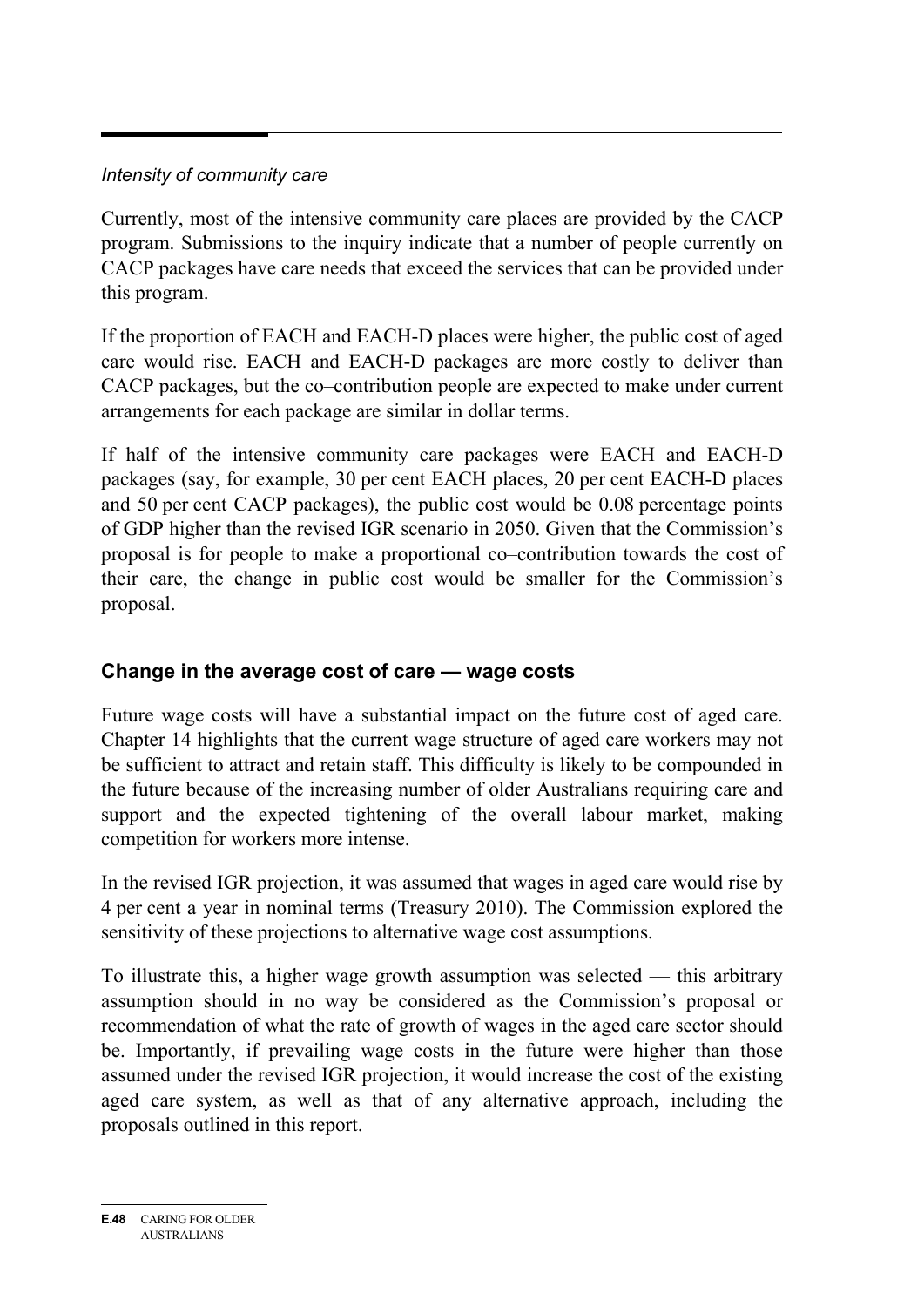*Intensity of community care*

Currently, most of the intensive community care places are provided by the CACP program. Submissions to the inquiry indicate that a number of people currently on CACP packages have care needs that exceed the services that can be provided under this program.

If the proportion of EACH and EACH-D places were higher, the public cost of aged care would rise. EACH and EACH-D packages are more costly to deliver than CACP packages, but the co–contribution people are expected to make under current arrangements for each package are similar in dollar terms.

If half of the intensive community care packages were EACH and EACH-D packages (say, for example, 30 per cent EACH places, 20 per cent EACH-D places and 50 per cent CACP packages), the public cost would be 0.08 percentage points of GDP higher than the revised IGR scenario in 2050. Given that the Commission's proposal is for people to make a proportional co–contribution towards the cost of their care, the change in public cost would be smaller for the Commission's proposal.

## Change in the average cost of care — wage costs

Future wage costs will have a substantial impact on the future cost of aged care. Chapter 14 highlights that the current wage structure of aged care workers may not be sufficient to attract and retain staff. This difficulty is likely to be compounded in the future because of the increasing number of older Australians requiring care and support and the expected tightening of the overall labour market, making competition for workers more intense.

In the revised IGR projection, it was assumed that wages in aged care would rise by 4 per cent a year in nominal terms (Treasury 2010). The Commission explored the sensitivity of these projections to alternative wage cost assumptions.

To illustrate this, a higher wage growth assumption was selected — this arbitrary assumption should in no way be considered as the Commission's proposal or recommendation of what the rate of growth of wages in the aged care sector should be. Importantly, if prevailing wage costs in the future were higher than those assumed under the revised IGR projection, it would increase the cost of the existing aged care system, as well as that of any alternative approach, including the proposals outlined in this report.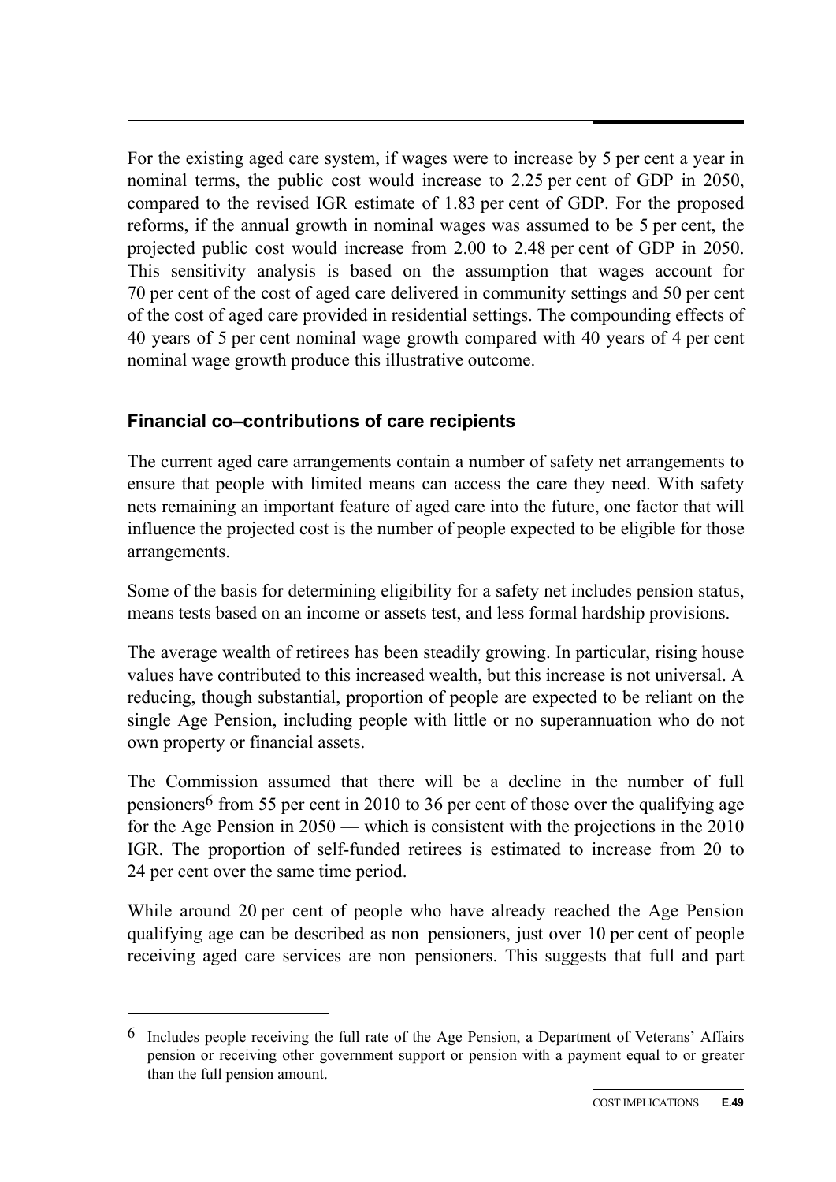For the existing aged care system, if wages were to increase by 5 per cent a year in nominal terms, the public cost would increase to 2.25 per cent of GDP in 2050, compared to the revised IGR estimate of 1.83 per cent of GDP. For the proposed reforms, if the annual growth in nominal wages was assumed to be 5 per cent, the projected public cost would increase from 2.00 to 2.48 per cent of GDP in 2050. This sensitivity analysis is based on the assumption that wages account for 70 per cent of the cost of aged care delivered in community settings and 50 per cent of the cost of aged care provided in residential settings. The compounding effects of 40 years of 5 per cent nominal wage growth compared with 40 years of 4 per cent nominal wage growth produce this illustrative outcome.

### Financial co–contributions of care recipients

The current aged care arrangements contain a number of safety net arrangements to ensure that people with limited means can access the care they need. With safety nets remaining an important feature of aged care into the future, one factor that will influence the projected cost is the number of people expected to be eligible for those arrangements.

Some of the basis for determining eligibility for a safety net includes pension status, means tests based on an income or assets test, and less formal hardship provisions.

The average wealth of retirees has been steadily growing. In particular, rising house values have contributed to this increased wealth, but this increase is not universal. A reducing, though substantial, proportion of people are expected to be reliant on the single Age Pension, including people with little or no superannuation who do not own property or financial assets.

The Commission assumed that there will be a decline in the number of full pensioners[6] from 55 per cent in 2010 to 36 per cent of those over the qualifying age for the Age Pension in 2050 — which is consistent with the projections in the 2010 IGR. The proportion of self-funded retirees is estimated to increase from 20 to 24 per cent over the same time period.

While around 20 per cent of people who have already reached the Age Pension qualifying age can be described as non–pensioners, just over 10 per cent of people receiving aged care services are non–pensioners. This suggests that full and part

---

[6] Includes people receiving the full rate of the Age Pension, a Department of Veterans' Affairs pension or receiving other government support or pension with a payment equal to or greater than the full pension amount.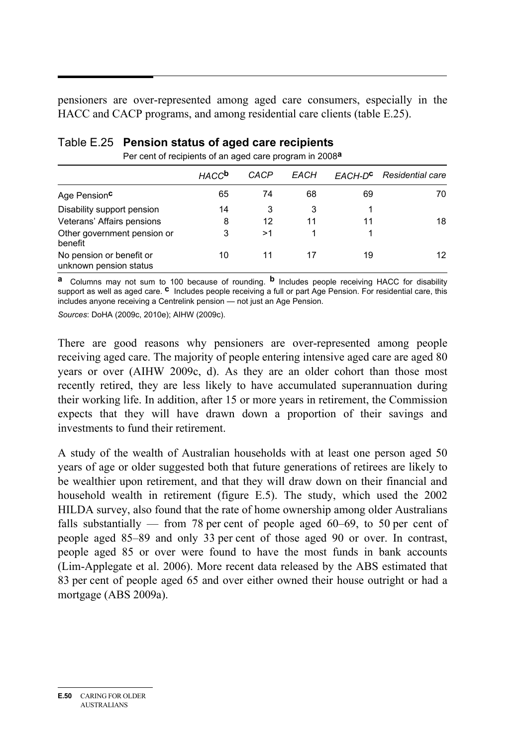pensioners are over-represented among aged care consumers, especially in the HACC and CACP programs, and among residential care clients (table E.25).

Table E.25 **Pension status of aged care recipients**

Per cent of recipients of an aged care program in 2008[a]

| | *HACC*[b] | *CACP* | *EACH* | *EACH-D*[c] | *Residential care* |
|---|---|---|---|---|---|
| Age Pension[c] | 65 | 74 | 68 | 69 | 70 |
| Disability support pension | 14 | 3 | 3 | 1 | |
| Veterans' Affairs pensions | 8 | 12 | 11 | 11 | 18 |
| Other government pension or benefit | 3 | >1 | 1 | 1 | |
| No pension or benefit or unknown pension status | 10 | 11 | 17 | 19 | 12 |

[a] Columns may not sum to 100 because of rounding. [b] Includes people receiving HACC for disability support as well as aged care. [c] Includes people receiving a full or part Age Pension. For residential care, this includes anyone receiving a Centrelink pension — not just an Age Pension.

*Sources*: DoHA (2009c, 2010e); AIHW (2009c).

There are good reasons why pensioners are over-represented among people receiving aged care. The majority of people entering intensive aged care are aged 80 years or over (AIHW 2009c, d). As they are an older cohort than those most recently retired, they are less likely to have accumulated superannuation during their working life. In addition, after 15 or more years in retirement, the Commission expects that they will have drawn down a proportion of their savings and investments to fund their retirement.

A study of the wealth of Australian households with at least one person aged 50 years of age or older suggested both that future generations of retirees are likely to be wealthier upon retirement, and that they will draw down on their financial and household wealth in retirement (figure E.5). The study, which used the 2002 HILDA survey, also found that the rate of home ownership among older Australians falls substantially — from 78 per cent of people aged 60–69, to 50 per cent of people aged 85–89 and only 33 per cent of those aged 90 or over. In contrast, people aged 85 or over were found to have the most funds in bank accounts (Lim-Applegate et al. 2006). More recent data released by the ABS estimated that 83 per cent of people aged 65 and over either owned their house outright or had a mortgage (ABS 2009a).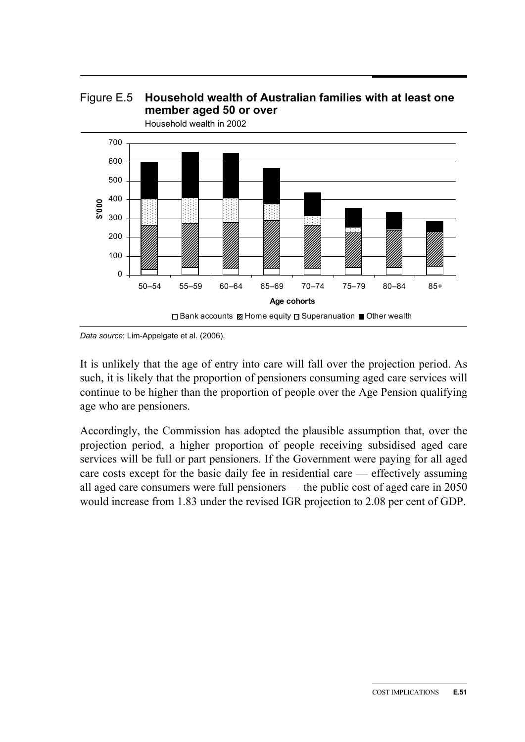Figure E.5 **Household wealth of Australian families with at least one member aged 50 or over**

Household wealth in 2002

700
600
500
400
300
200
100
0

$'000

50–54 55–59 60–64 65–69 70–74 75–79 80–84 85+

**Age cohorts**

Bank accounts Home equity Superanuation Other wealth

*Data source*: Lim-Appelgate et al. (2006).

It is unlikely that the age of entry into care will fall over the projection period. As such, it is likely that the proportion of pensioners consuming aged care services will continue to be higher than the proportion of people over the Age Pension qualifying age who are pensioners.

Accordingly, the Commission has adopted the plausible assumption that, over the projection period, a higher proportion of people receiving subsidised aged care services will be full or part pensioners. If the Government were paying for all aged care costs except for the basic daily fee in residential care — effectively assuming all aged care consumers were full pensioners — the public cost of aged care in 2050 would increase from 1.83 under the revised IGR projection to 2.08 per cent of GDP.